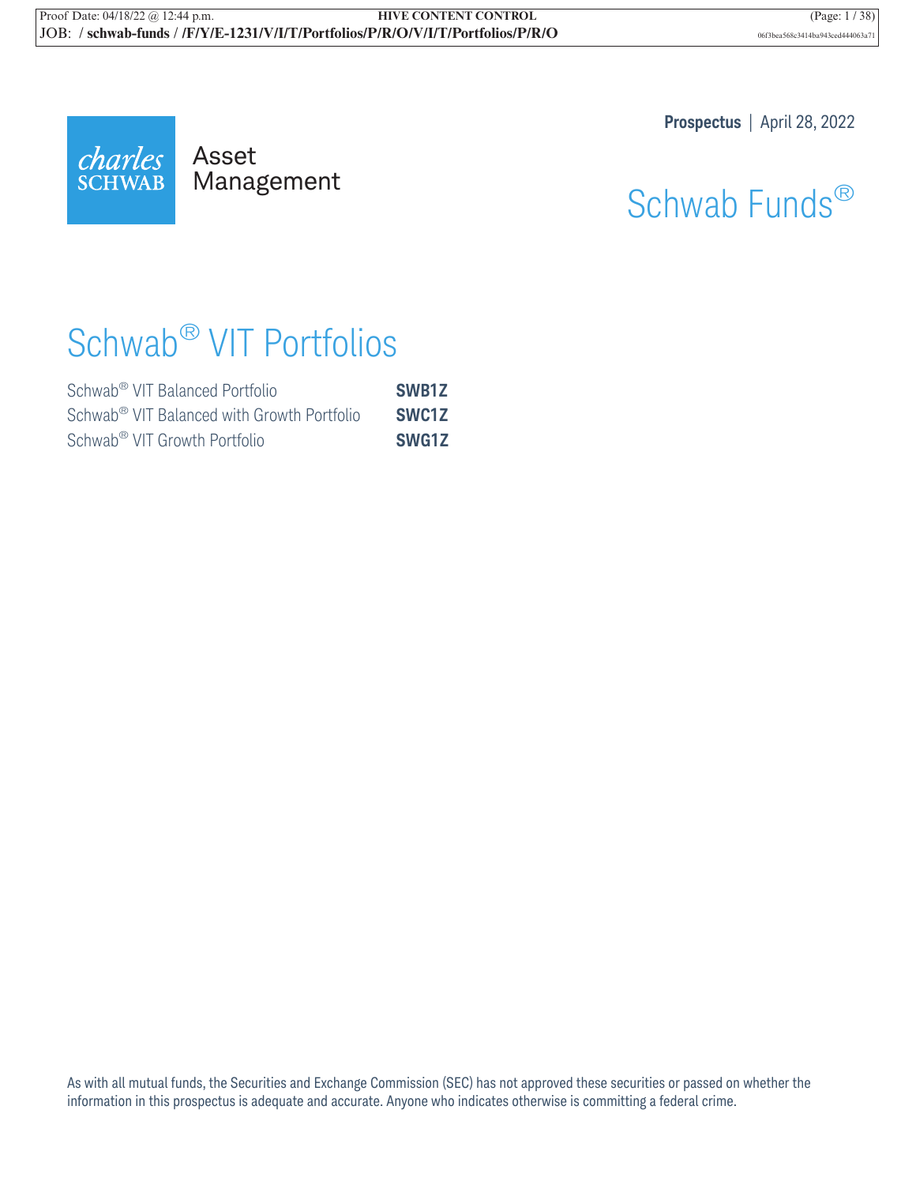**Prospectus** | April 28, 2022

Charles Schwab Asset Management

# Schwab Funds®

## Schwab® VIT Portfolios

| | |
|---|---|
| Schwab® VIT Balanced Portfolio | **SWB1Z** |
| Schwab® VIT Balanced with Growth Portfolio | **SWC1Z** |
| Schwab® VIT Growth Portfolio | **SWG1Z** |

As with all mutual funds, the Securities and Exchange Commission (SEC) has not approved these securities or passed on whether the information in this prospectus is adequate and accurate. Anyone who indicates otherwise is committing a federal crime.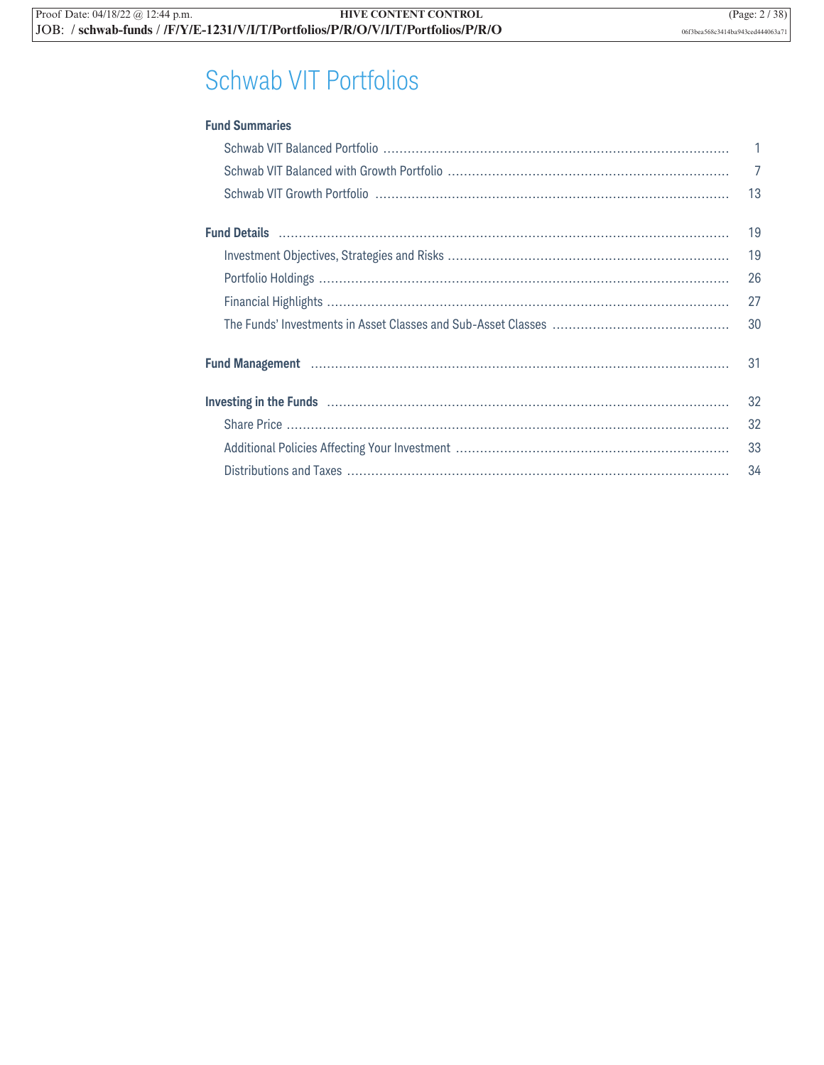# Schwab VIT Portfolios

**Fund Summaries**

| | |
|---|---|
| Schwab VIT Balanced Portfolio | 1 |
| Schwab VIT Balanced with Growth Portfolio | 7 |
| Schwab VIT Growth Portfolio | 13 |
| **Fund Details** | 19 |
| Investment Objectives, Strategies and Risks | 19 |
| Portfolio Holdings | 26 |
| Financial Highlights | 27 |
| The Funds' Investments in Asset Classes and Sub-Asset Classes | 30 |
| **Fund Management** | 31 |
| **Investing in the Funds** | 32 |
| Share Price | 32 |
| Additional Policies Affecting Your Investment | 33 |
| Distributions and Taxes | 34 |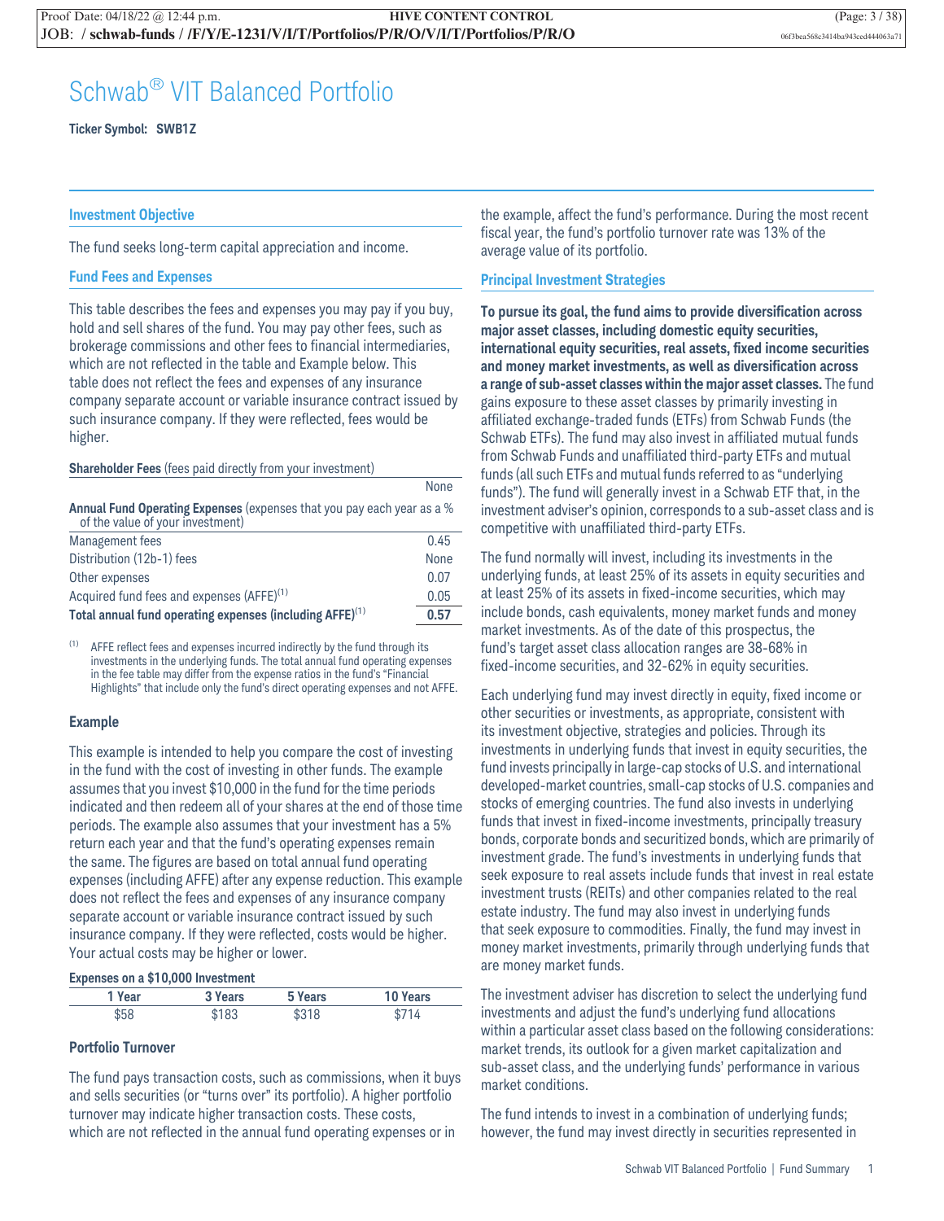# Schwab® VIT Balanced Portfolio

**Ticker Symbol: SWB1Z**

## Investment Objective

The fund seeks long-term capital appreciation and income.

## Fund Fees and Expenses

This table describes the fees and expenses you may pay if you buy, hold and sell shares of the fund. You may pay other fees, such as brokerage commissions and other fees to financial intermediaries, which are not reflected in the table and Example below. This table does not reflect the fees and expenses of any insurance company separate account or variable insurance contract issued by such insurance company. If they were reflected, fees would be higher.

| **Shareholder Fees** (fees paid directly from your investment) | |
|---|---|
| | None |
| **Annual Fund Operating Expenses** (expenses that you pay each year as a % of the value of your investment) | |
| Management fees | 0.45 |
| Distribution (12b-1) fees | None |
| Other expenses | 0.07 |
| Acquired fund fees and expenses (AFFE)[1] | 0.05 |
| **Total annual fund operating expenses (including AFFE)[1]** | **0.57** |

[1] AFFE reflect fees and expenses incurred indirectly by the fund through its investments in the underlying funds. The total annual fund operating expenses in the fee table may differ from the expense ratios in the fund's "Financial Highlights" that include only the fund's direct operating expenses and not AFFE.

### Example

This example is intended to help you compare the cost of investing in the fund with the cost of investing in other funds. The example assumes that you invest $10,000 in the fund for the time periods indicated and then redeem all of your shares at the end of those time periods. The example also assumes that your investment has a 5% return each year and that the fund's operating expenses remain the same. The figures are based on total annual fund operating expenses (including AFFE) after any expense reduction. This example does not reflect the fees and expenses of any insurance company separate account or variable insurance contract issued by such insurance company. If they were reflected, costs would be higher. Your actual costs may be higher or lower.

**Expenses on a $10,000 Investment**

| 1 Year | 3 Years | 5 Years | 10 Years |
|---|---|---|---|
| $58 | $183 | $318 | $714 |

### Portfolio Turnover

The fund pays transaction costs, such as commissions, when it buys and sells securities (or "turns over" its portfolio). A higher portfolio turnover may indicate higher transaction costs. These costs, which are not reflected in the annual fund operating expenses or in the example, affect the fund's performance. During the most recent fiscal year, the fund's portfolio turnover rate was 13% of the average value of its portfolio.

## Principal Investment Strategies

**To pursue its goal, the fund aims to provide diversification across major asset classes, including domestic equity securities, international equity securities, real assets, fixed income securities and money market investments, as well as diversification across a range of sub-asset classes within the major asset classes.** The fund gains exposure to these asset classes by primarily investing in affiliated exchange-traded funds (ETFs) from Schwab Funds (the Schwab ETFs). The fund may also invest in affiliated mutual funds from Schwab Funds and unaffiliated third-party ETFs and mutual funds (all such ETFs and mutual funds referred to as "underlying funds"). The fund will generally invest in a Schwab ETF that, in the investment adviser's opinion, corresponds to a sub-asset class and is competitive with unaffiliated third-party ETFs.

The fund normally will invest, including its investments in the underlying funds, at least 25% of its assets in equity securities and at least 25% of its assets in fixed-income securities, which may include bonds, cash equivalents, money market funds and money market investments. As of the date of this prospectus, the fund's target asset class allocation ranges are 38-68% in fixed-income securities, and 32-62% in equity securities.

Each underlying fund may invest directly in equity, fixed income or other securities or investments, as appropriate, consistent with its investment objective, strategies and policies. Through its investments in underlying funds that invest in equity securities, the fund invests principally in large-cap stocks of U.S. and international developed-market countries, small-cap stocks of U.S. companies and stocks of emerging countries. The fund also invests in underlying funds that invest in fixed-income investments, principally treasury bonds, corporate bonds and securitized bonds, which are primarily of investment grade. The fund's investments in underlying funds that seek exposure to real assets include funds that invest in real estate investment trusts (REITs) and other companies related to the real estate industry. The fund may also invest in underlying funds that seek exposure to commodities. Finally, the fund may invest in money market investments, primarily through underlying funds that are money market funds.

The investment adviser has discretion to select the underlying fund investments and adjust the fund's underlying fund allocations within a particular asset class based on the following considerations: market trends, its outlook for a given market capitalization and sub-asset class, and the underlying funds' performance in various market conditions.

The fund intends to invest in a combination of underlying funds; however, the fund may invest directly in securities represented in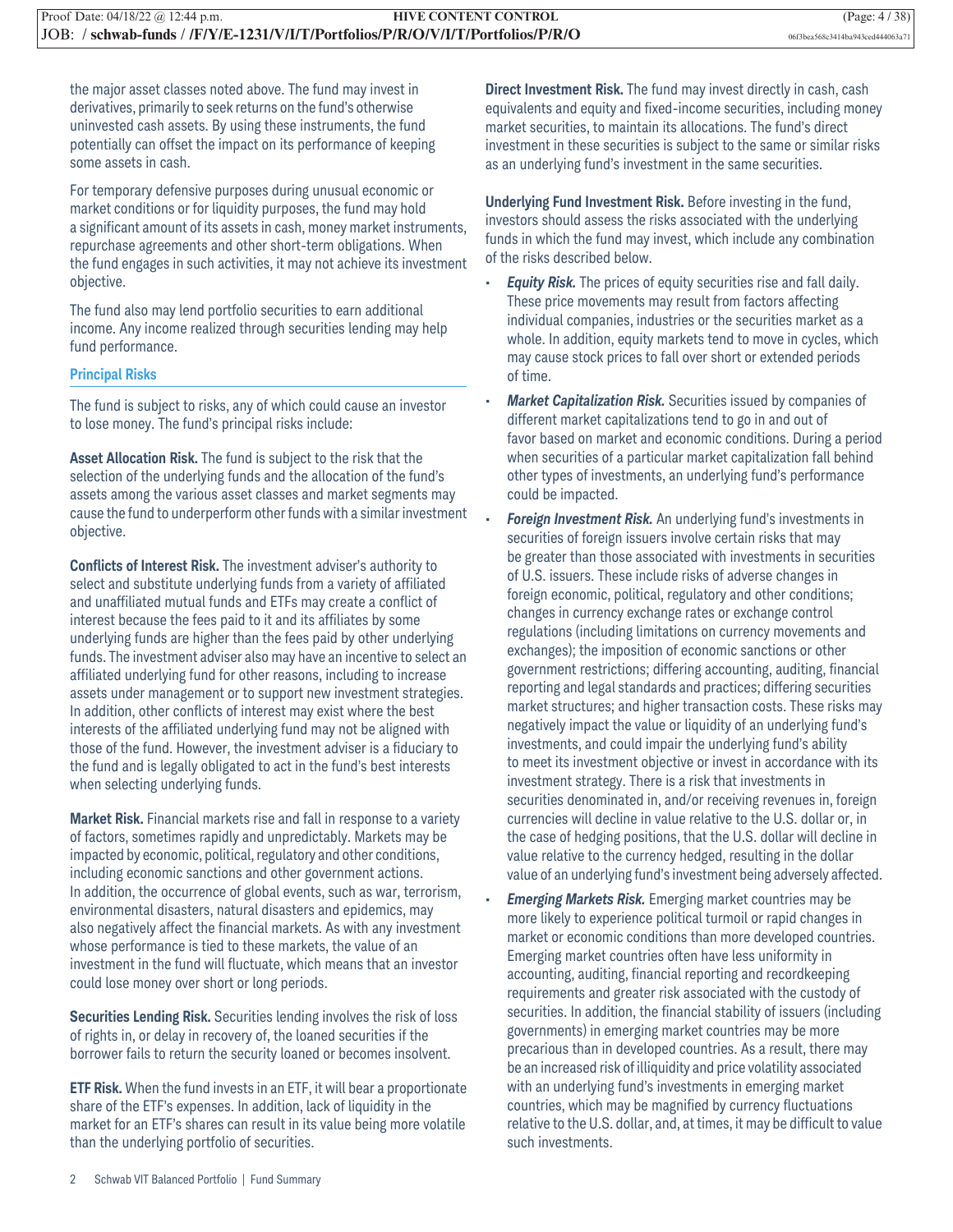the major asset classes noted above. The fund may invest in derivatives, primarily to seek returns on the fund's otherwise uninvested cash assets. By using these instruments, the fund potentially can offset the impact on its performance of keeping some assets in cash.

For temporary defensive purposes during unusual economic or market conditions or for liquidity purposes, the fund may hold a significant amount of its assets in cash, money market instruments, repurchase agreements and other short-term obligations. When the fund engages in such activities, it may not achieve its investment objective.

The fund also may lend portfolio securities to earn additional income. Any income realized through securities lending may help fund performance.

## Principal Risks

The fund is subject to risks, any of which could cause an investor to lose money. The fund's principal risks include:

**Asset Allocation Risk.** The fund is subject to the risk that the selection of the underlying funds and the allocation of the fund's assets among the various asset classes and market segments may cause the fund to underperform other funds with a similar investment objective.

**Conflicts of Interest Risk.** The investment adviser's authority to select and substitute underlying funds from a variety of affiliated and unaffiliated mutual funds and ETFs may create a conflict of interest because the fees paid to it and its affiliates by some underlying funds are higher than the fees paid by other underlying funds. The investment adviser also may have an incentive to select an affiliated underlying fund for other reasons, including to increase assets under management or to support new investment strategies. In addition, other conflicts of interest may exist where the best interests of the affiliated underlying fund may not be aligned with those of the fund. However, the investment adviser is a fiduciary to the fund and is legally obligated to act in the fund's best interests when selecting underlying funds.

**Market Risk.** Financial markets rise and fall in response to a variety of factors, sometimes rapidly and unpredictably. Markets may be impacted by economic, political, regulatory and other conditions, including economic sanctions and other government actions. In addition, the occurrence of global events, such as war, terrorism, environmental disasters, natural disasters and epidemics, may also negatively affect the financial markets. As with any investment whose performance is tied to these markets, the value of an investment in the fund will fluctuate, which means that an investor could lose money over short or long periods.

**Securities Lending Risk.** Securities lending involves the risk of loss of rights in, or delay in recovery of, the loaned securities if the borrower fails to return the security loaned or becomes insolvent.

**ETF Risk.** When the fund invests in an ETF, it will bear a proportionate share of the ETF's expenses. In addition, lack of liquidity in the market for an ETF's shares can result in its value being more volatile than the underlying portfolio of securities.

**Direct Investment Risk.** The fund may invest directly in cash, cash equivalents and equity and fixed-income securities, including money market securities, to maintain its allocations. The fund's direct investment in these securities is subject to the same or similar risks as an underlying fund's investment in the same securities.

**Underlying Fund Investment Risk.** Before investing in the fund, investors should assess the risks associated with the underlying funds in which the fund may invest, which include any combination of the risks described below.

- ***Equity Risk.*** The prices of equity securities rise and fall daily. These price movements may result from factors affecting individual companies, industries or the securities market as a whole. In addition, equity markets tend to move in cycles, which may cause stock prices to fall over short or extended periods of time.
- ***Market Capitalization Risk.*** Securities issued by companies of different market capitalizations tend to go in and out of favor based on market and economic conditions. During a period when securities of a particular market capitalization fall behind other types of investments, an underlying fund's performance could be impacted.
- ***Foreign Investment Risk.*** An underlying fund's investments in securities of foreign issuers involve certain risks that may be greater than those associated with investments in securities of U.S. issuers. These include risks of adverse changes in foreign economic, political, regulatory and other conditions; changes in currency exchange rates or exchange control regulations (including limitations on currency movements and exchanges); the imposition of economic sanctions or other government restrictions; differing accounting, auditing, financial reporting and legal standards and practices; differing securities market structures; and higher transaction costs. These risks may negatively impact the value or liquidity of an underlying fund's investments, and could impair the underlying fund's ability to meet its investment objective or invest in accordance with its investment strategy. There is a risk that investments in securities denominated in, and/or receiving revenues in, foreign currencies will decline in value relative to the U.S. dollar or, in the case of hedging positions, that the U.S. dollar will decline in value relative to the currency hedged, resulting in the dollar value of an underlying fund's investment being adversely affected.
- ***Emerging Markets Risk.*** Emerging market countries may be more likely to experience political turmoil or rapid changes in market or economic conditions than more developed countries. Emerging market countries often have less uniformity in accounting, auditing, financial reporting and recordkeeping requirements and greater risk associated with the custody of securities. In addition, the financial stability of issuers (including governments) in emerging market countries may be more precarious than in developed countries. As a result, there may be an increased risk of illiquidity and price volatility associated with an underlying fund's investments in emerging market countries, which may be magnified by currency fluctuations relative to the U.S. dollar, and, at times, it may be difficult to value such investments.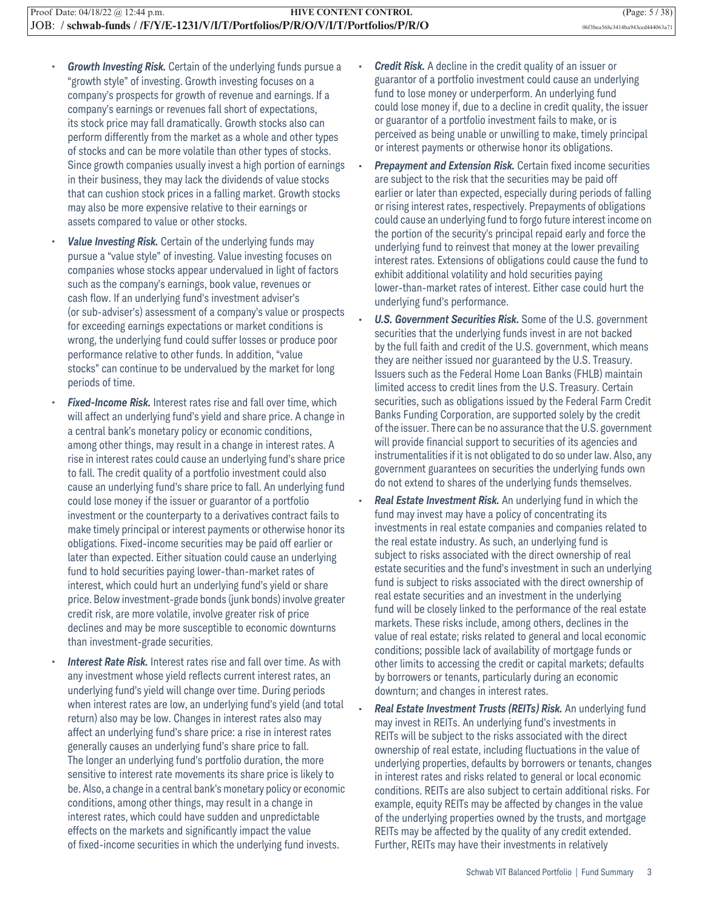- ***Growth Investing Risk.*** Certain of the underlying funds pursue a "growth style" of investing. Growth investing focuses on a company's prospects for growth of revenue and earnings. If a company's earnings or revenues fall short of expectations, its stock price may fall dramatically. Growth stocks also can perform differently from the market as a whole and other types of stocks and can be more volatile than other types of stocks. Since growth companies usually invest a high portion of earnings in their business, they may lack the dividends of value stocks that can cushion stock prices in a falling market. Growth stocks may also be more expensive relative to their earnings or assets compared to value or other stocks.
- ***Value Investing Risk.*** Certain of the underlying funds may pursue a "value style" of investing. Value investing focuses on companies whose stocks appear undervalued in light of factors such as the company's earnings, book value, revenues or cash flow. If an underlying fund's investment adviser's (or sub-adviser's) assessment of a company's value or prospects for exceeding earnings expectations or market conditions is wrong, the underlying fund could suffer losses or produce poor performance relative to other funds. In addition, "value stocks" can continue to be undervalued by the market for long periods of time.
- ***Fixed-Income Risk.*** Interest rates rise and fall over time, which will affect an underlying fund's yield and share price. A change in a central bank's monetary policy or economic conditions, among other things, may result in a change in interest rates. A rise in interest rates could cause an underlying fund's share price to fall. The credit quality of a portfolio investment could also cause an underlying fund's share price to fall. An underlying fund could lose money if the issuer or guarantor of a portfolio investment or the counterparty to a derivatives contract fails to make timely principal or interest payments or otherwise honor its obligations. Fixed-income securities may be paid off earlier or later than expected. Either situation could cause an underlying fund to hold securities paying lower-than-market rates of interest, which could hurt an underlying fund's yield or share price. Below investment-grade bonds (junk bonds) involve greater credit risk, are more volatile, involve greater risk of price declines and may be more susceptible to economic downturns than investment-grade securities.
- ***Interest Rate Risk.*** Interest rates rise and fall over time. As with any investment whose yield reflects current interest rates, an underlying fund's yield will change over time. During periods when interest rates are low, an underlying fund's yield (and total return) also may be low. Changes in interest rates also may affect an underlying fund's share price: a rise in interest rates generally causes an underlying fund's share price to fall. The longer an underlying fund's portfolio duration, the more sensitive to interest rate movements its share price is likely to be. Also, a change in a central bank's monetary policy or economic conditions, among other things, may result in a change in interest rates, which could have sudden and unpredictable effects on the markets and significantly impact the value of fixed-income securities in which the underlying fund invests.
- ***Credit Risk.*** A decline in the credit quality of an issuer or guarantor of a portfolio investment could cause an underlying fund to lose money or underperform. An underlying fund could lose money if, due to a decline in credit quality, the issuer or guarantor of a portfolio investment fails to make, or is perceived as being unable or unwilling to make, timely principal or interest payments or otherwise honor its obligations.
- ***Prepayment and Extension Risk.*** Certain fixed income securities are subject to the risk that the securities may be paid off earlier or later than expected, especially during periods of falling or rising interest rates, respectively. Prepayments of obligations could cause an underlying fund to forgo future interest income on the portion of the security's principal repaid early and force the underlying fund to reinvest that money at the lower prevailing interest rates. Extensions of obligations could cause the fund to exhibit additional volatility and hold securities paying lower-than-market rates of interest. Either case could hurt the underlying fund's performance.
- ***U.S. Government Securities Risk.*** Some of the U.S. government securities that the underlying funds invest in are not backed by the full faith and credit of the U.S. government, which means they are neither issued nor guaranteed by the U.S. Treasury. Issuers such as the Federal Home Loan Banks (FHLB) maintain limited access to credit lines from the U.S. Treasury. Certain securities, such as obligations issued by the Federal Farm Credit Banks Funding Corporation, are supported solely by the credit of the issuer. There can be no assurance that the U.S. government will provide financial support to securities of its agencies and instrumentalities if it is not obligated to do so under law. Also, any government guarantees on securities the underlying funds own do not extend to shares of the underlying funds themselves.
- ***Real Estate Investment Risk.*** An underlying fund in which the fund may invest may have a policy of concentrating its investments in real estate companies and companies related to the real estate industry. As such, an underlying fund is subject to risks associated with the direct ownership of real estate securities and the fund's investment in such an underlying fund is subject to risks associated with the direct ownership of real estate securities and an investment in the underlying fund will be closely linked to the performance of the real estate markets. These risks include, among others, declines in the value of real estate; risks related to general and local economic conditions; possible lack of availability of mortgage funds or other limits to accessing the credit or capital markets; defaults by borrowers or tenants, particularly during an economic downturn; and changes in interest rates.
- ***Real Estate Investment Trusts (REITs) Risk.*** An underlying fund may invest in REITs. An underlying fund's investments in REITs will be subject to the risks associated with the direct ownership of real estate, including fluctuations in the value of underlying properties, defaults by borrowers or tenants, changes in interest rates and risks related to general or local economic conditions. REITs are also subject to certain additional risks. For example, equity REITs may be affected by changes in the value of the underlying properties owned by the trusts, and mortgage REITs may be affected by the quality of any credit extended. Further, REITs may have their investments in relatively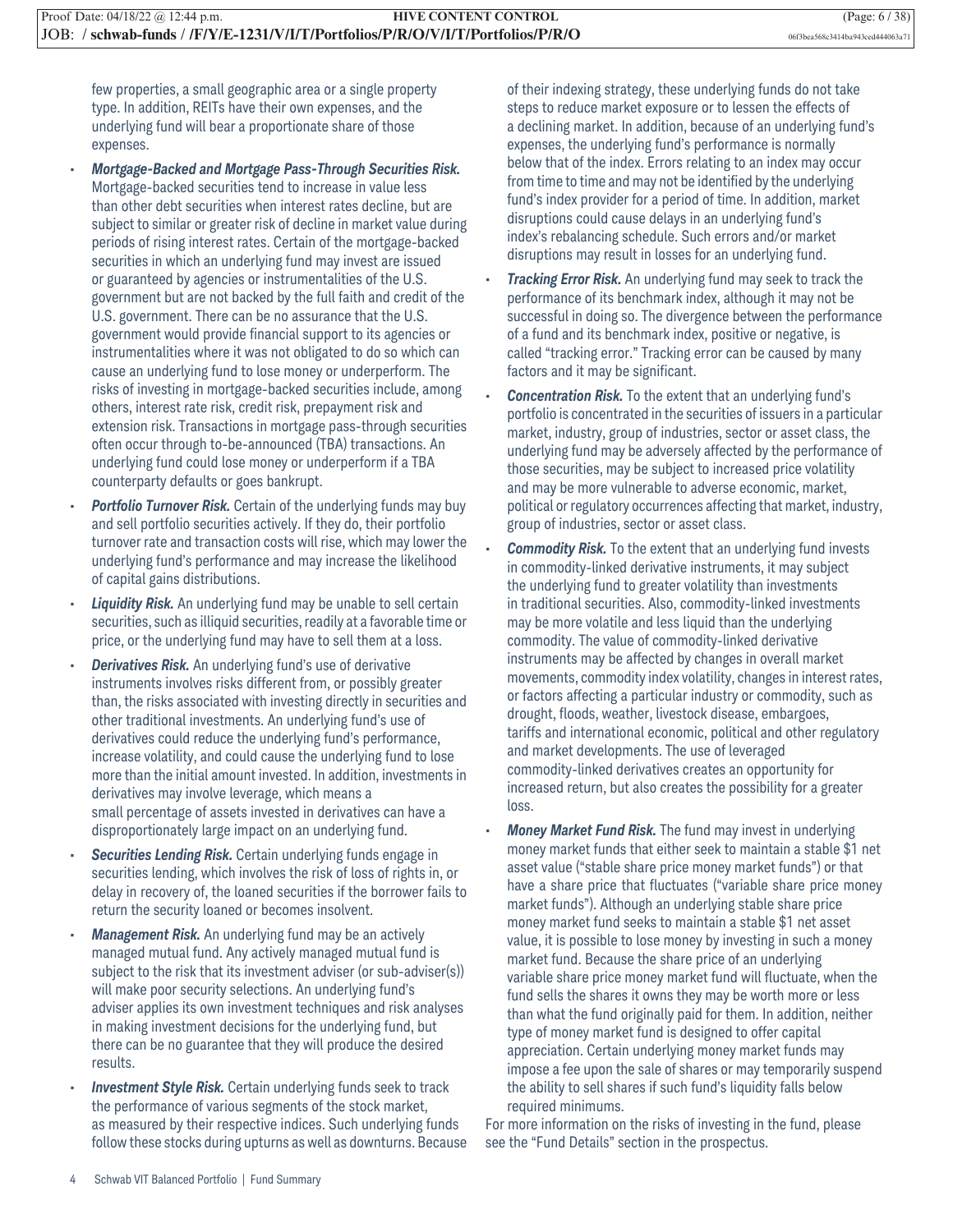few properties, a small geographic area or a single property type. In addition, REITs have their own expenses, and the underlying fund will bear a proportionate share of those expenses.

- ***Mortgage-Backed and Mortgage Pass-Through Securities Risk.*** Mortgage-backed securities tend to increase in value less than other debt securities when interest rates decline, but are subject to similar or greater risk of decline in market value during periods of rising interest rates. Certain of the mortgage-backed securities in which an underlying fund may invest are issued or guaranteed by agencies or instrumentalities of the U.S. government but are not backed by the full faith and credit of the U.S. government. There can be no assurance that the U.S. government would provide financial support to its agencies or instrumentalities where it was not obligated to do so which can cause an underlying fund to lose money or underperform. The risks of investing in mortgage-backed securities include, among others, interest rate risk, credit risk, prepayment risk and extension risk. Transactions in mortgage pass-through securities often occur through to-be-announced (TBA) transactions. An underlying fund could lose money or underperform if a TBA counterparty defaults or goes bankrupt.
- ***Portfolio Turnover Risk.*** Certain of the underlying funds may buy and sell portfolio securities actively. If they do, their portfolio turnover rate and transaction costs will rise, which may lower the underlying fund's performance and may increase the likelihood of capital gains distributions.
- ***Liquidity Risk.*** An underlying fund may be unable to sell certain securities, such as illiquid securities, readily at a favorable time or price, or the underlying fund may have to sell them at a loss.
- ***Derivatives Risk.*** An underlying fund's use of derivative instruments involves risks different from, or possibly greater than, the risks associated with investing directly in securities and other traditional investments. An underlying fund's use of derivatives could reduce the underlying fund's performance, increase volatility, and could cause the underlying fund to lose more than the initial amount invested. In addition, investments in derivatives may involve leverage, which means a small percentage of assets invested in derivatives can have a disproportionately large impact on an underlying fund.
- ***Securities Lending Risk.*** Certain underlying funds engage in securities lending, which involves the risk of loss of rights in, or delay in recovery of, the loaned securities if the borrower fails to return the security loaned or becomes insolvent.
- ***Management Risk.*** An underlying fund may be an actively managed mutual fund. Any actively managed mutual fund is subject to the risk that its investment adviser (or sub-adviser(s)) will make poor security selections. An underlying fund's adviser applies its own investment techniques and risk analyses in making investment decisions for the underlying fund, but there can be no guarantee that they will produce the desired results.
- ***Investment Style Risk.*** Certain underlying funds seek to track the performance of various segments of the stock market, as measured by their respective indices. Such underlying funds follow these stocks during upturns as well as downturns. Because of their indexing strategy, these underlying funds do not take steps to reduce market exposure or to lessen the effects of a declining market. In addition, because of an underlying fund's expenses, the underlying fund's performance is normally below that of the index. Errors relating to an index may occur from time to time and may not be identified by the underlying fund's index provider for a period of time. In addition, market disruptions could cause delays in an underlying fund's index's rebalancing schedule. Such errors and/or market disruptions may result in losses for an underlying fund.
- ***Tracking Error Risk.*** An underlying fund may seek to track the performance of its benchmark index, although it may not be successful in doing so. The divergence between the performance of a fund and its benchmark index, positive or negative, is called "tracking error." Tracking error can be caused by many factors and it may be significant.
- ***Concentration Risk.*** To the extent that an underlying fund's portfolio is concentrated in the securities of issuers in a particular market, industry, group of industries, sector or asset class, the underlying fund may be adversely affected by the performance of those securities, may be subject to increased price volatility and may be more vulnerable to adverse economic, market, political or regulatory occurrences affecting that market, industry, group of industries, sector or asset class.
- ***Commodity Risk.*** To the extent that an underlying fund invests in commodity-linked derivative instruments, it may subject the underlying fund to greater volatility than investments in traditional securities. Also, commodity-linked investments may be more volatile and less liquid than the underlying commodity. The value of commodity-linked derivative instruments may be affected by changes in overall market movements, commodity index volatility, changes in interest rates, or factors affecting a particular industry or commodity, such as drought, floods, weather, livestock disease, embargoes, tariffs and international economic, political and other regulatory and market developments. The use of leveraged commodity-linked derivatives creates an opportunity for increased return, but also creates the possibility for a greater loss.
- ***Money Market Fund Risk.*** The fund may invest in underlying money market funds that either seek to maintain a stable $1 net asset value ("stable share price money market funds") or that have a share price that fluctuates ("variable share price money market funds"). Although an underlying stable share price money market fund seeks to maintain a stable $1 net asset value, it is possible to lose money by investing in such a money market fund. Because the share price of an underlying variable share price money market fund will fluctuate, when the fund sells the shares it owns they may be worth more or less than what the fund originally paid for them. In addition, neither type of money market fund is designed to offer capital appreciation. Certain underlying money market funds may impose a fee upon the sale of shares or may temporarily suspend the ability to sell shares if such fund's liquidity falls below required minimums.

For more information on the risks of investing in the fund, please see the "Fund Details" section in the prospectus.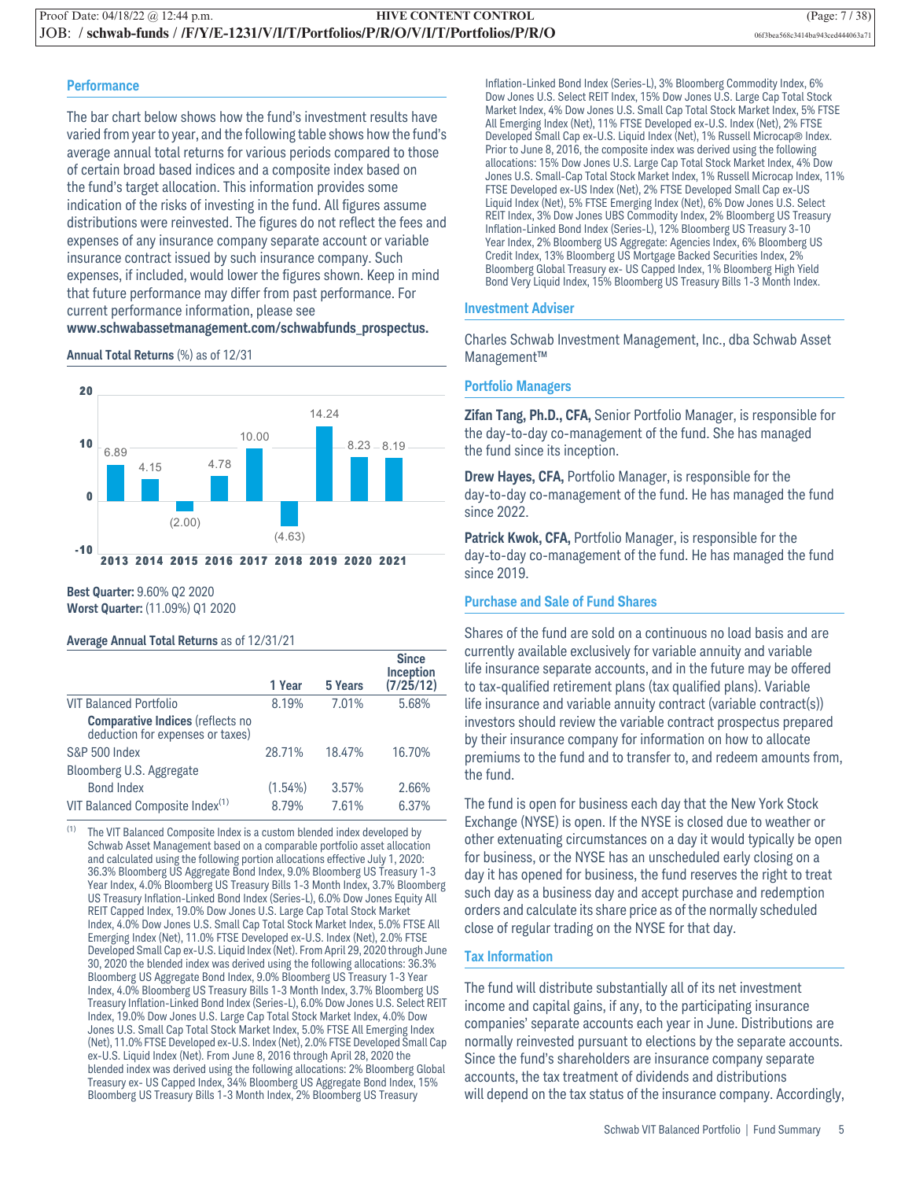## Performance

The bar chart below shows how the fund's investment results have varied from year to year, and the following table shows how the fund's average annual total returns for various periods compared to those of certain broad based indices and a composite index based on the fund's target allocation. This information provides some indication of the risks of investing in the fund. All figures assume distributions were reinvested. The figures do not reflect the fees and expenses of any insurance company separate account or variable insurance contract issued by such insurance company. Such expenses, if included, would lower the figures shown. Keep in mind that future performance may differ from past performance. For current performance information, please see **www.schwabassetmanagement.com/schwabfunds_prospectus.**

**Annual Total Returns** (%) as of 12/31

| 2013 | 2014 | 2015 | 2016 | 2017 | 2018 | 2019 | 2020 | 2021 |
|---|---|---|---|---|---|---|---|---|
| 6.89 | 4.15 | (2.00) | 4.78 | 10.00 | (4.63) | 14.24 | 8.23 | 8.19 |

**Best Quarter:** 9.60% Q2 2020
**Worst Quarter:** (11.09%) Q1 2020

**Average Annual Total Returns** as of 12/31/21

| | 1 Year | 5 Years | Since Inception (7/25/12) |
|---|---|---|---|
| VIT Balanced Portfolio | 8.19% | 7.01% | 5.68% |
| **Comparative Indices** (reflects no deduction for expenses or taxes) | | | |
| S&P 500 Index | 28.71% | 18.47% | 16.70% |
| Bloomberg U.S. Aggregate Bond Index | (1.54%) | 3.57% | 2.66% |
| VIT Balanced Composite Index[1] | 8.79% | 7.61% | 6.37% |

[1] The VIT Balanced Composite Index is a custom blended index developed by Schwab Asset Management based on a comparable portfolio asset allocation and calculated using the following portion allocations effective July 1, 2020: 36.3% Bloomberg US Aggregate Bond Index, 9.0% Bloomberg US Treasury 1-3 Year Index, 4.0% Bloomberg US Treasury Bills 1-3 Month Index, 3.7% Bloomberg US Treasury Inflation-Linked Bond Index (Series-L), 6.0% Dow Jones Equity All REIT Capped Index, 19.0% Dow Jones U.S. Large Cap Total Stock Market Index, 4.0% Dow Jones U.S. Small Cap Total Stock Market Index, 5.0% FTSE All Emerging Index (Net), 11.0% FTSE Developed ex-U.S. Index (Net), 2.0% FTSE Developed Small Cap ex-U.S. Liquid Index (Net). From April 29, 2020 through June 30, 2020 the blended index was derived using the following allocations: 36.3% Bloomberg US Aggregate Bond Index, 9.0% Bloomberg US Treasury 1-3 Year Index, 4.0% Bloomberg US Treasury Bills 1-3 Month Index, 3.7% Bloomberg US Treasury Inflation-Linked Bond Index (Series-L), 6.0% Dow Jones U.S. Select REIT Index, 19.0% Dow Jones U.S. Large Cap Total Stock Market Index, 4.0% Dow Jones U.S. Small Cap Total Stock Market Index, 5.0% FTSE All Emerging Index (Net), 11.0% FTSE Developed ex-U.S. Index (Net), 2.0% FTSE Developed Small Cap ex-U.S. Liquid Index (Net). From June 8, 2016 through April 28, 2020 the blended index was derived using the following allocations: 2% Bloomberg Global Treasury ex- US Capped Index, 34% Bloomberg US Aggregate Bond Index, 15% Bloomberg US Treasury Bills 1-3 Month Index, 2% Bloomberg US Treasury Inflation-Linked Bond Index (Series-L), 3% Bloomberg Commodity Index, 6% Dow Jones U.S. Select REIT Index, 15% Dow Jones U.S. Large Cap Total Stock Market Index, 4% Dow Jones U.S. Small Cap Total Stock Market Index, 5% FTSE All Emerging Index (Net), 11% FTSE Developed ex-U.S. Index (Net), 2% FTSE Developed Small Cap ex-U.S. Liquid Index (Net), 1% Russell Microcap® Index. Prior to June 8, 2016, the composite index was derived using the following allocations: 15% Dow Jones U.S. Large Cap Total Stock Market Index, 4% Dow Jones U.S. Small-Cap Total Stock Market Index, 1% Russell Microcap Index, 11% FTSE Developed ex-US Index (Net), 2% FTSE Developed Small Cap ex-US Liquid Index (Net), 5% FTSE Emerging Index (Net), 6% Dow Jones U.S. Select REIT Index, 3% Dow Jones UBS Commodity Index, 2% Bloomberg US Treasury Inflation-Linked Bond Index (Series-L), 12% Bloomberg US Treasury 3-10 Year Index, 2% Bloomberg US Aggregate: Agencies Index, 6% Bloomberg US Credit Index, 13% Bloomberg US Mortgage Backed Securities Index, 2% Bloomberg Global Treasury ex- US Capped Index, 1% Bloomberg High Yield Bond Very Liquid Index, 15% Bloomberg US Treasury Bills 1-3 Month Index.

## Investment Adviser

Charles Schwab Investment Management, Inc., dba Schwab Asset Management™

## Portfolio Managers

**Zifan Tang, Ph.D., CFA,** Senior Portfolio Manager, is responsible for the day-to-day co-management of the fund. She has managed the fund since its inception.

**Drew Hayes, CFA,** Portfolio Manager, is responsible for the day-to-day co-management of the fund. He has managed the fund since 2022.

**Patrick Kwok, CFA,** Portfolio Manager, is responsible for the day-to-day co-management of the fund. He has managed the fund since 2019.

## Purchase and Sale of Fund Shares

Shares of the fund are sold on a continuous no load basis and are currently available exclusively for variable annuity and variable life insurance separate accounts, and in the future may be offered to tax-qualified retirement plans (tax qualified plans). Variable life insurance and variable annuity contract (variable contract(s)) investors should review the variable contract prospectus prepared by their insurance company for information on how to allocate premiums to the fund and to transfer to, and redeem amounts from, the fund.

The fund is open for business each day that the New York Stock Exchange (NYSE) is open. If the NYSE is closed due to weather or other extenuating circumstances on a day it would typically be open for business, or the NYSE has an unscheduled early closing on a day it has opened for business, the fund reserves the right to treat such day as a business day and accept purchase and redemption orders and calculate its share price as of the normally scheduled close of regular trading on the NYSE for that day.

## Tax Information

The fund will distribute substantially all of its net investment income and capital gains, if any, to the participating insurance companies' separate accounts each year in June. Distributions are normally reinvested pursuant to elections by the separate accounts. Since the fund's shareholders are insurance company separate accounts, the tax treatment of dividends and distributions will depend on the tax status of the insurance company. Accordingly,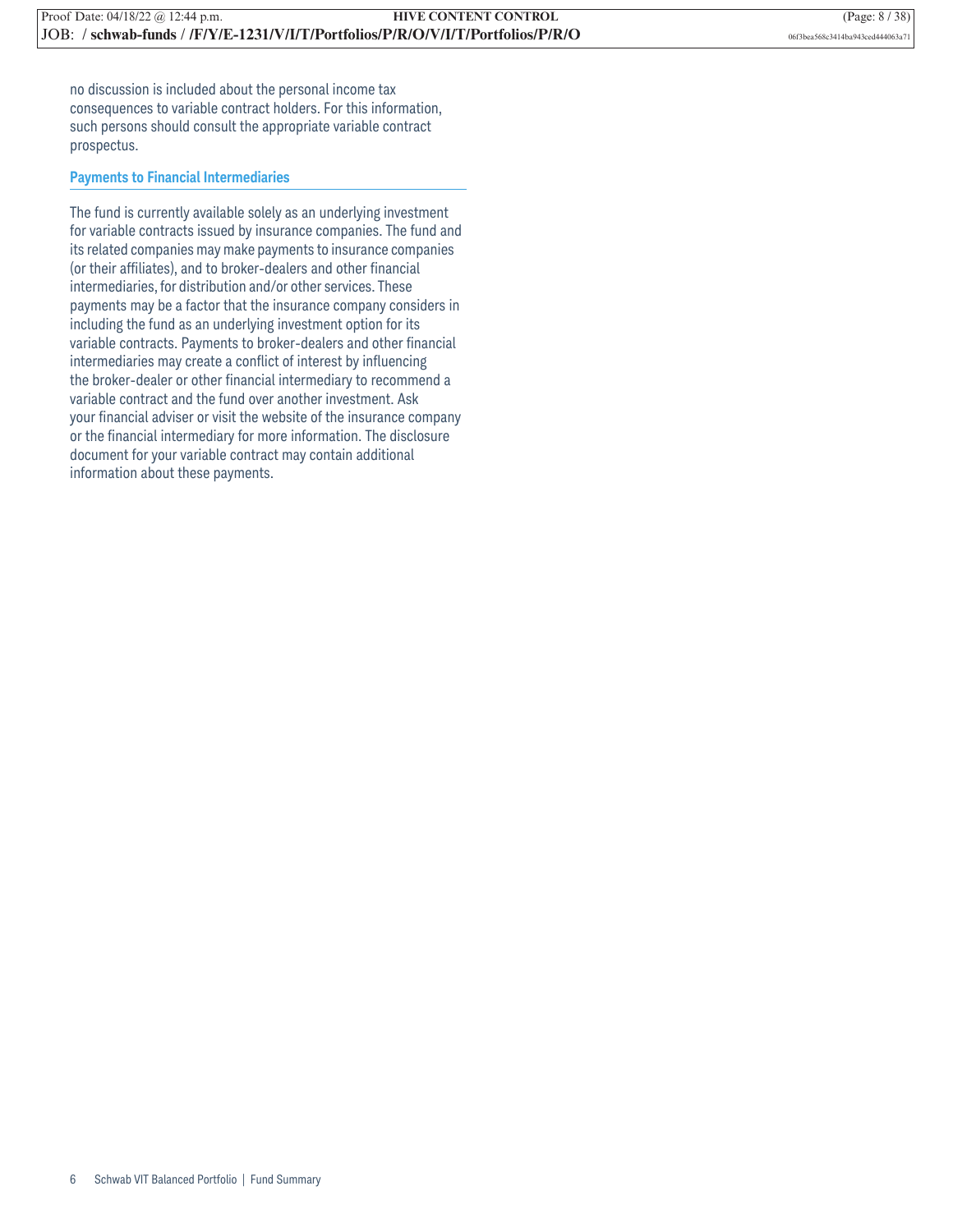no discussion is included about the personal income tax consequences to variable contract holders. For this information, such persons should consult the appropriate variable contract prospectus.

### Payments to Financial Intermediaries

The fund is currently available solely as an underlying investment for variable contracts issued by insurance companies. The fund and its related companies may make payments to insurance companies (or their affiliates), and to broker-dealers and other financial intermediaries, for distribution and/or other services. These payments may be a factor that the insurance company considers in including the fund as an underlying investment option for its variable contracts. Payments to broker-dealers and other financial intermediaries may create a conflict of interest by influencing the broker-dealer or other financial intermediary to recommend a variable contract and the fund over another investment. Ask your financial adviser or visit the website of the insurance company or the financial intermediary for more information. The disclosure document for your variable contract may contain additional information about these payments.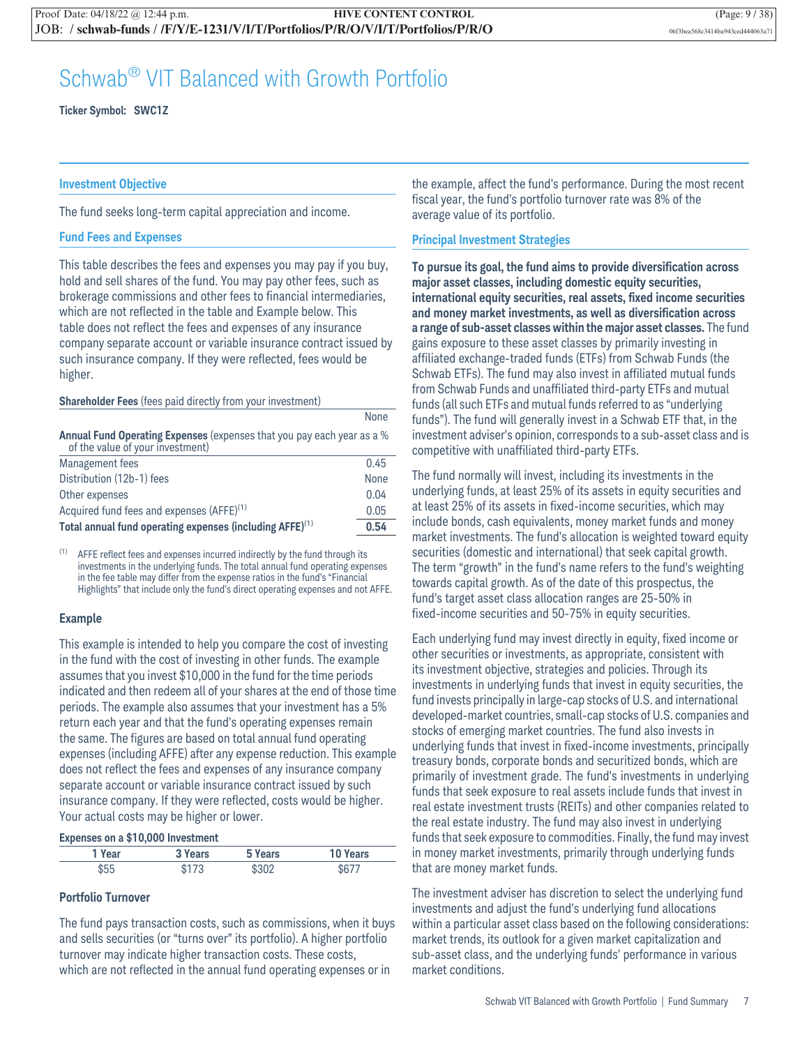# Schwab® VIT Balanced with Growth Portfolio

**Ticker Symbol: SWC1Z**

## Investment Objective

The fund seeks long-term capital appreciation and income.

## Fund Fees and Expenses

This table describes the fees and expenses you may pay if you buy, hold and sell shares of the fund. You may pay other fees, such as brokerage commissions and other fees to financial intermediaries, which are not reflected in the table and Example below. This table does not reflect the fees and expenses of any insurance company separate account or variable insurance contract issued by such insurance company. If they were reflected, fees would be higher.

| **Shareholder Fees** (fees paid directly from your investment) | |
|---|---|
| | None |
| **Annual Fund Operating Expenses** (expenses that you pay each year as a % of the value of your investment) | |
| Management fees | 0.45 |
| Distribution (12b-1) fees | None |
| Other expenses | 0.04 |
| Acquired fund fees and expenses (AFFE)[1] | 0.05 |
| **Total annual fund operating expenses (including AFFE)[1]** | **0.54** |

[1] AFFE reflect fees and expenses incurred indirectly by the fund through its investments in the underlying funds. The total annual fund operating expenses in the fee table may differ from the expense ratios in the fund's "Financial Highlights" that include only the fund's direct operating expenses and not AFFE.

### Example

This example is intended to help you compare the cost of investing in the fund with the cost of investing in other funds. The example assumes that you invest $10,000 in the fund for the time periods indicated and then redeem all of your shares at the end of those time periods. The example also assumes that your investment has a 5% return each year and that the fund's operating expenses remain the same. The figures are based on total annual fund operating expenses (including AFFE) after any expense reduction. This example does not reflect the fees and expenses of any insurance company separate account or variable insurance contract issued by such insurance company. If they were reflected, costs would be higher. Your actual costs may be higher or lower.

**Expenses on a $10,000 Investment**

| 1 Year | 3 Years | 5 Years | 10 Years |
|---|---|---|---|
| $55 | $173 | $302 | $677 |

### Portfolio Turnover

The fund pays transaction costs, such as commissions, when it buys and sells securities (or "turns over" its portfolio). A higher portfolio turnover may indicate higher transaction costs. These costs, which are not reflected in the annual fund operating expenses or in the example, affect the fund's performance. During the most recent fiscal year, the fund's portfolio turnover rate was 8% of the average value of its portfolio.

## Principal Investment Strategies

**To pursue its goal, the fund aims to provide diversification across major asset classes, including domestic equity securities, international equity securities, real assets, fixed income securities and money market investments, as well as diversification across a range of sub-asset classes within the major asset classes.** The fund gains exposure to these asset classes by primarily investing in affiliated exchange-traded funds (ETFs) from Schwab Funds (the Schwab ETFs). The fund may also invest in affiliated mutual funds from Schwab Funds and unaffiliated third-party ETFs and mutual funds (all such ETFs and mutual funds referred to as "underlying funds"). The fund will generally invest in a Schwab ETF that, in the investment adviser's opinion, corresponds to a sub-asset class and is competitive with unaffiliated third-party ETFs.

The fund normally will invest, including its investments in the underlying funds, at least 25% of its assets in equity securities and at least 25% of its assets in fixed-income securities, which may include bonds, cash equivalents, money market funds and money market investments. The fund's allocation is weighted toward equity securities (domestic and international) that seek capital growth. The term "growth" in the fund's name refers to the fund's weighting towards capital growth. As of the date of this prospectus, the fund's target asset class allocation ranges are 25-50% in fixed-income securities and 50-75% in equity securities.

Each underlying fund may invest directly in equity, fixed income or other securities or investments, as appropriate, consistent with its investment objective, strategies and policies. Through its investments in underlying funds that invest in equity securities, the fund invests principally in large-cap stocks of U.S. and international developed-market countries, small-cap stocks of U.S. companies and stocks of emerging market countries. The fund also invests in underlying funds that invest in fixed-income investments, principally treasury bonds, corporate bonds and securitized bonds, which are primarily of investment grade. The fund's investments in underlying funds that seek exposure to real assets include funds that invest in real estate investment trusts (REITs) and other companies related to the real estate industry. The fund may also invest in underlying funds that seek exposure to commodities. Finally, the fund may invest in money market investments, primarily through underlying funds that are money market funds.

The investment adviser has discretion to select the underlying fund investments and adjust the fund's underlying fund allocations within a particular asset class based on the following considerations: market trends, its outlook for a given market capitalization and sub-asset class, and the underlying funds' performance in various market conditions.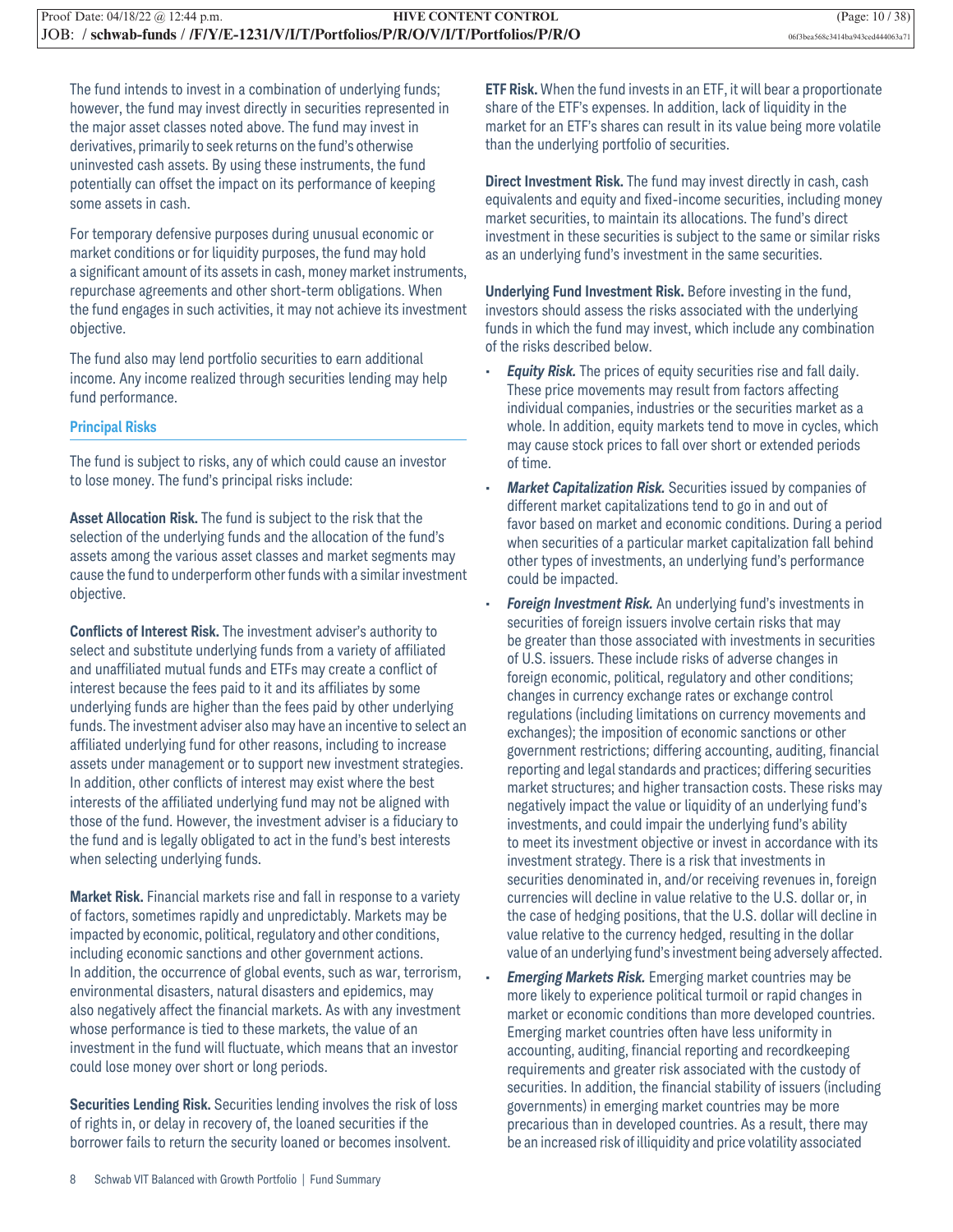The fund intends to invest in a combination of underlying funds; however, the fund may invest directly in securities represented in the major asset classes noted above. The fund may invest in derivatives, primarily to seek returns on the fund's otherwise uninvested cash assets. By using these instruments, the fund potentially can offset the impact on its performance of keeping some assets in cash.

For temporary defensive purposes during unusual economic or market conditions or for liquidity purposes, the fund may hold a significant amount of its assets in cash, money market instruments, repurchase agreements and other short-term obligations. When the fund engages in such activities, it may not achieve its investment objective.

The fund also may lend portfolio securities to earn additional income. Any income realized through securities lending may help fund performance.

### Principal Risks

The fund is subject to risks, any of which could cause an investor to lose money. The fund's principal risks include:

**Asset Allocation Risk.** The fund is subject to the risk that the selection of the underlying funds and the allocation of the fund's assets among the various asset classes and market segments may cause the fund to underperform other funds with a similar investment objective.

**Conflicts of Interest Risk.** The investment adviser's authority to select and substitute underlying funds from a variety of affiliated and unaffiliated mutual funds and ETFs may create a conflict of interest because the fees paid to it and its affiliates by some underlying funds are higher than the fees paid by other underlying funds. The investment adviser also may have an incentive to select an affiliated underlying fund for other reasons, including to increase assets under management or to support new investment strategies. In addition, other conflicts of interest may exist where the best interests of the affiliated underlying fund may not be aligned with those of the fund. However, the investment adviser is a fiduciary to the fund and is legally obligated to act in the fund's best interests when selecting underlying funds.

**Market Risk.** Financial markets rise and fall in response to a variety of factors, sometimes rapidly and unpredictably. Markets may be impacted by economic, political, regulatory and other conditions, including economic sanctions and other government actions. In addition, the occurrence of global events, such as war, terrorism, environmental disasters, natural disasters and epidemics, may also negatively affect the financial markets. As with any investment whose performance is tied to these markets, the value of an investment in the fund will fluctuate, which means that an investor could lose money over short or long periods.

**Securities Lending Risk.** Securities lending involves the risk of loss of rights in, or delay in recovery of, the loaned securities if the borrower fails to return the security loaned or becomes insolvent.

**ETF Risk.** When the fund invests in an ETF, it will bear a proportionate share of the ETF's expenses. In addition, lack of liquidity in the market for an ETF's shares can result in its value being more volatile than the underlying portfolio of securities.

**Direct Investment Risk.** The fund may invest directly in cash, cash equivalents and equity and fixed-income securities, including money market securities, to maintain its allocations. The fund's direct investment in these securities is subject to the same or similar risks as an underlying fund's investment in the same securities.

**Underlying Fund Investment Risk.** Before investing in the fund, investors should assess the risks associated with the underlying funds in which the fund may invest, which include any combination of the risks described below.

- ***Equity Risk.*** The prices of equity securities rise and fall daily. These price movements may result from factors affecting individual companies, industries or the securities market as a whole. In addition, equity markets tend to move in cycles, which may cause stock prices to fall over short or extended periods of time.
- ***Market Capitalization Risk.*** Securities issued by companies of different market capitalizations tend to go in and out of favor based on market and economic conditions. During a period when securities of a particular market capitalization fall behind other types of investments, an underlying fund's performance could be impacted.
- ***Foreign Investment Risk.*** An underlying fund's investments in securities of foreign issuers involve certain risks that may be greater than those associated with investments in securities of U.S. issuers. These include risks of adverse changes in foreign economic, political, regulatory and other conditions; changes in currency exchange rates or exchange control regulations (including limitations on currency movements and exchanges); the imposition of economic sanctions or other government restrictions; differing accounting, auditing, financial reporting and legal standards and practices; differing securities market structures; and higher transaction costs. These risks may negatively impact the value or liquidity of an underlying fund's investments, and could impair the underlying fund's ability to meet its investment objective or invest in accordance with its investment strategy. There is a risk that investments in securities denominated in, and/or receiving revenues in, foreign currencies will decline in value relative to the U.S. dollar or, in the case of hedging positions, that the U.S. dollar will decline in value relative to the currency hedged, resulting in the dollar value of an underlying fund's investment being adversely affected.
- ***Emerging Markets Risk.*** Emerging market countries may be more likely to experience political turmoil or rapid changes in market or economic conditions than more developed countries. Emerging market countries often have less uniformity in accounting, auditing, financial reporting and recordkeeping requirements and greater risk associated with the custody of securities. In addition, the financial stability of issuers (including governments) in emerging market countries may be more precarious than in developed countries. As a result, there may be an increased risk of illiquidity and price volatility associated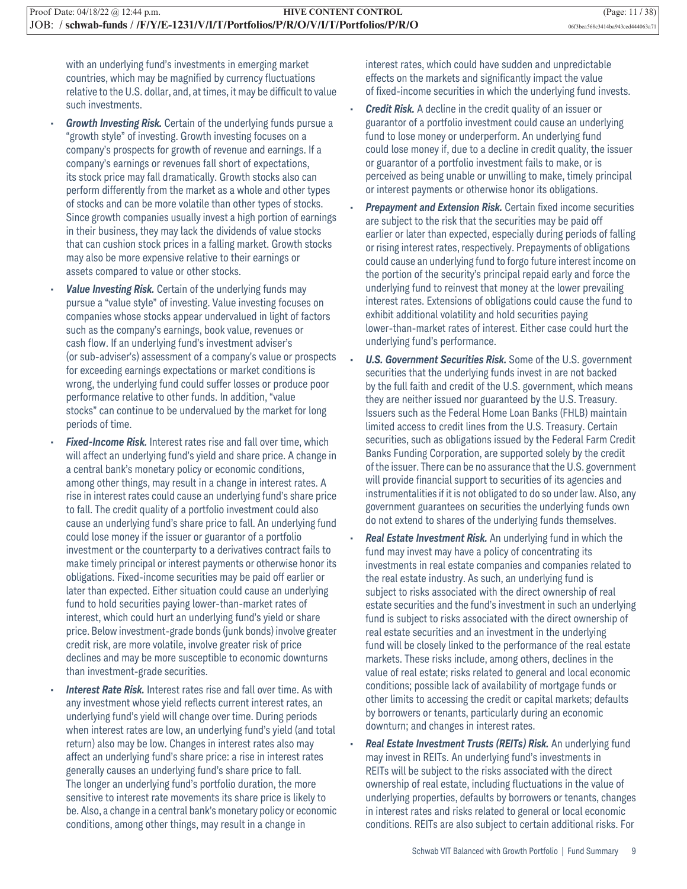with an underlying fund's investments in emerging market countries, which may be magnified by currency fluctuations relative to the U.S. dollar, and, at times, it may be difficult to value such investments.

- ***Growth Investing Risk.*** Certain of the underlying funds pursue a "growth style" of investing. Growth investing focuses on a company's prospects for growth of revenue and earnings. If a company's earnings or revenues fall short of expectations, its stock price may fall dramatically. Growth stocks also can perform differently from the market as a whole and other types of stocks and can be more volatile than other types of stocks. Since growth companies usually invest a high portion of earnings in their business, they may lack the dividends of value stocks that can cushion stock prices in a falling market. Growth stocks may also be more expensive relative to their earnings or assets compared to value or other stocks.
- ***Value Investing Risk.*** Certain of the underlying funds may pursue a "value style" of investing. Value investing focuses on companies whose stocks appear undervalued in light of factors such as the company's earnings, book value, revenues or cash flow. If an underlying fund's investment adviser's (or sub-adviser's) assessment of a company's value or prospects for exceeding earnings expectations or market conditions is wrong, the underlying fund could suffer losses or produce poor performance relative to other funds. In addition, "value stocks" can continue to be undervalued by the market for long periods of time.
- ***Fixed-Income Risk.*** Interest rates rise and fall over time, which will affect an underlying fund's yield and share price. A change in a central bank's monetary policy or economic conditions, among other things, may result in a change in interest rates. A rise in interest rates could cause an underlying fund's share price to fall. The credit quality of a portfolio investment could also cause an underlying fund's share price to fall. An underlying fund could lose money if the issuer or guarantor of a portfolio investment or the counterparty to a derivatives contract fails to make timely principal or interest payments or otherwise honor its obligations. Fixed-income securities may be paid off earlier or later than expected. Either situation could cause an underlying fund to hold securities paying lower-than-market rates of interest, which could hurt an underlying fund's yield or share price. Below investment-grade bonds (junk bonds) involve greater credit risk, are more volatile, involve greater risk of price declines and may be more susceptible to economic downturns than investment-grade securities.
- ***Interest Rate Risk.*** Interest rates rise and fall over time. As with any investment whose yield reflects current interest rates, an underlying fund's yield will change over time. During periods when interest rates are low, an underlying fund's yield (and total return) also may be low. Changes in interest rates also may affect an underlying fund's share price: a rise in interest rates generally causes an underlying fund's share price to fall. The longer an underlying fund's portfolio duration, the more sensitive to interest rate movements its share price is likely to be. Also, a change in a central bank's monetary policy or economic conditions, among other things, may result in a change in interest rates, which could have sudden and unpredictable effects on the markets and significantly impact the value of fixed-income securities in which the underlying fund invests.
- ***Credit Risk.*** A decline in the credit quality of an issuer or guarantor of a portfolio investment could cause an underlying fund to lose money or underperform. An underlying fund could lose money if, due to a decline in credit quality, the issuer or guarantor of a portfolio investment fails to make, or is perceived as being unable or unwilling to make, timely principal or interest payments or otherwise honor its obligations.
- ***Prepayment and Extension Risk.*** Certain fixed income securities are subject to the risk that the securities may be paid off earlier or later than expected, especially during periods of falling or rising interest rates, respectively. Prepayments of obligations could cause an underlying fund to forgo future interest income on the portion of the security's principal repaid early and force the underlying fund to reinvest that money at the lower prevailing interest rates. Extensions of obligations could cause the fund to exhibit additional volatility and hold securities paying lower-than-market rates of interest. Either case could hurt the underlying fund's performance.
- ***U.S. Government Securities Risk.*** Some of the U.S. government securities that the underlying funds invest in are not backed by the full faith and credit of the U.S. government, which means they are neither issued nor guaranteed by the U.S. Treasury. Issuers such as the Federal Home Loan Banks (FHLB) maintain limited access to credit lines from the U.S. Treasury. Certain securities, such as obligations issued by the Federal Farm Credit Banks Funding Corporation, are supported solely by the credit of the issuer. There can be no assurance that the U.S. government will provide financial support to securities of its agencies and instrumentalities if it is not obligated to do so under law. Also, any government guarantees on securities the underlying funds own do not extend to shares of the underlying funds themselves.
- ***Real Estate Investment Risk.*** An underlying fund in which the fund may invest may have a policy of concentrating its investments in real estate companies and companies related to the real estate industry. As such, an underlying fund is subject to risks associated with the direct ownership of real estate securities and the fund's investment in such an underlying fund is subject to risks associated with the direct ownership of real estate securities and an investment in the underlying fund will be closely linked to the performance of the real estate markets. These risks include, among others, declines in the value of real estate; risks related to general and local economic conditions; possible lack of availability of mortgage funds or other limits to accessing the credit or capital markets; defaults by borrowers or tenants, particularly during an economic downturn; and changes in interest rates.
- ***Real Estate Investment Trusts (REITs) Risk.*** An underlying fund may invest in REITs. An underlying fund's investments in REITs will be subject to the risks associated with the direct ownership of real estate, including fluctuations in the value of underlying properties, defaults by borrowers or tenants, changes in interest rates and risks related to general or local economic conditions. REITs are also subject to certain additional risks. For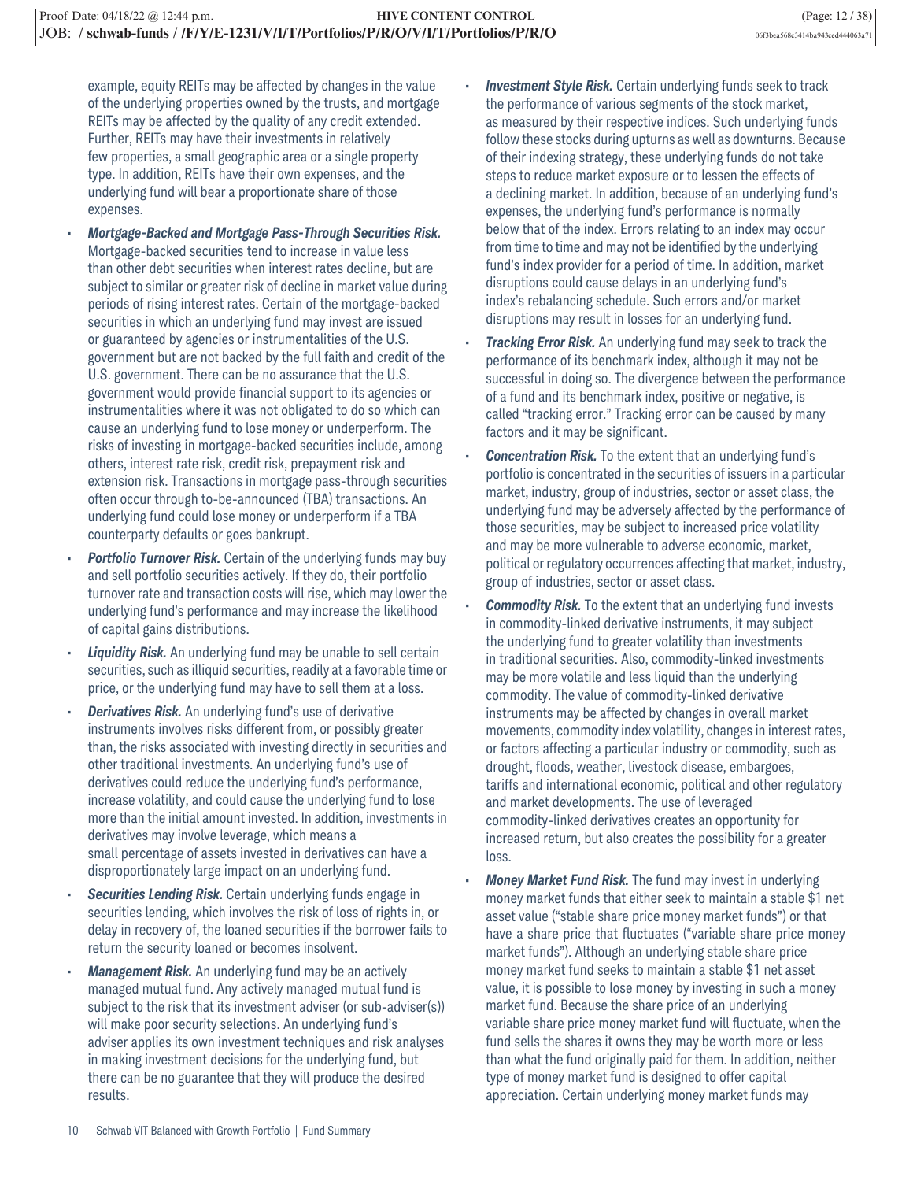example, equity REITs may be affected by changes in the value of the underlying properties owned by the trusts, and mortgage REITs may be affected by the quality of any credit extended. Further, REITs may have their investments in relatively few properties, a small geographic area or a single property type. In addition, REITs have their own expenses, and the underlying fund will bear a proportionate share of those expenses.

- ***Mortgage-Backed and Mortgage Pass-Through Securities Risk.*** Mortgage-backed securities tend to increase in value less than other debt securities when interest rates decline, but are subject to similar or greater risk of decline in market value during periods of rising interest rates. Certain of the mortgage-backed securities in which an underlying fund may invest are issued or guaranteed by agencies or instrumentalities of the U.S. government but are not backed by the full faith and credit of the U.S. government. There can be no assurance that the U.S. government would provide financial support to its agencies or instrumentalities where it was not obligated to do so which can cause an underlying fund to lose money or underperform. The risks of investing in mortgage-backed securities include, among others, interest rate risk, credit risk, prepayment risk and extension risk. Transactions in mortgage pass-through securities often occur through to-be-announced (TBA) transactions. An underlying fund could lose money or underperform if a TBA counterparty defaults or goes bankrupt.
- ***Portfolio Turnover Risk.*** Certain of the underlying funds may buy and sell portfolio securities actively. If they do, their portfolio turnover rate and transaction costs will rise, which may lower the underlying fund's performance and may increase the likelihood of capital gains distributions.
- ***Liquidity Risk.*** An underlying fund may be unable to sell certain securities, such as illiquid securities, readily at a favorable time or price, or the underlying fund may have to sell them at a loss.
- ***Derivatives Risk.*** An underlying fund's use of derivative instruments involves risks different from, or possibly greater than, the risks associated with investing directly in securities and other traditional investments. An underlying fund's use of derivatives could reduce the underlying fund's performance, increase volatility, and could cause the underlying fund to lose more than the initial amount invested. In addition, investments in derivatives may involve leverage, which means a small percentage of assets invested in derivatives can have a disproportionately large impact on an underlying fund.
- ***Securities Lending Risk.*** Certain underlying funds engage in securities lending, which involves the risk of loss of rights in, or delay in recovery of, the loaned securities if the borrower fails to return the security loaned or becomes insolvent.
- ***Management Risk.*** An underlying fund may be an actively managed mutual fund. Any actively managed mutual fund is subject to the risk that its investment adviser (or sub-adviser(s)) will make poor security selections. An underlying fund's adviser applies its own investment techniques and risk analyses in making investment decisions for the underlying fund, but there can be no guarantee that they will produce the desired results.
- ***Investment Style Risk.*** Certain underlying funds seek to track the performance of various segments of the stock market, as measured by their respective indices. Such underlying funds follow these stocks during upturns as well as downturns. Because of their indexing strategy, these underlying funds do not take steps to reduce market exposure or to lessen the effects of a declining market. In addition, because of an underlying fund's expenses, the underlying fund's performance is normally below that of the index. Errors relating to an index may occur from time to time and may not be identified by the underlying fund's index provider for a period of time. In addition, market disruptions could cause delays in an underlying fund's index's rebalancing schedule. Such errors and/or market disruptions may result in losses for an underlying fund.
- ***Tracking Error Risk.*** An underlying fund may seek to track the performance of its benchmark index, although it may not be successful in doing so. The divergence between the performance of a fund and its benchmark index, positive or negative, is called "tracking error." Tracking error can be caused by many factors and it may be significant.
- ***Concentration Risk.*** To the extent that an underlying fund's portfolio is concentrated in the securities of issuers in a particular market, industry, group of industries, sector or asset class, the underlying fund may be adversely affected by the performance of those securities, may be subject to increased price volatility and may be more vulnerable to adverse economic, market, political or regulatory occurrences affecting that market, industry, group of industries, sector or asset class.
- ***Commodity Risk.*** To the extent that an underlying fund invests in commodity-linked derivative instruments, it may subject the underlying fund to greater volatility than investments in traditional securities. Also, commodity-linked investments may be more volatile and less liquid than the underlying commodity. The value of commodity-linked derivative instruments may be affected by changes in overall market movements, commodity index volatility, changes in interest rates, or factors affecting a particular industry or commodity, such as drought, floods, weather, livestock disease, embargoes, tariffs and international economic, political and other regulatory and market developments. The use of leveraged commodity-linked derivatives creates an opportunity for increased return, but also creates the possibility for a greater loss.
- ***Money Market Fund Risk.*** The fund may invest in underlying money market funds that either seek to maintain a stable $1 net asset value ("stable share price money market funds") or that have a share price that fluctuates ("variable share price money market funds"). Although an underlying stable share price money market fund seeks to maintain a stable $1 net asset value, it is possible to lose money by investing in such a money market fund. Because the share price of an underlying variable share price money market fund will fluctuate, when the fund sells the shares it owns they may be worth more or less than what the fund originally paid for them. In addition, neither type of money market fund is designed to offer capital appreciation. Certain underlying money market funds may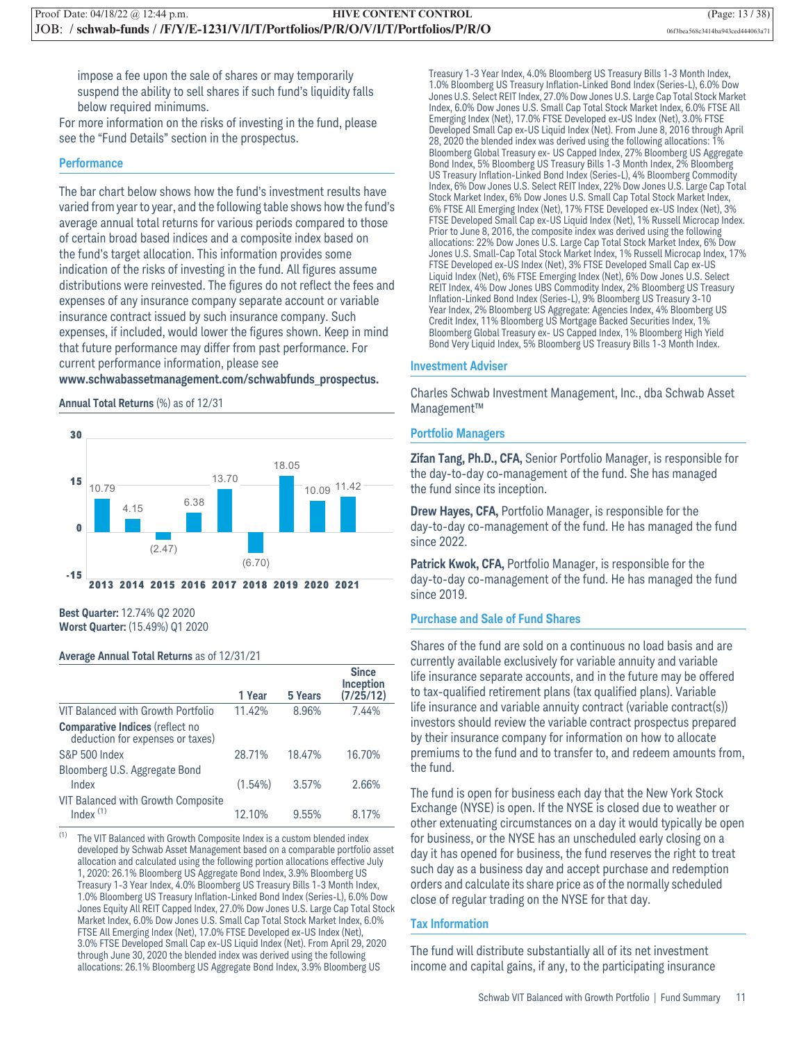impose a fee upon the sale of shares or may temporarily suspend the ability to sell shares if such fund's liquidity falls below required minimums.

For more information on the risks of investing in the fund, please see the "Fund Details" section in the prospectus.

## Performance

The bar chart below shows how the fund's investment results have varied from year to year, and the following table shows how the fund's average annual total returns for various periods compared to those of certain broad based indices and a composite index based on the fund's target allocation. This information provides some indication of the risks of investing in the fund. All figures assume distributions were reinvested. The figures do not reflect the fees and expenses of any insurance company separate account or variable insurance contract issued by such insurance company. Such expenses, if included, would lower the figures shown. Keep in mind that future performance may differ from past performance. For current performance information, please see **www.schwabassetmanagement.com/schwabfunds_prospectus.**

**Annual Total Returns** (%) as of 12/31

| 2013 | 2014 | 2015 | 2016 | 2017 | 2018 | 2019 | 2020 | 2021 |
|---|---|---|---|---|---|---|---|---|
| 10.79 | 4.15 | (2.47) | 6.38 | 13.70 | (6.70) | 18.05 | 10.09 | 11.42 |

**Best Quarter:** 12.74% Q2 2020
**Worst Quarter:** (15.49%) Q1 2020

**Average Annual Total Returns** as of 12/31/21

| | 1 Year | 5 Years | Since Inception (7/25/12) |
|---|---|---|---|
| VIT Balanced with Growth Portfolio | 11.42% | 8.96% | 7.44% |
| **Comparative Indices** (reflect no deduction for expenses or taxes) | | | |
| S&P 500 Index | 28.71% | 18.47% | 16.70% |
| Bloomberg U.S. Aggregate Bond Index | (1.54%) | 3.57% | 2.66% |
| VIT Balanced with Growth Composite Index [(1)] | 12.10% | 9.55% | 8.17% |

(1) The VIT Balanced with Growth Composite Index is a custom blended index developed by Schwab Asset Management based on a comparable portfolio asset allocation and calculated using the following portion allocations effective July 1, 2020: 26.1% Bloomberg US Aggregate Bond Index, 3.9% Bloomberg US Treasury 1-3 Year Index, 4.0% Bloomberg US Treasury Bills 1-3 Month Index, 1.0% Bloomberg US Treasury Inflation-Linked Bond Index (Series-L), 6.0% Dow Jones Equity All REIT Capped Index, 27.0% Dow Jones U.S. Large Cap Total Stock Market Index, 6.0% Dow Jones U.S. Small Cap Total Stock Market Index, 6.0% FTSE All Emerging Index (Net), 17.0% FTSE Developed ex-US Index (Net), 3.0% FTSE Developed Small Cap ex-US Liquid Index (Net). From April 29, 2020 through June 30, 2020 the blended index was derived using the following allocations: 26.1% Bloomberg US Aggregate Bond Index, 3.9% Bloomberg US Treasury 1-3 Year Index, 4.0% Bloomberg US Treasury Bills 1-3 Month Index, 1.0% Bloomberg US Treasury Inflation-Linked Bond Index (Series-L), 6.0% Dow Jones U.S. Select REIT Index, 27.0% Dow Jones U.S. Large Cap Total Stock Market Index, 6.0% Dow Jones U.S. Small Cap Total Stock Market Index, 6.0% FTSE All Emerging Index (Net), 17.0% FTSE Developed ex-US Index (Net), 3.0% FTSE Developed Small Cap ex-US Liquid Index (Net). From June 8, 2016 through April 28, 2020 the blended index was derived using the following allocations: 1% Bloomberg Global Treasury ex- US Capped Index, 27% Bloomberg US Aggregate Bond Index, 5% Bloomberg US Treasury Bills 1-3 Month Index, 2% Bloomberg US Treasury Inflation-Linked Bond Index (Series-L), 4% Bloomberg Commodity Index, 6% Dow Jones U.S. Select REIT Index, 22% Dow Jones U.S. Large Cap Total Stock Market Index, 6% Dow Jones U.S. Small Cap Total Stock Market Index, 6% FTSE All Emerging Index (Net), 17% FTSE Developed ex-US Index (Net), 3% FTSE Developed Small Cap ex-US Liquid Index (Net), 1% Russell Microcap Index. Prior to June 8, 2016, the composite index was derived using the following allocations: 22% Dow Jones U.S. Large Cap Total Stock Market Index, 6% Dow Jones U.S. Small-Cap Total Stock Market Index, 1% Russell Microcap Index, 17% FTSE Developed ex-US Index (Net), 3% FTSE Developed Small Cap ex-US Liquid Index (Net), 6% FTSE Emerging Index (Net), 6% Dow Jones U.S. Select REIT Index, 4% Dow Jones UBS Commodity Index, 2% Bloomberg US Treasury Inflation-Linked Bond Index (Series-L), 9% Bloomberg US Treasury 3-10 Year Index, 2% Bloomberg US Aggregate: Agencies Index, 4% Bloomberg US Credit Index, 11% Bloomberg US Mortgage Backed Securities Index, 1% Bloomberg Global Treasury ex- US Capped Index, 1% Bloomberg High Yield Bond Very Liquid Index, 5% Bloomberg US Treasury Bills 1-3 Month Index.

## Investment Adviser

Charles Schwab Investment Management, Inc., dba Schwab Asset Management™

## Portfolio Managers

**Zifan Tang, Ph.D., CFA,** Senior Portfolio Manager, is responsible for the day-to-day co-management of the fund. She has managed the fund since its inception.

**Drew Hayes, CFA,** Portfolio Manager, is responsible for the day-to-day co-management of the fund. He has managed the fund since 2022.

**Patrick Kwok, CFA,** Portfolio Manager, is responsible for the day-to-day co-management of the fund. He has managed the fund since 2019.

## Purchase and Sale of Fund Shares

Shares of the fund are sold on a continuous no load basis and are currently available exclusively for variable annuity and variable life insurance separate accounts, and in the future may be offered to tax-qualified retirement plans (tax qualified plans). Variable life insurance and variable annuity contract (variable contract(s)) investors should review the variable contract prospectus prepared by their insurance company for information on how to allocate premiums to the fund and to transfer to, and redeem amounts from, the fund.

The fund is open for business each day that the New York Stock Exchange (NYSE) is open. If the NYSE is closed due to weather or other extenuating circumstances on a day it would typically be open for business, or the NYSE has an unscheduled early closing on a day it has opened for business, the fund reserves the right to treat such day as a business day and accept purchase and redemption orders and calculate its share price as of the normally scheduled close of regular trading on the NYSE for that day.

## Tax Information

The fund will distribute substantially all of its net investment income and capital gains, if any, to the participating insurance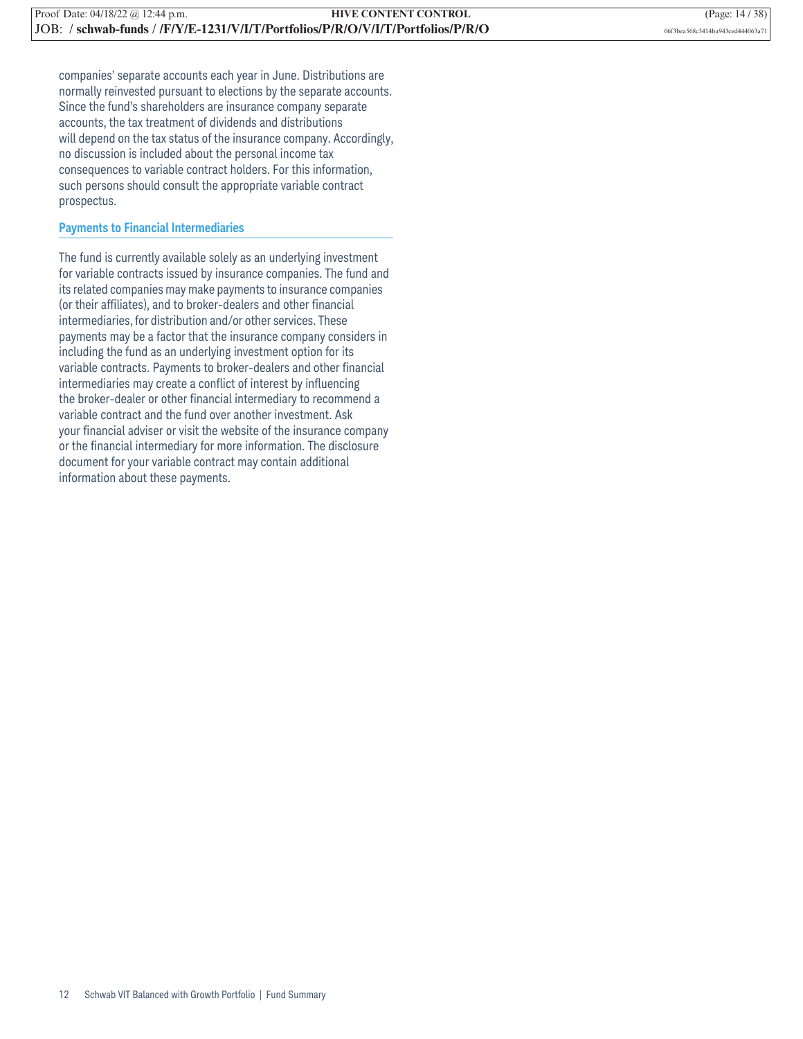companies' separate accounts each year in June. Distributions are normally reinvested pursuant to elections by the separate accounts. Since the fund's shareholders are insurance company separate accounts, the tax treatment of dividends and distributions will depend on the tax status of the insurance company. Accordingly, no discussion is included about the personal income tax consequences to variable contract holders. For this information, such persons should consult the appropriate variable contract prospectus.

### Payments to Financial Intermediaries

The fund is currently available solely as an underlying investment for variable contracts issued by insurance companies. The fund and its related companies may make payments to insurance companies (or their affiliates), and to broker-dealers and other financial intermediaries, for distribution and/or other services. These payments may be a factor that the insurance company considers in including the fund as an underlying investment option for its variable contracts. Payments to broker-dealers and other financial intermediaries may create a conflict of interest by influencing the broker-dealer or other financial intermediary to recommend a variable contract and the fund over another investment. Ask your financial adviser or visit the website of the insurance company or the financial intermediary for more information. The disclosure document for your variable contract may contain additional information about these payments.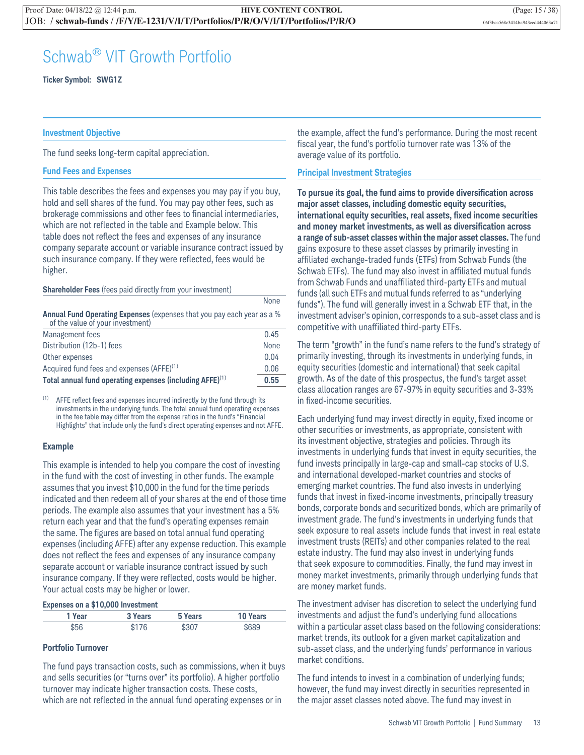# Schwab® VIT Growth Portfolio

**Ticker Symbol: SWG1Z**

## Investment Objective

The fund seeks long-term capital appreciation.

## Fund Fees and Expenses

This table describes the fees and expenses you may pay if you buy, hold and sell shares of the fund. You may pay other fees, such as brokerage commissions and other fees to financial intermediaries, which are not reflected in the table and Example below. This table does not reflect the fees and expenses of any insurance company separate account or variable insurance contract issued by such insurance company. If they were reflected, fees would be higher.

| **Shareholder Fees** (fees paid directly from your investment) | None |
|---|---|
| **Annual Fund Operating Expenses** (expenses that you pay each year as a % of the value of your investment) | |
| Management fees | 0.45 |
| Distribution (12b-1) fees | None |
| Other expenses | 0.04 |
| Acquired fund fees and expenses (AFFE)[1] | 0.06 |
| **Total annual fund operating expenses (including AFFE)[1]** | **0.55** |

[1] AFFE reflect fees and expenses incurred indirectly by the fund through its investments in the underlying funds. The total annual fund operating expenses in the fee table may differ from the expense ratios in the fund's "Financial Highlights" that include only the fund's direct operating expenses and not AFFE.

### Example

This example is intended to help you compare the cost of investing in the fund with the cost of investing in other funds. The example assumes that you invest $10,000 in the fund for the time periods indicated and then redeem all of your shares at the end of those time periods. The example also assumes that your investment has a 5% return each year and that the fund's operating expenses remain the same. The figures are based on total annual fund operating expenses (including AFFE) after any expense reduction. This example does not reflect the fees and expenses of any insurance company separate account or variable insurance contract issued by such insurance company. If they were reflected, costs would be higher. Your actual costs may be higher or lower.

**Expenses on a $10,000 Investment**

| 1 Year | 3 Years | 5 Years | 10 Years |
|---|---|---|---|
| $56 | $176 | $307 | $689 |

### Portfolio Turnover

The fund pays transaction costs, such as commissions, when it buys and sells securities (or "turns over" its portfolio). A higher portfolio turnover may indicate higher transaction costs. These costs, which are not reflected in the annual fund operating expenses or in the example, affect the fund's performance. During the most recent fiscal year, the fund's portfolio turnover rate was 13% of the average value of its portfolio.

## Principal Investment Strategies

**To pursue its goal, the fund aims to provide diversification across major asset classes, including domestic equity securities, international equity securities, real assets, fixed income securities and money market investments, as well as diversification across a range of sub-asset classes within the major asset classes.** The fund gains exposure to these asset classes by primarily investing in affiliated exchange-traded funds (ETFs) from Schwab Funds (the Schwab ETFs). The fund may also invest in affiliated mutual funds from Schwab Funds and unaffiliated third-party ETFs and mutual funds (all such ETFs and mutual funds referred to as "underlying funds"). The fund will generally invest in a Schwab ETF that, in the investment adviser's opinion, corresponds to a sub-asset class and is competitive with unaffiliated third-party ETFs.

The term "growth" in the fund's name refers to the fund's strategy of primarily investing, through its investments in underlying funds, in equity securities (domestic and international) that seek capital growth. As of the date of this prospectus, the fund's target asset class allocation ranges are 67-97% in equity securities and 3-33% in fixed-income securities.

Each underlying fund may invest directly in equity, fixed income or other securities or investments, as appropriate, consistent with its investment objective, strategies and policies. Through its investments in underlying funds that invest in equity securities, the fund invests principally in large-cap and small-cap stocks of U.S. and international developed-market countries and stocks of emerging market countries. The fund also invests in underlying funds that invest in fixed-income investments, principally treasury bonds, corporate bonds and securitized bonds, which are primarily of investment grade. The fund's investments in underlying funds that seek exposure to real assets include funds that invest in real estate investment trusts (REITs) and other companies related to the real estate industry. The fund may also invest in underlying funds that seek exposure to commodities. Finally, the fund may invest in money market investments, primarily through underlying funds that are money market funds.

The investment adviser has discretion to select the underlying fund investments and adjust the fund's underlying fund allocations within a particular asset class based on the following considerations: market trends, its outlook for a given market capitalization and sub-asset class, and the underlying funds' performance in various market conditions.

The fund intends to invest in a combination of underlying funds; however, the fund may invest directly in securities represented in the major asset classes noted above. The fund may invest in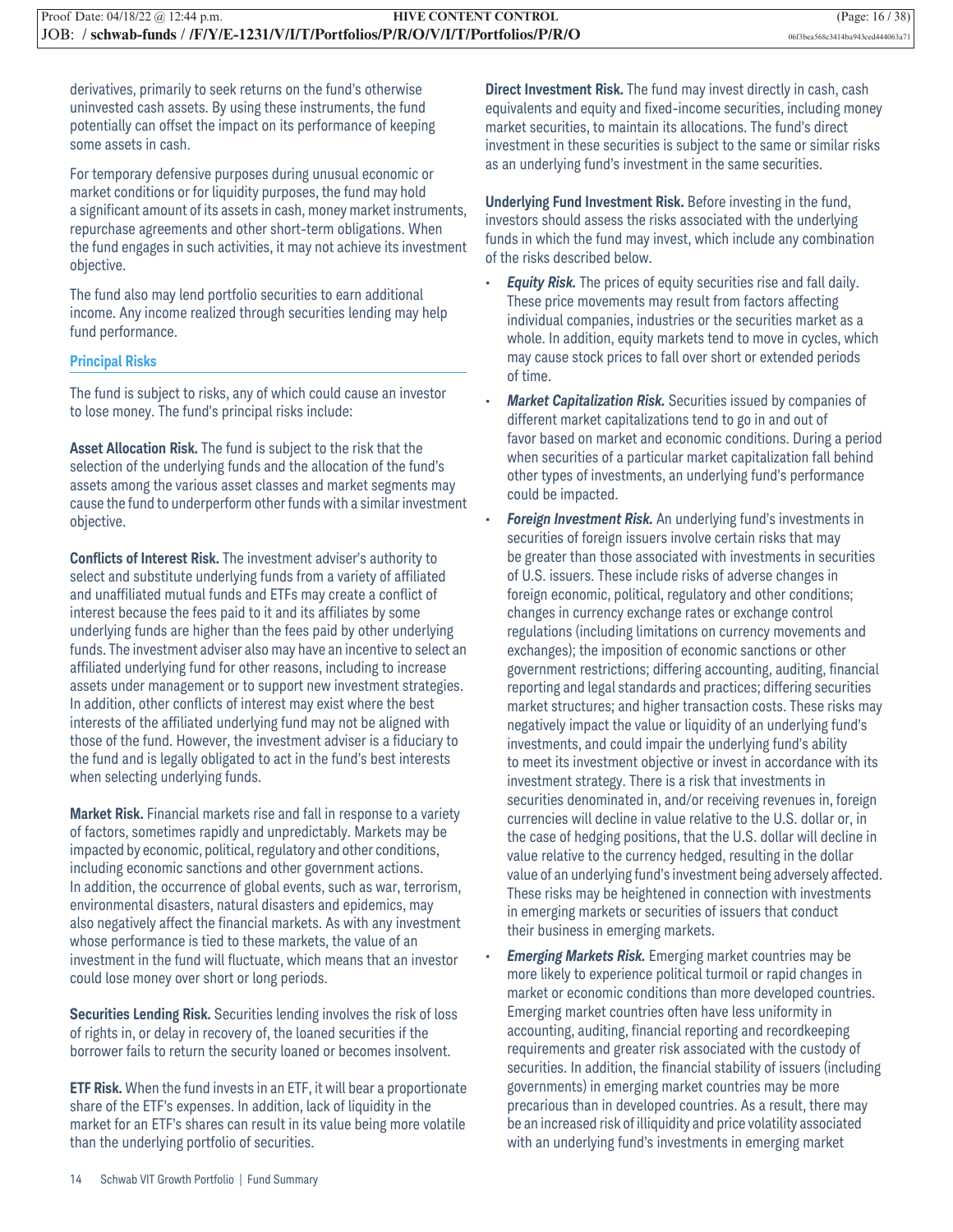derivatives, primarily to seek returns on the fund's otherwise uninvested cash assets. By using these instruments, the fund potentially can offset the impact on its performance of keeping some assets in cash.

For temporary defensive purposes during unusual economic or market conditions or for liquidity purposes, the fund may hold a significant amount of its assets in cash, money market instruments, repurchase agreements and other short-term obligations. When the fund engages in such activities, it may not achieve its investment objective.

The fund also may lend portfolio securities to earn additional income. Any income realized through securities lending may help fund performance.

### Principal Risks

The fund is subject to risks, any of which could cause an investor to lose money. The fund's principal risks include:

**Asset Allocation Risk.** The fund is subject to the risk that the selection of the underlying funds and the allocation of the fund's assets among the various asset classes and market segments may cause the fund to underperform other funds with a similar investment objective.

**Conflicts of Interest Risk.** The investment adviser's authority to select and substitute underlying funds from a variety of affiliated and unaffiliated mutual funds and ETFs may create a conflict of interest because the fees paid to it and its affiliates by some underlying funds are higher than the fees paid by other underlying funds. The investment adviser also may have an incentive to select an affiliated underlying fund for other reasons, including to increase assets under management or to support new investment strategies. In addition, other conflicts of interest may exist where the best interests of the affiliated underlying fund may not be aligned with those of the fund. However, the investment adviser is a fiduciary to the fund and is legally obligated to act in the fund's best interests when selecting underlying funds.

**Market Risk.** Financial markets rise and fall in response to a variety of factors, sometimes rapidly and unpredictably. Markets may be impacted by economic, political, regulatory and other conditions, including economic sanctions and other government actions. In addition, the occurrence of global events, such as war, terrorism, environmental disasters, natural disasters and epidemics, may also negatively affect the financial markets. As with any investment whose performance is tied to these markets, the value of an investment in the fund will fluctuate, which means that an investor could lose money over short or long periods.

**Securities Lending Risk.** Securities lending involves the risk of loss of rights in, or delay in recovery of, the loaned securities if the borrower fails to return the security loaned or becomes insolvent.

**ETF Risk.** When the fund invests in an ETF, it will bear a proportionate share of the ETF's expenses. In addition, lack of liquidity in the market for an ETF's shares can result in its value being more volatile than the underlying portfolio of securities.

**Direct Investment Risk.** The fund may invest directly in cash, cash equivalents and equity and fixed-income securities, including money market securities, to maintain its allocations. The fund's direct investment in these securities is subject to the same or similar risks as an underlying fund's investment in the same securities.

**Underlying Fund Investment Risk.** Before investing in the fund, investors should assess the risks associated with the underlying funds in which the fund may invest, which include any combination of the risks described below.

- ***Equity Risk.*** The prices of equity securities rise and fall daily. These price movements may result from factors affecting individual companies, industries or the securities market as a whole. In addition, equity markets tend to move in cycles, which may cause stock prices to fall over short or extended periods of time.
- ***Market Capitalization Risk.*** Securities issued by companies of different market capitalizations tend to go in and out of favor based on market and economic conditions. During a period when securities of a particular market capitalization fall behind other types of investments, an underlying fund's performance could be impacted.
- ***Foreign Investment Risk.*** An underlying fund's investments in securities of foreign issuers involve certain risks that may be greater than those associated with investments in securities of U.S. issuers. These include risks of adverse changes in foreign economic, political, regulatory and other conditions; changes in currency exchange rates or exchange control regulations (including limitations on currency movements and exchanges); the imposition of economic sanctions or other government restrictions; differing accounting, auditing, financial reporting and legal standards and practices; differing securities market structures; and higher transaction costs. These risks may negatively impact the value or liquidity of an underlying fund's investments, and could impair the underlying fund's ability to meet its investment objective or invest in accordance with its investment strategy. There is a risk that investments in securities denominated in, and/or receiving revenues in, foreign currencies will decline in value relative to the U.S. dollar or, in the case of hedging positions, that the U.S. dollar will decline in value relative to the currency hedged, resulting in the dollar value of an underlying fund's investment being adversely affected. These risks may be heightened in connection with investments in emerging markets or securities of issuers that conduct their business in emerging markets.
- ***Emerging Markets Risk.*** Emerging market countries may be more likely to experience political turmoil or rapid changes in market or economic conditions than more developed countries. Emerging market countries often have less uniformity in accounting, auditing, financial reporting and recordkeeping requirements and greater risk associated with the custody of securities. In addition, the financial stability of issuers (including governments) in emerging market countries may be more precarious than in developed countries. As a result, there may be an increased risk of illiquidity and price volatility associated with an underlying fund's investments in emerging market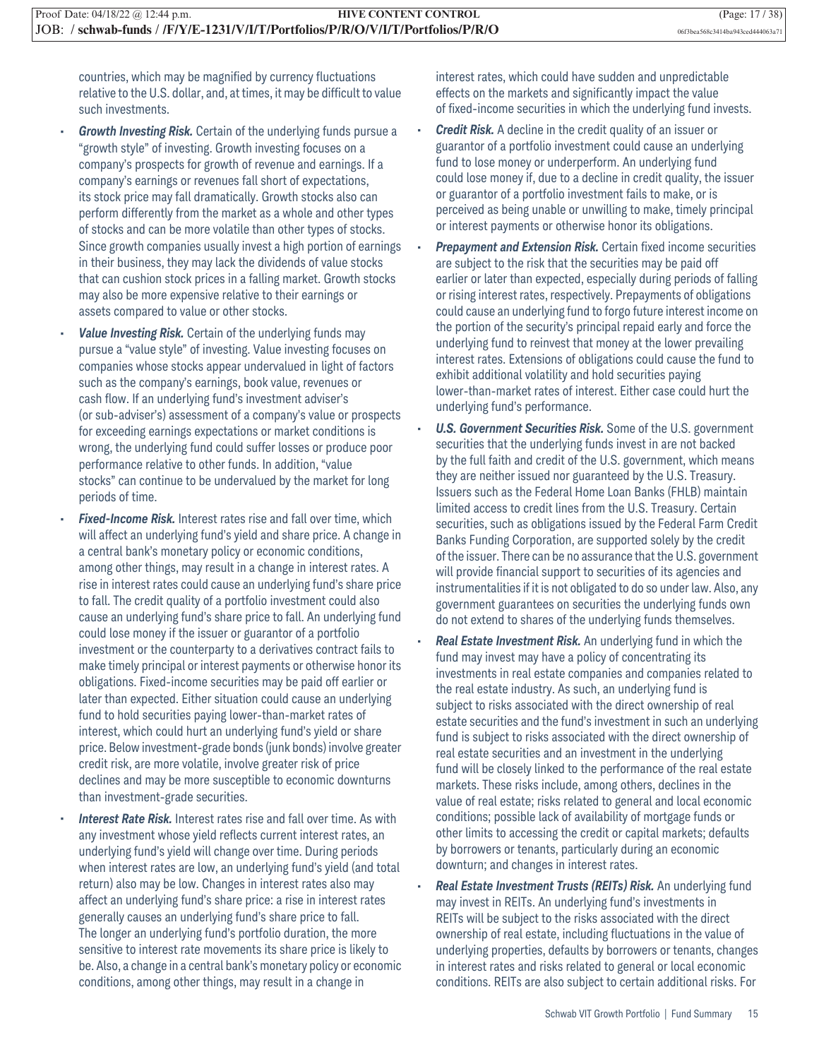countries, which may be magnified by currency fluctuations relative to the U.S. dollar, and, at times, it may be difficult to value such investments.

- ***Growth Investing Risk.*** Certain of the underlying funds pursue a "growth style" of investing. Growth investing focuses on a company's prospects for growth of revenue and earnings. If a company's earnings or revenues fall short of expectations, its stock price may fall dramatically. Growth stocks also can perform differently from the market as a whole and other types of stocks and can be more volatile than other types of stocks. Since growth companies usually invest a high portion of earnings in their business, they may lack the dividends of value stocks that can cushion stock prices in a falling market. Growth stocks may also be more expensive relative to their earnings or assets compared to value or other stocks.
- ***Value Investing Risk.*** Certain of the underlying funds may pursue a "value style" of investing. Value investing focuses on companies whose stocks appear undervalued in light of factors such as the company's earnings, book value, revenues or cash flow. If an underlying fund's investment adviser's (or sub-adviser's) assessment of a company's value or prospects for exceeding earnings expectations or market conditions is wrong, the underlying fund could suffer losses or produce poor performance relative to other funds. In addition, "value stocks" can continue to be undervalued by the market for long periods of time.
- ***Fixed-Income Risk.*** Interest rates rise and fall over time, which will affect an underlying fund's yield and share price. A change in a central bank's monetary policy or economic conditions, among other things, may result in a change in interest rates. A rise in interest rates could cause an underlying fund's share price to fall. The credit quality of a portfolio investment could also cause an underlying fund's share price to fall. An underlying fund could lose money if the issuer or guarantor of a portfolio investment or the counterparty to a derivatives contract fails to make timely principal or interest payments or otherwise honor its obligations. Fixed-income securities may be paid off earlier or later than expected. Either situation could cause an underlying fund to hold securities paying lower-than-market rates of interest, which could hurt an underlying fund's yield or share price. Below investment-grade bonds (junk bonds) involve greater credit risk, are more volatile, involve greater risk of price declines and may be more susceptible to economic downturns than investment-grade securities.
- ***Interest Rate Risk.*** Interest rates rise and fall over time. As with any investment whose yield reflects current interest rates, an underlying fund's yield will change over time. During periods when interest rates are low, an underlying fund's yield (and total return) also may be low. Changes in interest rates also may affect an underlying fund's share price: a rise in interest rates generally causes an underlying fund's share price to fall. The longer an underlying fund's portfolio duration, the more sensitive to interest rate movements its share price is likely to be. Also, a change in a central bank's monetary policy or economic conditions, among other things, may result in a change in interest rates, which could have sudden and unpredictable effects on the markets and significantly impact the value of fixed-income securities in which the underlying fund invests.
- ***Credit Risk.*** A decline in the credit quality of an issuer or guarantor of a portfolio investment could cause an underlying fund to lose money or underperform. An underlying fund could lose money if, due to a decline in credit quality, the issuer or guarantor of a portfolio investment fails to make, or is perceived as being unable or unwilling to make, timely principal or interest payments or otherwise honor its obligations.
- ***Prepayment and Extension Risk.*** Certain fixed income securities are subject to the risk that the securities may be paid off earlier or later than expected, especially during periods of falling or rising interest rates, respectively. Prepayments of obligations could cause an underlying fund to forgo future interest income on the portion of the security's principal repaid early and force the underlying fund to reinvest that money at the lower prevailing interest rates. Extensions of obligations could cause the fund to exhibit additional volatility and hold securities paying lower-than-market rates of interest. Either case could hurt the underlying fund's performance.
- ***U.S. Government Securities Risk.*** Some of the U.S. government securities that the underlying funds invest in are not backed by the full faith and credit of the U.S. government, which means they are neither issued nor guaranteed by the U.S. Treasury. Issuers such as the Federal Home Loan Banks (FHLB) maintain limited access to credit lines from the U.S. Treasury. Certain securities, such as obligations issued by the Federal Farm Credit Banks Funding Corporation, are supported solely by the credit of the issuer. There can be no assurance that the U.S. government will provide financial support to securities of its agencies and instrumentalities if it is not obligated to do so under law. Also, any government guarantees on securities the underlying funds own do not extend to shares of the underlying funds themselves.
- ***Real Estate Investment Risk.*** An underlying fund in which the fund may invest may have a policy of concentrating its investments in real estate companies and companies related to the real estate industry. As such, an underlying fund is subject to risks associated with the direct ownership of real estate securities and the fund's investment in such an underlying fund is subject to risks associated with the direct ownership of real estate securities and an investment in the underlying fund will be closely linked to the performance of the real estate markets. These risks include, among others, declines in the value of real estate; risks related to general and local economic conditions; possible lack of availability of mortgage funds or other limits to accessing the credit or capital markets; defaults by borrowers or tenants, particularly during an economic downturn; and changes in interest rates.
- ***Real Estate Investment Trusts (REITs) Risk.*** An underlying fund may invest in REITs. An underlying fund's investments in REITs will be subject to the risks associated with the direct ownership of real estate, including fluctuations in the value of underlying properties, defaults by borrowers or tenants, changes in interest rates and risks related to general or local economic conditions. REITs are also subject to certain additional risks. For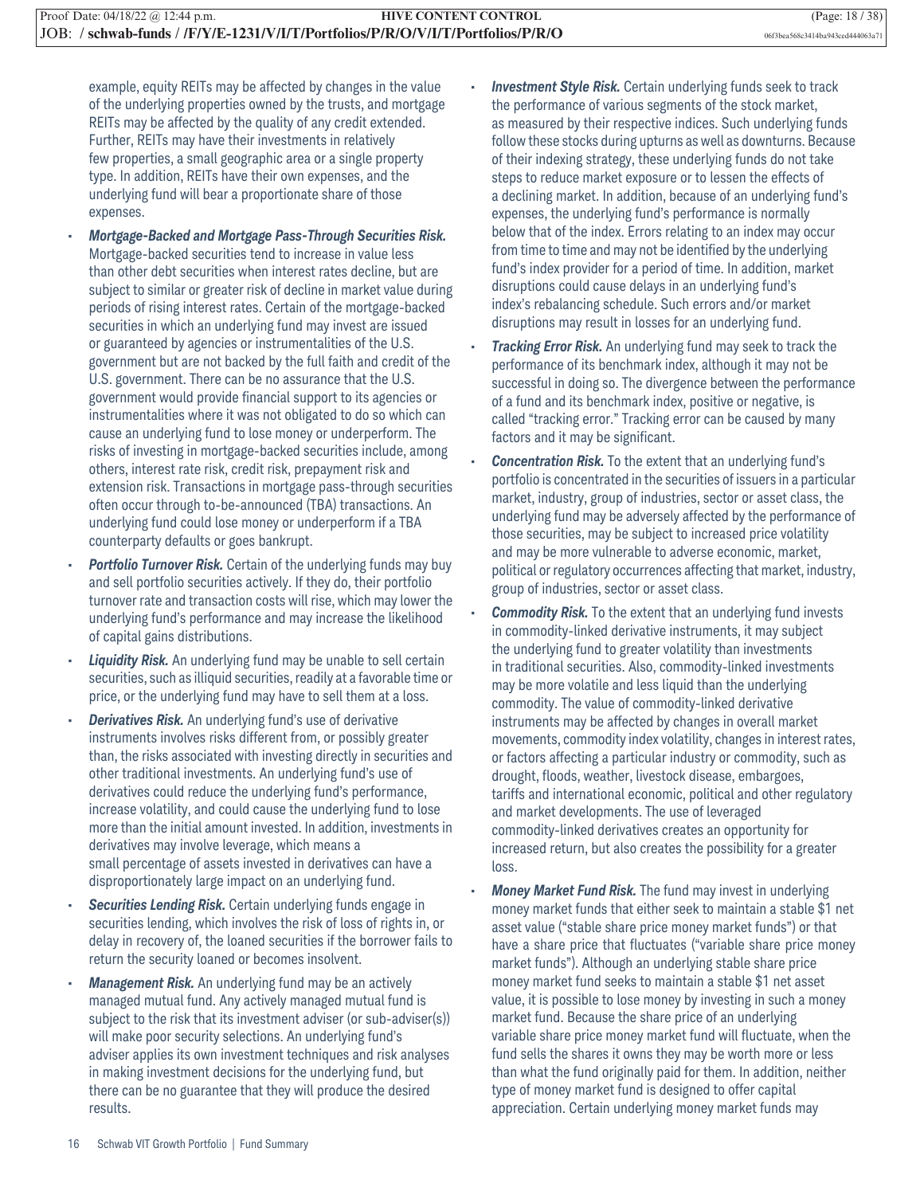example, equity REITs may be affected by changes in the value of the underlying properties owned by the trusts, and mortgage REITs may be affected by the quality of any credit extended. Further, REITs may have their investments in relatively few properties, a small geographic area or a single property type. In addition, REITs have their own expenses, and the underlying fund will bear a proportionate share of those expenses.

- ***Mortgage-Backed and Mortgage Pass-Through Securities Risk.*** Mortgage-backed securities tend to increase in value less than other debt securities when interest rates decline, but are subject to similar or greater risk of decline in market value during periods of rising interest rates. Certain of the mortgage-backed securities in which an underlying fund may invest are issued or guaranteed by agencies or instrumentalities of the U.S. government but are not backed by the full faith and credit of the U.S. government. There can be no assurance that the U.S. government would provide financial support to its agencies or instrumentalities where it was not obligated to do so which can cause an underlying fund to lose money or underperform. The risks of investing in mortgage-backed securities include, among others, interest rate risk, credit risk, prepayment risk and extension risk. Transactions in mortgage pass-through securities often occur through to-be-announced (TBA) transactions. An underlying fund could lose money or underperform if a TBA counterparty defaults or goes bankrupt.
- ***Portfolio Turnover Risk.*** Certain of the underlying funds may buy and sell portfolio securities actively. If they do, their portfolio turnover rate and transaction costs will rise, which may lower the underlying fund's performance and may increase the likelihood of capital gains distributions.
- ***Liquidity Risk.*** An underlying fund may be unable to sell certain securities, such as illiquid securities, readily at a favorable time or price, or the underlying fund may have to sell them at a loss.
- ***Derivatives Risk.*** An underlying fund's use of derivative instruments involves risks different from, or possibly greater than, the risks associated with investing directly in securities and other traditional investments. An underlying fund's use of derivatives could reduce the underlying fund's performance, increase volatility, and could cause the underlying fund to lose more than the initial amount invested. In addition, investments in derivatives may involve leverage, which means a small percentage of assets invested in derivatives can have a disproportionately large impact on an underlying fund.
- ***Securities Lending Risk.*** Certain underlying funds engage in securities lending, which involves the risk of loss of rights in, or delay in recovery of, the loaned securities if the borrower fails to return the security loaned or becomes insolvent.
- ***Management Risk.*** An underlying fund may be an actively managed mutual fund. Any actively managed mutual fund is subject to the risk that its investment adviser (or sub-adviser(s)) will make poor security selections. An underlying fund's adviser applies its own investment techniques and risk analyses in making investment decisions for the underlying fund, but there can be no guarantee that they will produce the desired results.
- ***Investment Style Risk.*** Certain underlying funds seek to track the performance of various segments of the stock market, as measured by their respective indices. Such underlying funds follow these stocks during upturns as well as downturns. Because of their indexing strategy, these underlying funds do not take steps to reduce market exposure or to lessen the effects of a declining market. In addition, because of an underlying fund's expenses, the underlying fund's performance is normally below that of the index. Errors relating to an index may occur from time to time and may not be identified by the underlying fund's index provider for a period of time. In addition, market disruptions could cause delays in an underlying fund's index's rebalancing schedule. Such errors and/or market disruptions may result in losses for an underlying fund.
- ***Tracking Error Risk.*** An underlying fund may seek to track the performance of its benchmark index, although it may not be successful in doing so. The divergence between the performance of a fund and its benchmark index, positive or negative, is called "tracking error." Tracking error can be caused by many factors and it may be significant.
- ***Concentration Risk.*** To the extent that an underlying fund's portfolio is concentrated in the securities of issuers in a particular market, industry, group of industries, sector or asset class, the underlying fund may be adversely affected by the performance of those securities, may be subject to increased price volatility and may be more vulnerable to adverse economic, market, political or regulatory occurrences affecting that market, industry, group of industries, sector or asset class.
- ***Commodity Risk.*** To the extent that an underlying fund invests in commodity-linked derivative instruments, it may subject the underlying fund to greater volatility than investments in traditional securities. Also, commodity-linked investments may be more volatile and less liquid than the underlying commodity. The value of commodity-linked derivative instruments may be affected by changes in overall market movements, commodity index volatility, changes in interest rates, or factors affecting a particular industry or commodity, such as drought, floods, weather, livestock disease, embargoes, tariffs and international economic, political and other regulatory and market developments. The use of leveraged commodity-linked derivatives creates an opportunity for increased return, but also creates the possibility for a greater loss.
- ***Money Market Fund Risk.*** The fund may invest in underlying money market funds that either seek to maintain a stable $1 net asset value ("stable share price money market funds") or that have a share price that fluctuates ("variable share price money market funds"). Although an underlying stable share price money market fund seeks to maintain a stable $1 net asset value, it is possible to lose money by investing in such a money market fund. Because the share price of an underlying variable share price money market fund will fluctuate, when the fund sells the shares it owns they may be worth more or less than what the fund originally paid for them. In addition, neither type of money market fund is designed to offer capital appreciation. Certain underlying money market funds may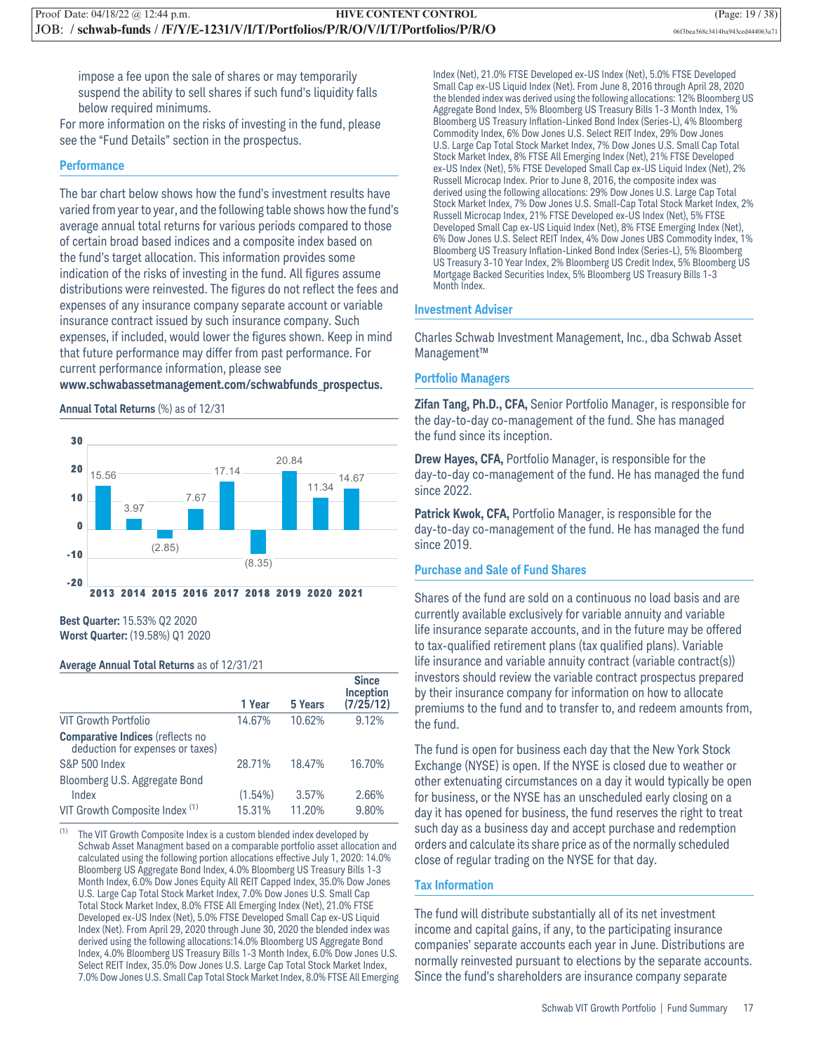impose a fee upon the sale of shares or may temporarily suspend the ability to sell shares if such fund's liquidity falls below required minimums.

For more information on the risks of investing in the fund, please see the "Fund Details" section in the prospectus.

## Performance

The bar chart below shows how the fund's investment results have varied from year to year, and the following table shows how the fund's average annual total returns for various periods compared to those of certain broad based indices and a composite index based on the fund's target allocation. This information provides some indication of the risks of investing in the fund. All figures assume distributions were reinvested. The figures do not reflect the fees and expenses of any insurance company separate account or variable insurance contract issued by such insurance company. Such expenses, if included, would lower the figures shown. Keep in mind that future performance may differ from past performance. For current performance information, please see **www.schwabassetmanagement.com/schwabfunds_prospectus.**

**Annual Total Returns** (%) as of 12/31

| 2013 | 2014 | 2015 | 2016 | 2017 | 2018 | 2019 | 2020 | 2021 |
|---|---|---|---|---|---|---|---|---|
| 15.56 | 3.97 | (2.85) | 7.67 | 17.14 | (8.35) | 20.84 | 11.34 | 14.67 |

**Best Quarter:** 15.53% Q2 2020
**Worst Quarter:** (19.58%) Q1 2020

**Average Annual Total Returns** as of 12/31/21

| | 1 Year | 5 Years | Since Inception (7/25/12) |
|---|---|---|---|
| VIT Growth Portfolio | 14.67% | 10.62% | 9.12% |
| **Comparative Indices** (reflects no deduction for expenses or taxes) | | | |
| S&P 500 Index | 28.71% | 18.47% | 16.70% |
| Bloomberg U.S. Aggregate Bond Index | (1.54%) | 3.57% | 2.66% |
| VIT Growth Composite Index [1] | 15.31% | 11.20% | 9.80% |

[1] The VIT Growth Composite Index is a custom blended index developed by Schwab Asset Managment based on a comparable portfolio asset allocation and calculated using the following portion allocations effective July 1, 2020: 14.0% Bloomberg US Aggregate Bond Index, 4.0% Bloomberg US Treasury Bills 1-3 Month Index, 6.0% Dow Jones Equity All REIT Capped Index, 35.0% Dow Jones U.S. Large Cap Total Stock Market Index, 7.0% Dow Jones U.S. Small Cap Total Stock Market Index, 8.0% FTSE All Emerging Index (Net), 21.0% FTSE Developed ex-US Index (Net), 5.0% FTSE Developed Small Cap ex-US Liquid Index (Net). From April 29, 2020 through June 30, 2020 the blended index was derived using the following allocations:14.0% Bloomberg US Aggregate Bond Index, 4.0% Bloomberg US Treasury Bills 1-3 Month Index, 6.0% Dow Jones U.S. Select REIT Index, 35.0% Dow Jones U.S. Large Cap Total Stock Market Index, 7.0% Dow Jones U.S. Small Cap Total Stock Market Index, 8.0% FTSE All Emerging Index (Net), 21.0% FTSE Developed ex-US Index (Net), 5.0% FTSE Developed Small Cap ex-US Liquid Index (Net). From June 8, 2016 through April 28, 2020 the blended index was derived using the following allocations: 12% Bloomberg US Aggregate Bond Index, 5% Bloomberg US Treasury Bills 1-3 Month Index, 1% Bloomberg US Treasury Inflation-Linked Bond Index (Series-L), 4% Bloomberg Commodity Index, 6% Dow Jones U.S. Select REIT Index, 29% Dow Jones U.S. Large Cap Total Stock Market Index, 7% Dow Jones U.S. Small Cap Total Stock Market Index, 8% FTSE All Emerging Index (Net), 21% FTSE Developed ex-US Index (Net), 5% FTSE Developed Small Cap ex-US Liquid Index (Net), 2% Russell Microcap Index. Prior to June 8, 2016, the composite index was derived using the following allocations: 29% Dow Jones U.S. Large Cap Total Stock Market Index, 7% Dow Jones U.S. Small-Cap Total Stock Market Index, 2% Russell Microcap Index, 21% FTSE Developed ex-US Index (Net), 5% FTSE Developed Small Cap ex-US Liquid Index (Net), 8% FTSE Emerging Index (Net), 6% Dow Jones U.S. Select REIT Index, 4% Dow Jones UBS Commodity Index, 1% Bloomberg US Treasury Inflation-Linked Bond Index (Series-L), 5% Bloomberg US Treasury 3-10 Year Index, 2% Bloomberg US Credit Index, 5% Bloomberg US Mortgage Backed Securities Index, 5% Bloomberg US Treasury Bills 1-3 Month Index.

## Investment Adviser

Charles Schwab Investment Management, Inc., dba Schwab Asset Management™

## Portfolio Managers

**Zifan Tang, Ph.D., CFA,** Senior Portfolio Manager, is responsible for the day-to-day co-management of the fund. She has managed the fund since its inception.

**Drew Hayes, CFA,** Portfolio Manager, is responsible for the day-to-day co-management of the fund. He has managed the fund since 2022.

**Patrick Kwok, CFA,** Portfolio Manager, is responsible for the day-to-day co-management of the fund. He has managed the fund since 2019.

## Purchase and Sale of Fund Shares

Shares of the fund are sold on a continuous no load basis and are currently available exclusively for variable annuity and variable life insurance separate accounts, and in the future may be offered to tax-qualified retirement plans (tax qualified plans). Variable life insurance and variable annuity contract (variable contract(s)) investors should review the variable contract prospectus prepared by their insurance company for information on how to allocate premiums to the fund and to transfer to, and redeem amounts from, the fund.

The fund is open for business each day that the New York Stock Exchange (NYSE) is open. If the NYSE is closed due to weather or other extenuating circumstances on a day it would typically be open for business, or the NYSE has an unscheduled early closing on a day it has opened for business, the fund reserves the right to treat such day as a business day and accept purchase and redemption orders and calculate its share price as of the normally scheduled close of regular trading on the NYSE for that day.

## Tax Information

The fund will distribute substantially all of its net investment income and capital gains, if any, to the participating insurance companies' separate accounts each year in June. Distributions are normally reinvested pursuant to elections by the separate accounts. Since the fund's shareholders are insurance company separate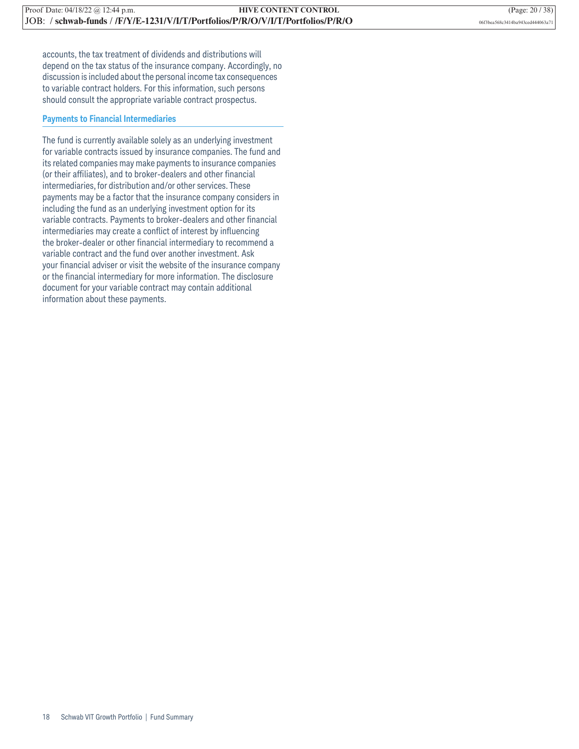accounts, the tax treatment of dividends and distributions will depend on the tax status of the insurance company. Accordingly, no discussion is included about the personal income tax consequences to variable contract holders. For this information, such persons should consult the appropriate variable contract prospectus.

### Payments to Financial Intermediaries

The fund is currently available solely as an underlying investment for variable contracts issued by insurance companies. The fund and its related companies may make payments to insurance companies (or their affiliates), and to broker-dealers and other financial intermediaries, for distribution and/or other services. These payments may be a factor that the insurance company considers in including the fund as an underlying investment option for its variable contracts. Payments to broker-dealers and other financial intermediaries may create a conflict of interest by influencing the broker-dealer or other financial intermediary to recommend a variable contract and the fund over another investment. Ask your financial adviser or visit the website of the insurance company or the financial intermediary for more information. The disclosure document for your variable contract may contain additional information about these payments.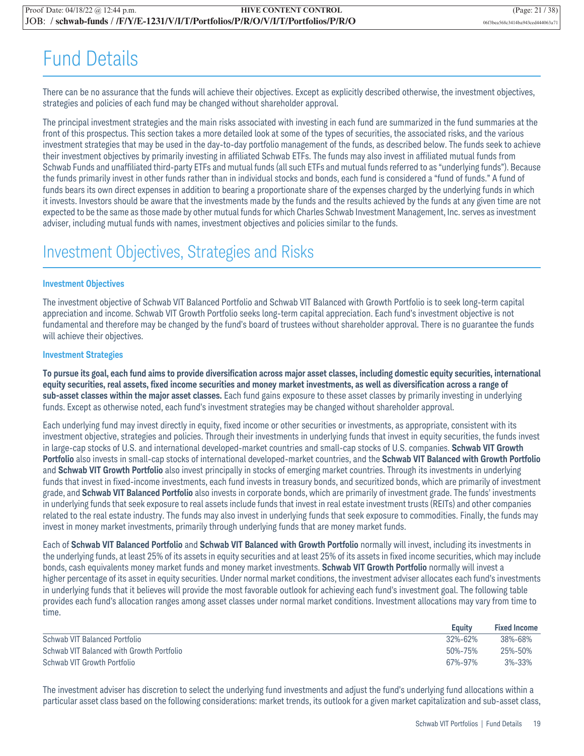# Fund Details

There can be no assurance that the funds will achieve their objectives. Except as explicitly described otherwise, the investment objectives, strategies and policies of each fund may be changed without shareholder approval.

The principal investment strategies and the main risks associated with investing in each fund are summarized in the fund summaries at the front of this prospectus. This section takes a more detailed look at some of the types of securities, the associated risks, and the various investment strategies that may be used in the day-to-day portfolio management of the funds, as described below. The funds seek to achieve their investment objectives by primarily investing in affiliated Schwab ETFs. The funds may also invest in affiliated mutual funds from Schwab Funds and unaffiliated third-party ETFs and mutual funds (all such ETFs and mutual funds referred to as "underlying funds"). Because the funds primarily invest in other funds rather than in individual stocks and bonds, each fund is considered a "fund of funds." A fund of funds bears its own direct expenses in addition to bearing a proportionate share of the expenses charged by the underlying funds in which it invests. Investors should be aware that the investments made by the funds and the results achieved by the funds at any given time are not expected to be the same as those made by other mutual funds for which Charles Schwab Investment Management, Inc. serves as investment adviser, including mutual funds with names, investment objectives and policies similar to the funds.

# Investment Objectives, Strategies and Risks

### Investment Objectives

The investment objective of Schwab VIT Balanced Portfolio and Schwab VIT Balanced with Growth Portfolio is to seek long-term capital appreciation and income. Schwab VIT Growth Portfolio seeks long-term capital appreciation. Each fund's investment objective is not fundamental and therefore may be changed by the fund's board of trustees without shareholder approval. There is no guarantee the funds will achieve their objectives.

### Investment Strategies

**To pursue its goal, each fund aims to provide diversification across major asset classes, including domestic equity securities, international equity securities, real assets, fixed income securities and money market investments, as well as diversification across a range of sub-asset classes within the major asset classes.** Each fund gains exposure to these asset classes by primarily investing in underlying funds. Except as otherwise noted, each fund's investment strategies may be changed without shareholder approval.

Each underlying fund may invest directly in equity, fixed income or other securities or investments, as appropriate, consistent with its investment objective, strategies and policies. Through their investments in underlying funds that invest in equity securities, the funds invest in large-cap stocks of U.S. and international developed-market countries and small-cap stocks of U.S. companies. **Schwab VIT Growth Portfolio** also invests in small-cap stocks of international developed-market countries, and the **Schwab VIT Balanced with Growth Portfolio** and **Schwab VIT Growth Portfolio** also invest principally in stocks of emerging market countries. Through its investments in underlying funds that invest in fixed-income investments, each fund invests in treasury bonds, and securitized bonds, which are primarily of investment grade, and **Schwab VIT Balanced Portfolio** also invests in corporate bonds, which are primarily of investment grade. The funds' investments in underlying funds that seek exposure to real assets include funds that invest in real estate investment trusts (REITs) and other companies related to the real estate industry. The funds may also invest in underlying funds that seek exposure to commodities. Finally, the funds may invest in money market investments, primarily through underlying funds that are money market funds.

Each of **Schwab VIT Balanced Portfolio** and **Schwab VIT Balanced with Growth Portfolio** normally will invest, including its investments in the underlying funds, at least 25% of its assets in equity securities and at least 25% of its assets in fixed income securities, which may include bonds, cash equivalents money market funds and money market investments. **Schwab VIT Growth Portfolio** normally will invest a higher percentage of its asset in equity securities. Under normal market conditions, the investment adviser allocates each fund's investments in underlying funds that it believes will provide the most favorable outlook for achieving each fund's investment goal. The following table provides each fund's allocation ranges among asset classes under normal market conditions. Investment allocations may vary from time to time.

| | Equity | Fixed Income |
|---|---|---|
| Schwab VIT Balanced Portfolio | 32%-62% | 38%-68% |
| Schwab VIT Balanced with Growth Portfolio | 50%-75% | 25%-50% |
| Schwab VIT Growth Portfolio | 67%-97% | 3%-33% |

The investment adviser has discretion to select the underlying fund investments and adjust the fund's underlying fund allocations within a particular asset class based on the following considerations: market trends, its outlook for a given market capitalization and sub-asset class,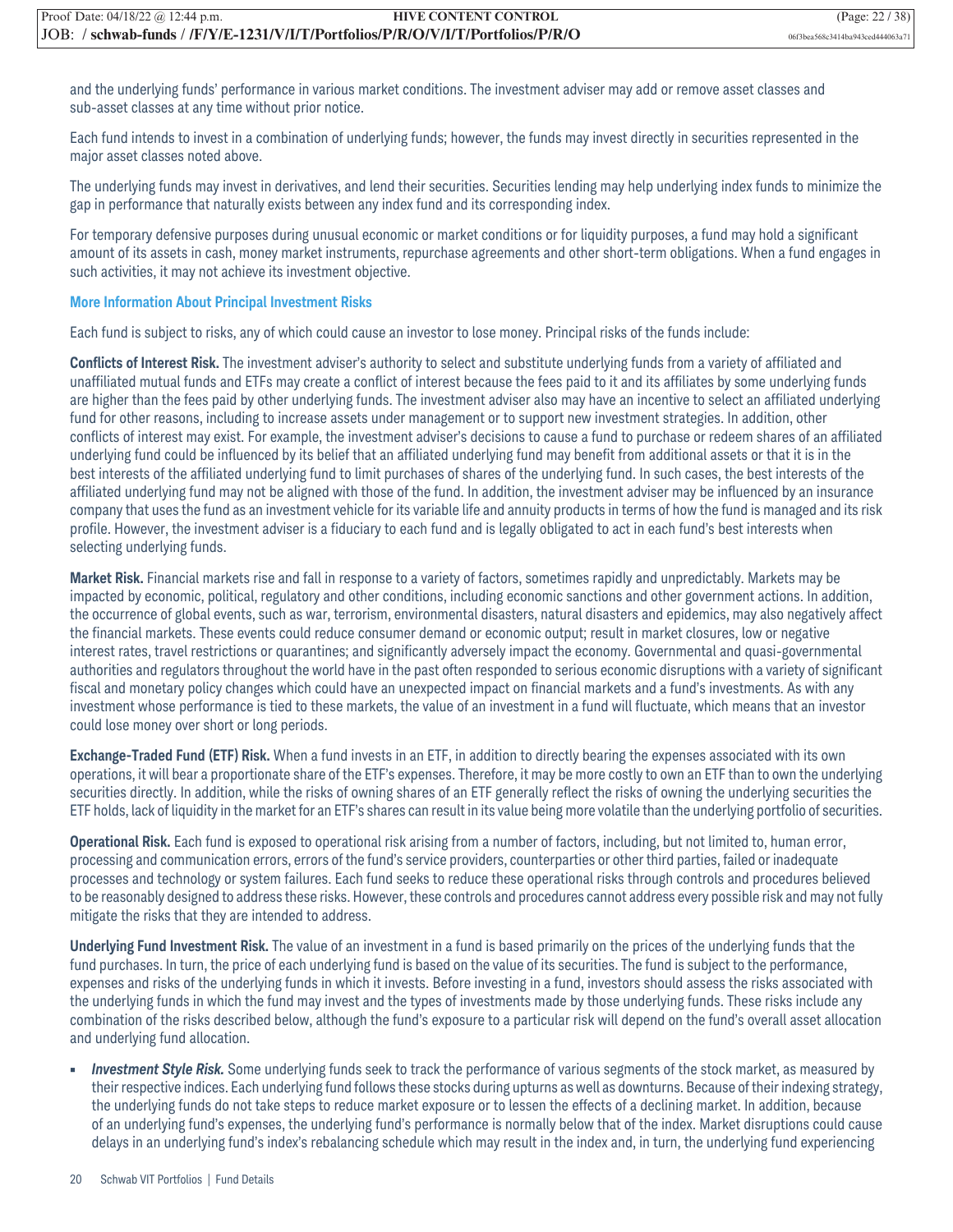and the underlying funds' performance in various market conditions. The investment adviser may add or remove asset classes and sub-asset classes at any time without prior notice.

Each fund intends to invest in a combination of underlying funds; however, the funds may invest directly in securities represented in the major asset classes noted above.

The underlying funds may invest in derivatives, and lend their securities. Securities lending may help underlying index funds to minimize the gap in performance that naturally exists between any index fund and its corresponding index.

For temporary defensive purposes during unusual economic or market conditions or for liquidity purposes, a fund may hold a significant amount of its assets in cash, money market instruments, repurchase agreements and other short-term obligations. When a fund engages in such activities, it may not achieve its investment objective.

### More Information About Principal Investment Risks

Each fund is subject to risks, any of which could cause an investor to lose money. Principal risks of the funds include:

**Conflicts of Interest Risk.** The investment adviser's authority to select and substitute underlying funds from a variety of affiliated and unaffiliated mutual funds and ETFs may create a conflict of interest because the fees paid to it and its affiliates by some underlying funds are higher than the fees paid by other underlying funds. The investment adviser also may have an incentive to select an affiliated underlying fund for other reasons, including to increase assets under management or to support new investment strategies. In addition, other conflicts of interest may exist. For example, the investment adviser's decisions to cause a fund to purchase or redeem shares of an affiliated underlying fund could be influenced by its belief that an affiliated underlying fund may benefit from additional assets or that it is in the best interests of the affiliated underlying fund to limit purchases of shares of the underlying fund. In such cases, the best interests of the affiliated underlying fund may not be aligned with those of the fund. In addition, the investment adviser may be influenced by an insurance company that uses the fund as an investment vehicle for its variable life and annuity products in terms of how the fund is managed and its risk profile. However, the investment adviser is a fiduciary to each fund and is legally obligated to act in each fund's best interests when selecting underlying funds.

**Market Risk.** Financial markets rise and fall in response to a variety of factors, sometimes rapidly and unpredictably. Markets may be impacted by economic, political, regulatory and other conditions, including economic sanctions and other government actions. In addition, the occurrence of global events, such as war, terrorism, environmental disasters, natural disasters and epidemics, may also negatively affect the financial markets. These events could reduce consumer demand or economic output; result in market closures, low or negative interest rates, travel restrictions or quarantines; and significantly adversely impact the economy. Governmental and quasi-governmental authorities and regulators throughout the world have in the past often responded to serious economic disruptions with a variety of significant fiscal and monetary policy changes which could have an unexpected impact on financial markets and a fund's investments. As with any investment whose performance is tied to these markets, the value of an investment in a fund will fluctuate, which means that an investor could lose money over short or long periods.

**Exchange-Traded Fund (ETF) Risk.** When a fund invests in an ETF, in addition to directly bearing the expenses associated with its own operations, it will bear a proportionate share of the ETF's expenses. Therefore, it may be more costly to own an ETF than to own the underlying securities directly. In addition, while the risks of owning shares of an ETF generally reflect the risks of owning the underlying securities the ETF holds, lack of liquidity in the market for an ETF's shares can result in its value being more volatile than the underlying portfolio of securities.

**Operational Risk.** Each fund is exposed to operational risk arising from a number of factors, including, but not limited to, human error, processing and communication errors, errors of the fund's service providers, counterparties or other third parties, failed or inadequate processes and technology or system failures. Each fund seeks to reduce these operational risks through controls and procedures believed to be reasonably designed to address these risks. However, these controls and procedures cannot address every possible risk and may not fully mitigate the risks that they are intended to address.

**Underlying Fund Investment Risk.** The value of an investment in a fund is based primarily on the prices of the underlying funds that the fund purchases. In turn, the price of each underlying fund is based on the value of its securities. The fund is subject to the performance, expenses and risks of the underlying funds in which it invests. Before investing in a fund, investors should assess the risks associated with the underlying funds in which the fund may invest and the types of investments made by those underlying funds. These risks include any combination of the risks described below, although the fund's exposure to a particular risk will depend on the fund's overall asset allocation and underlying fund allocation.

- ***Investment Style Risk.*** Some underlying funds seek to track the performance of various segments of the stock market, as measured by their respective indices. Each underlying fund follows these stocks during upturns as well as downturns. Because of their indexing strategy, the underlying funds do not take steps to reduce market exposure or to lessen the effects of a declining market. In addition, because of an underlying fund's expenses, the underlying fund's performance is normally below that of the index. Market disruptions could cause delays in an underlying fund's index's rebalancing schedule which may result in the index and, in turn, the underlying fund experiencing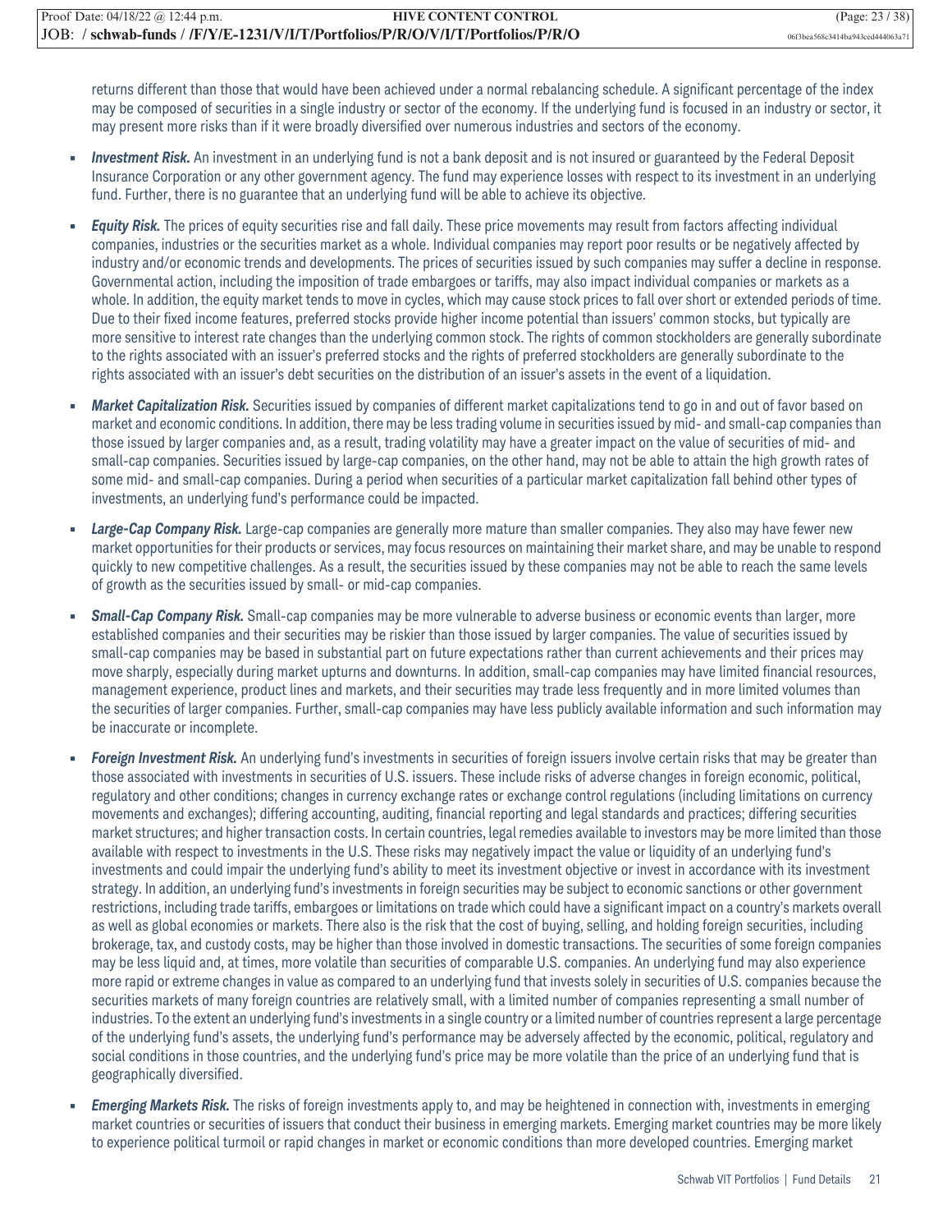returns different than those that would have been achieved under a normal rebalancing schedule. A significant percentage of the index may be composed of securities in a single industry or sector of the economy. If the underlying fund is focused in an industry or sector, it may present more risks than if it were broadly diversified over numerous industries and sectors of the economy.

- ***Investment Risk.*** An investment in an underlying fund is not a bank deposit and is not insured or guaranteed by the Federal Deposit Insurance Corporation or any other government agency. The fund may experience losses with respect to its investment in an underlying fund. Further, there is no guarantee that an underlying fund will be able to achieve its objective.

- ***Equity Risk.*** The prices of equity securities rise and fall daily. These price movements may result from factors affecting individual companies, industries or the securities market as a whole. Individual companies may report poor results or be negatively affected by industry and/or economic trends and developments. The prices of securities issued by such companies may suffer a decline in response. Governmental action, including the imposition of trade embargoes or tariffs, may also impact individual companies or markets as a whole. In addition, the equity market tends to move in cycles, which may cause stock prices to fall over short or extended periods of time. Due to their fixed income features, preferred stocks provide higher income potential than issuers' common stocks, but typically are more sensitive to interest rate changes than the underlying common stock. The rights of common stockholders are generally subordinate to the rights associated with an issuer's preferred stocks and the rights of preferred stockholders are generally subordinate to the rights associated with an issuer's debt securities on the distribution of an issuer's assets in the event of a liquidation.

- ***Market Capitalization Risk.*** Securities issued by companies of different market capitalizations tend to go in and out of favor based on market and economic conditions. In addition, there may be less trading volume in securities issued by mid- and small-cap companies than those issued by larger companies and, as a result, trading volatility may have a greater impact on the value of securities of mid- and small-cap companies. Securities issued by large-cap companies, on the other hand, may not be able to attain the high growth rates of some mid- and small-cap companies. During a period when securities of a particular market capitalization fall behind other types of investments, an underlying fund's performance could be impacted.

- ***Large-Cap Company Risk.*** Large-cap companies are generally more mature than smaller companies. They also may have fewer new market opportunities for their products or services, may focus resources on maintaining their market share, and may be unable to respond quickly to new competitive challenges. As a result, the securities issued by these companies may not be able to reach the same levels of growth as the securities issued by small- or mid-cap companies.

- ***Small-Cap Company Risk.*** Small-cap companies may be more vulnerable to adverse business or economic events than larger, more established companies and their securities may be riskier than those issued by larger companies. The value of securities issued by small-cap companies may be based in substantial part on future expectations rather than current achievements and their prices may move sharply, especially during market upturns and downturns. In addition, small-cap companies may have limited financial resources, management experience, product lines and markets, and their securities may trade less frequently and in more limited volumes than the securities of larger companies. Further, small-cap companies may have less publicly available information and such information may be inaccurate or incomplete.

- ***Foreign Investment Risk.*** An underlying fund's investments in securities of foreign issuers involve certain risks that may be greater than those associated with investments in securities of U.S. issuers. These include risks of adverse changes in foreign economic, political, regulatory and other conditions; changes in currency exchange rates or exchange control regulations (including limitations on currency movements and exchanges); differing accounting, auditing, financial reporting and legal standards and practices; differing securities market structures; and higher transaction costs. In certain countries, legal remedies available to investors may be more limited than those available with respect to investments in the U.S. These risks may negatively impact the value or liquidity of an underlying fund's investments and could impair the underlying fund's ability to meet its investment objective or invest in accordance with its investment strategy. In addition, an underlying fund's investments in foreign securities may be subject to economic sanctions or other government restrictions, including trade tariffs, embargoes or limitations on trade which could have a significant impact on a country's markets overall as well as global economies or markets. There also is the risk that the cost of buying, selling, and holding foreign securities, including brokerage, tax, and custody costs, may be higher than those involved in domestic transactions. The securities of some foreign companies may be less liquid and, at times, more volatile than securities of comparable U.S. companies. An underlying fund may also experience more rapid or extreme changes in value as compared to an underlying fund that invests solely in securities of U.S. companies because the securities markets of many foreign countries are relatively small, with a limited number of companies representing a small number of industries. To the extent an underlying fund's investments in a single country or a limited number of countries represent a large percentage of the underlying fund's assets, the underlying fund's performance may be adversely affected by the economic, political, regulatory and social conditions in those countries, and the underlying fund's price may be more volatile than the price of an underlying fund that is geographically diversified.

- ***Emerging Markets Risk.*** The risks of foreign investments apply to, and may be heightened in connection with, investments in emerging market countries or securities of issuers that conduct their business in emerging markets. Emerging market countries may be more likely to experience political turmoil or rapid changes in market or economic conditions than more developed countries. Emerging market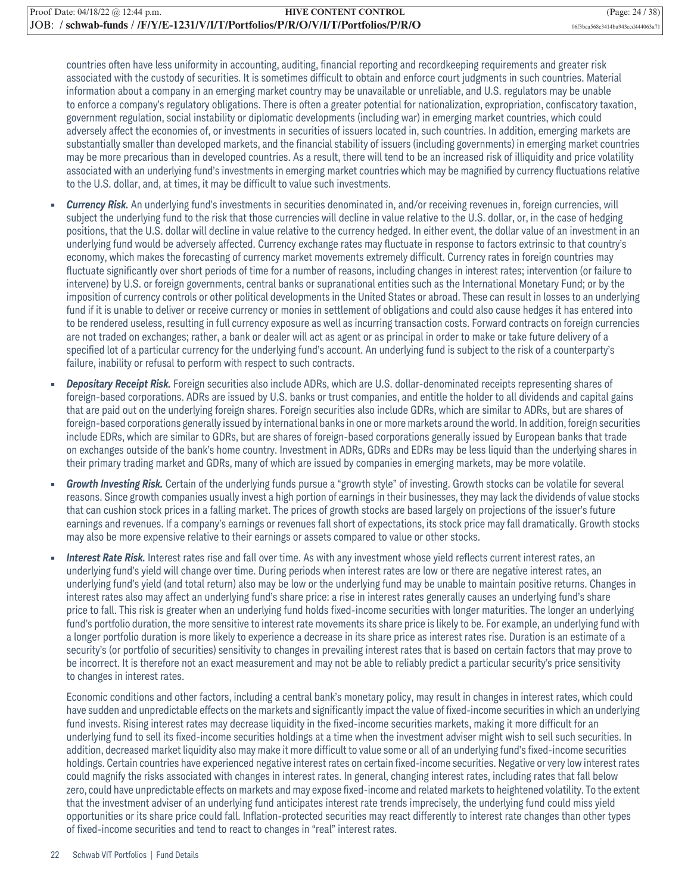countries often have less uniformity in accounting, auditing, financial reporting and recordkeeping requirements and greater risk associated with the custody of securities. It is sometimes difficult to obtain and enforce court judgments in such countries. Material information about a company in an emerging market country may be unavailable or unreliable, and U.S. regulators may be unable to enforce a company's regulatory obligations. There is often a greater potential for nationalization, expropriation, confiscatory taxation, government regulation, social instability or diplomatic developments (including war) in emerging market countries, which could adversely affect the economies of, or investments in securities of issuers located in, such countries. In addition, emerging markets are substantially smaller than developed markets, and the financial stability of issuers (including governments) in emerging market countries may be more precarious than in developed countries. As a result, there will tend to be an increased risk of illiquidity and price volatility associated with an underlying fund's investments in emerging market countries which may be magnified by currency fluctuations relative to the U.S. dollar, and, at times, it may be difficult to value such investments.

- ***Currency Risk.*** An underlying fund's investments in securities denominated in, and/or receiving revenues in, foreign currencies, will subject the underlying fund to the risk that those currencies will decline in value relative to the U.S. dollar, or, in the case of hedging positions, that the U.S. dollar will decline in value relative to the currency hedged. In either event, the dollar value of an investment in an underlying fund would be adversely affected. Currency exchange rates may fluctuate in response to factors extrinsic to that country's economy, which makes the forecasting of currency market movements extremely difficult. Currency rates in foreign countries may fluctuate significantly over short periods of time for a number of reasons, including changes in interest rates; intervention (or failure to intervene) by U.S. or foreign governments, central banks or supranational entities such as the International Monetary Fund; or by the imposition of currency controls or other political developments in the United States or abroad. These can result in losses to an underlying fund if it is unable to deliver or receive currency or monies in settlement of obligations and could also cause hedges it has entered into to be rendered useless, resulting in full currency exposure as well as incurring transaction costs. Forward contracts on foreign currencies are not traded on exchanges; rather, a bank or dealer will act as agent or as principal in order to make or take future delivery of a specified lot of a particular currency for the underlying fund's account. An underlying fund is subject to the risk of a counterparty's failure, inability or refusal to perform with respect to such contracts.

- ***Depositary Receipt Risk.*** Foreign securities also include ADRs, which are U.S. dollar-denominated receipts representing shares of foreign-based corporations. ADRs are issued by U.S. banks or trust companies, and entitle the holder to all dividends and capital gains that are paid out on the underlying foreign shares. Foreign securities also include GDRs, which are similar to ADRs, but are shares of foreign-based corporations generally issued by international banks in one or more markets around the world. In addition, foreign securities include EDRs, which are similar to GDRs, but are shares of foreign-based corporations generally issued by European banks that trade on exchanges outside of the bank's home country. Investment in ADRs, GDRs and EDRs may be less liquid than the underlying shares in their primary trading market and GDRs, many of which are issued by companies in emerging markets, may be more volatile.

- ***Growth Investing Risk.*** Certain of the underlying funds pursue a "growth style" of investing. Growth stocks can be volatile for several reasons. Since growth companies usually invest a high portion of earnings in their businesses, they may lack the dividends of value stocks that can cushion stock prices in a falling market. The prices of growth stocks are based largely on projections of the issuer's future earnings and revenues. If a company's earnings or revenues fall short of expectations, its stock price may fall dramatically. Growth stocks may also be more expensive relative to their earnings or assets compared to value or other stocks.

- ***Interest Rate Risk.*** Interest rates rise and fall over time. As with any investment whose yield reflects current interest rates, an underlying fund's yield will change over time. During periods when interest rates are low or there are negative interest rates, an underlying fund's yield (and total return) also may be low or the underlying fund may be unable to maintain positive returns. Changes in interest rates also may affect an underlying fund's share price: a rise in interest rates generally causes an underlying fund's share price to fall. This risk is greater when an underlying fund holds fixed-income securities with longer maturities. The longer an underlying fund's portfolio duration, the more sensitive to interest rate movements its share price is likely to be. For example, an underlying fund with a longer portfolio duration is more likely to experience a decrease in its share price as interest rates rise. Duration is an estimate of a security's (or portfolio of securities) sensitivity to changes in prevailing interest rates that is based on certain factors that may prove to be incorrect. It is therefore not an exact measurement and may not be able to reliably predict a particular security's price sensitivity to changes in interest rates.

  Economic conditions and other factors, including a central bank's monetary policy, may result in changes in interest rates, which could have sudden and unpredictable effects on the markets and significantly impact the value of fixed-income securities in which an underlying fund invests. Rising interest rates may decrease liquidity in the fixed-income securities markets, making it more difficult for an underlying fund to sell its fixed-income securities holdings at a time when the investment adviser might wish to sell such securities. In addition, decreased market liquidity also may make it more difficult to value some or all of an underlying fund's fixed-income securities holdings. Certain countries have experienced negative interest rates on certain fixed-income securities. Negative or very low interest rates could magnify the risks associated with changes in interest rates. In general, changing interest rates, including rates that fall below zero, could have unpredictable effects on markets and may expose fixed-income and related markets to heightened volatility. To the extent that the investment adviser of an underlying fund anticipates interest rate trends imprecisely, the underlying fund could miss yield opportunities or its share price could fall. Inflation-protected securities may react differently to interest rate changes than other types of fixed-income securities and tend to react to changes in "real" interest rates.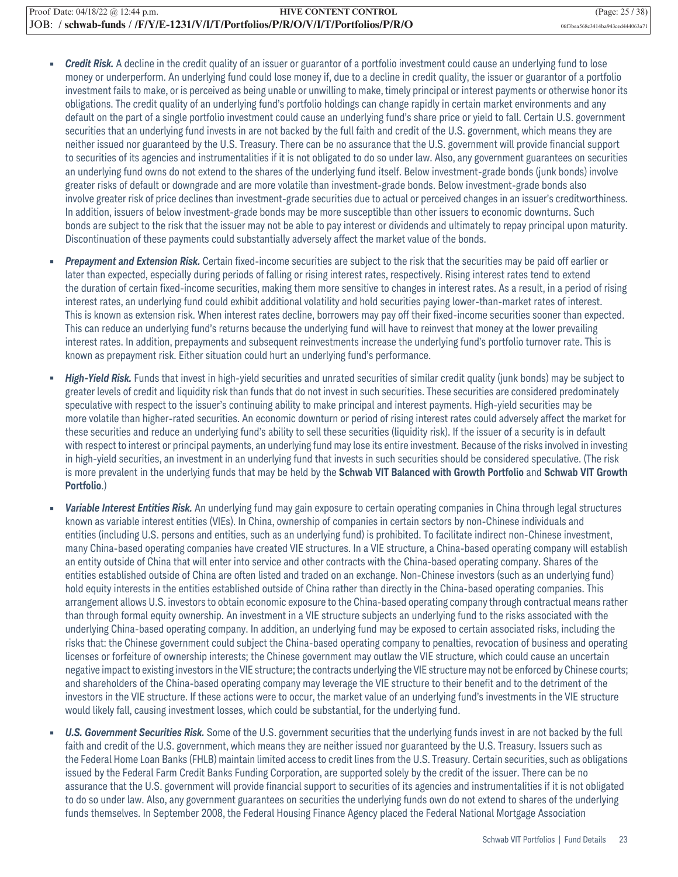- ***Credit Risk.*** A decline in the credit quality of an issuer or guarantor of a portfolio investment could cause an underlying fund to lose money or underperform. An underlying fund could lose money if, due to a decline in credit quality, the issuer or guarantor of a portfolio investment fails to make, or is perceived as being unable or unwilling to make, timely principal or interest payments or otherwise honor its obligations. The credit quality of an underlying fund's portfolio holdings can change rapidly in certain market environments and any default on the part of a single portfolio investment could cause an underlying fund's share price or yield to fall. Certain U.S. government securities that an underlying fund invests in are not backed by the full faith and credit of the U.S. government, which means they are neither issued nor guaranteed by the U.S. Treasury. There can be no assurance that the U.S. government will provide financial support to securities of its agencies and instrumentalities if it is not obligated to do so under law. Also, any government guarantees on securities an underlying fund owns do not extend to the shares of the underlying fund itself. Below investment-grade bonds (junk bonds) involve greater risks of default or downgrade and are more volatile than investment-grade bonds. Below investment-grade bonds also involve greater risk of price declines than investment-grade securities due to actual or perceived changes in an issuer's creditworthiness. In addition, issuers of below investment-grade bonds may be more susceptible than other issuers to economic downturns. Such bonds are subject to the risk that the issuer may not be able to pay interest or dividends and ultimately to repay principal upon maturity. Discontinuation of these payments could substantially adversely affect the market value of the bonds.

- ***Prepayment and Extension Risk.*** Certain fixed-income securities are subject to the risk that the securities may be paid off earlier or later than expected, especially during periods of falling or rising interest rates, respectively. Rising interest rates tend to extend the duration of certain fixed-income securities, making them more sensitive to changes in interest rates. As a result, in a period of rising interest rates, an underlying fund could exhibit additional volatility and hold securities paying lower-than-market rates of interest. This is known as extension risk. When interest rates decline, borrowers may pay off their fixed-income securities sooner than expected. This can reduce an underlying fund's returns because the underlying fund will have to reinvest that money at the lower prevailing interest rates. In addition, prepayments and subsequent reinvestments increase the underlying fund's portfolio turnover rate. This is known as prepayment risk. Either situation could hurt an underlying fund's performance.

- ***High-Yield Risk.*** Funds that invest in high-yield securities and unrated securities of similar credit quality (junk bonds) may be subject to greater levels of credit and liquidity risk than funds that do not invest in such securities. These securities are considered predominately speculative with respect to the issuer's continuing ability to make principal and interest payments. High-yield securities may be more volatile than higher-rated securities. An economic downturn or period of rising interest rates could adversely affect the market for these securities and reduce an underlying fund's ability to sell these securities (liquidity risk). If the issuer of a security is in default with respect to interest or principal payments, an underlying fund may lose its entire investment. Because of the risks involved in investing in high-yield securities, an investment in an underlying fund that invests in such securities should be considered speculative. (The risk is more prevalent in the underlying funds that may be held by the **Schwab VIT Balanced with Growth Portfolio** and **Schwab VIT Growth Portfolio**.)

- ***Variable Interest Entities Risk.*** An underlying fund may gain exposure to certain operating companies in China through legal structures known as variable interest entities (VIEs). In China, ownership of companies in certain sectors by non-Chinese individuals and entities (including U.S. persons and entities, such as an underlying fund) is prohibited. To facilitate indirect non-Chinese investment, many China-based operating companies have created VIE structures. In a VIE structure, a China-based operating company will establish an entity outside of China that will enter into service and other contracts with the China-based operating company. Shares of the entities established outside of China are often listed and traded on an exchange. Non-Chinese investors (such as an underlying fund) hold equity interests in the entities established outside of China rather than directly in the China-based operating companies. This arrangement allows U.S. investors to obtain economic exposure to the China-based operating company through contractual means rather than through formal equity ownership. An investment in a VIE structure subjects an underlying fund to the risks associated with the underlying China-based operating company. In addition, an underlying fund may be exposed to certain associated risks, including the risks that: the Chinese government could subject the China-based operating company to penalties, revocation of business and operating licenses or forfeiture of ownership interests; the Chinese government may outlaw the VIE structure, which could cause an uncertain negative impact to existing investors in the VIE structure; the contracts underlying the VIE structure may not be enforced by Chinese courts; and shareholders of the China-based operating company may leverage the VIE structure to their benefit and to the detriment of the investors in the VIE structure. If these actions were to occur, the market value of an underlying fund's investments in the VIE structure would likely fall, causing investment losses, which could be substantial, for the underlying fund.

- ***U.S. Government Securities Risk.*** Some of the U.S. government securities that the underlying funds invest in are not backed by the full faith and credit of the U.S. government, which means they are neither issued nor guaranteed by the U.S. Treasury. Issuers such as the Federal Home Loan Banks (FHLB) maintain limited access to credit lines from the U.S. Treasury. Certain securities, such as obligations issued by the Federal Farm Credit Banks Funding Corporation, are supported solely by the credit of the issuer. There can be no assurance that the U.S. government will provide financial support to securities of its agencies and instrumentalities if it is not obligated to do so under law. Also, any government guarantees on securities the underlying funds own do not extend to shares of the underlying funds themselves. In September 2008, the Federal Housing Finance Agency placed the Federal National Mortgage Association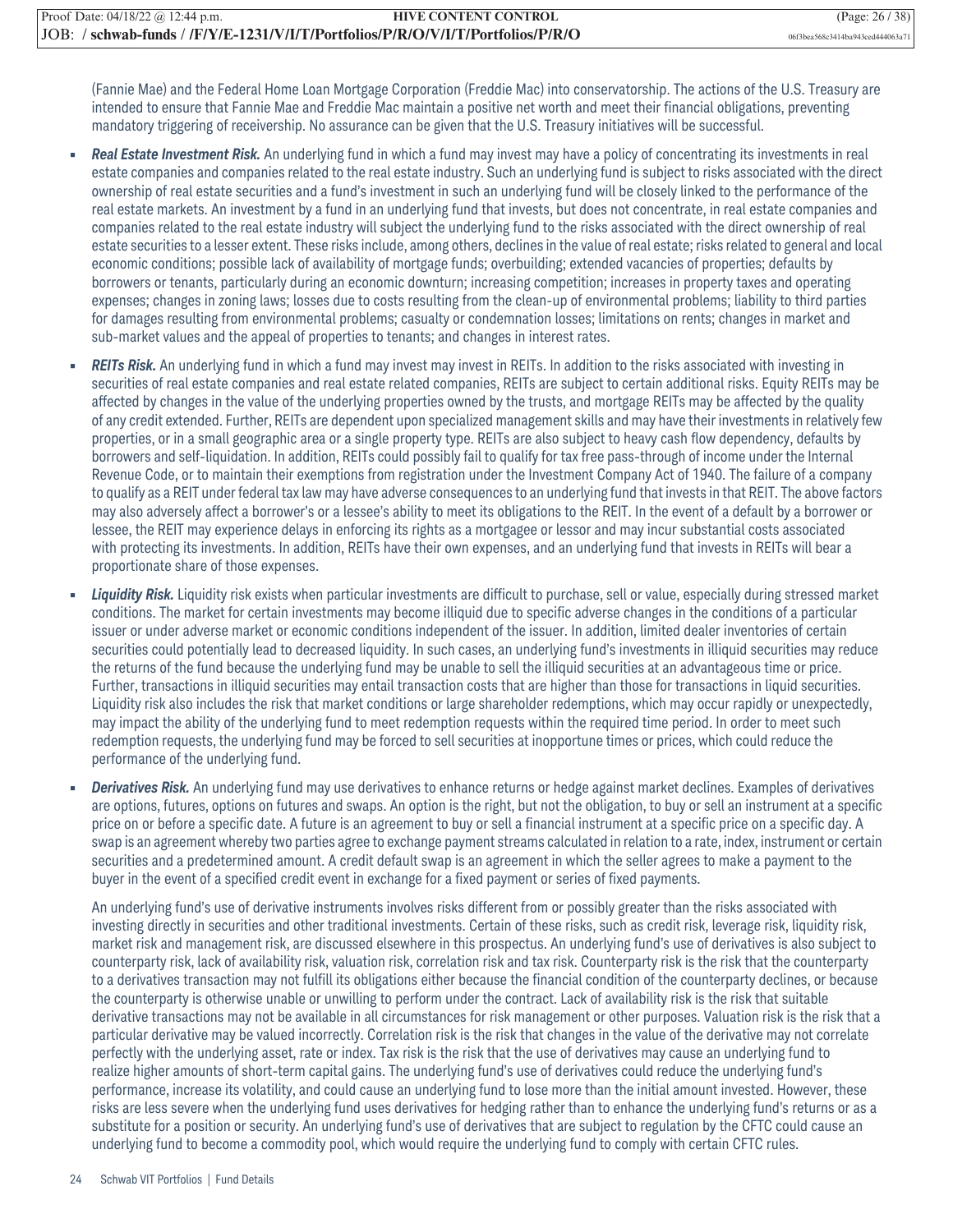(Fannie Mae) and the Federal Home Loan Mortgage Corporation (Freddie Mac) into conservatorship. The actions of the U.S. Treasury are intended to ensure that Fannie Mae and Freddie Mac maintain a positive net worth and meet their financial obligations, preventing mandatory triggering of receivership. No assurance can be given that the U.S. Treasury initiatives will be successful.

- ***Real Estate Investment Risk.*** An underlying fund in which a fund may invest may have a policy of concentrating its investments in real estate companies and companies related to the real estate industry. Such an underlying fund is subject to risks associated with the direct ownership of real estate securities and a fund's investment in such an underlying fund will be closely linked to the performance of the real estate markets. An investment by a fund in an underlying fund that invests, but does not concentrate, in real estate companies and companies related to the real estate industry will subject the underlying fund to the risks associated with the direct ownership of real estate securities to a lesser extent. These risks include, among others, declines in the value of real estate; risks related to general and local economic conditions; possible lack of availability of mortgage funds; overbuilding; extended vacancies of properties; defaults by borrowers or tenants, particularly during an economic downturn; increasing competition; increases in property taxes and operating expenses; changes in zoning laws; losses due to costs resulting from the clean-up of environmental problems; liability to third parties for damages resulting from environmental problems; casualty or condemnation losses; limitations on rents; changes in market and sub-market values and the appeal of properties to tenants; and changes in interest rates.

- ***REITs Risk.*** An underlying fund in which a fund may invest may invest in REITs. In addition to the risks associated with investing in securities of real estate companies and real estate related companies, REITs are subject to certain additional risks. Equity REITs may be affected by changes in the value of the underlying properties owned by the trusts, and mortgage REITs may be affected by the quality of any credit extended. Further, REITs are dependent upon specialized management skills and may have their investments in relatively few properties, or in a small geographic area or a single property type. REITs are also subject to heavy cash flow dependency, defaults by borrowers and self-liquidation. In addition, REITs could possibly fail to qualify for tax free pass-through of income under the Internal Revenue Code, or to maintain their exemptions from registration under the Investment Company Act of 1940. The failure of a company to qualify as a REIT under federal tax law may have adverse consequences to an underlying fund that invests in that REIT. The above factors may also adversely affect a borrower's or a lessee's ability to meet its obligations to the REIT. In the event of a default by a borrower or lessee, the REIT may experience delays in enforcing its rights as a mortgagee or lessor and may incur substantial costs associated with protecting its investments. In addition, REITs have their own expenses, and an underlying fund that invests in REITs will bear a proportionate share of those expenses.

- ***Liquidity Risk.*** Liquidity risk exists when particular investments are difficult to purchase, sell or value, especially during stressed market conditions. The market for certain investments may become illiquid due to specific adverse changes in the conditions of a particular issuer or under adverse market or economic conditions independent of the issuer. In addition, limited dealer inventories of certain securities could potentially lead to decreased liquidity. In such cases, an underlying fund's investments in illiquid securities may reduce the returns of the fund because the underlying fund may be unable to sell the illiquid securities at an advantageous time or price. Further, transactions in illiquid securities may entail transaction costs that are higher than those for transactions in liquid securities. Liquidity risk also includes the risk that market conditions or large shareholder redemptions, which may occur rapidly or unexpectedly, may impact the ability of the underlying fund to meet redemption requests within the required time period. In order to meet such redemption requests, the underlying fund may be forced to sell securities at inopportune times or prices, which could reduce the performance of the underlying fund.

- ***Derivatives Risk.*** An underlying fund may use derivatives to enhance returns or hedge against market declines. Examples of derivatives are options, futures, options on futures and swaps. An option is the right, but not the obligation, to buy or sell an instrument at a specific price on or before a specific date. A future is an agreement to buy or sell a financial instrument at a specific price on a specific day. A swap is an agreement whereby two parties agree to exchange payment streams calculated in relation to a rate, index, instrument or certain securities and a predetermined amount. A credit default swap is an agreement in which the seller agrees to make a payment to the buyer in the event of a specified credit event in exchange for a fixed payment or series of fixed payments.

  An underlying fund's use of derivative instruments involves risks different from or possibly greater than the risks associated with investing directly in securities and other traditional investments. Certain of these risks, such as credit risk, leverage risk, liquidity risk, market risk and management risk, are discussed elsewhere in this prospectus. An underlying fund's use of derivatives is also subject to counterparty risk, lack of availability risk, valuation risk, correlation risk and tax risk. Counterparty risk is the risk that the counterparty to a derivatives transaction may not fulfill its obligations either because the financial condition of the counterparty declines, or because the counterparty is otherwise unable or unwilling to perform under the contract. Lack of availability risk is the risk that suitable derivative transactions may not be available in all circumstances for risk management or other purposes. Valuation risk is the risk that a particular derivative may be valued incorrectly. Correlation risk is the risk that changes in the value of the derivative may not correlate perfectly with the underlying asset, rate or index. Tax risk is the risk that the use of derivatives may cause an underlying fund to realize higher amounts of short-term capital gains. The underlying fund's use of derivatives could reduce the underlying fund's performance, increase its volatility, and could cause an underlying fund to lose more than the initial amount invested. However, these risks are less severe when the underlying fund uses derivatives for hedging rather than to enhance the underlying fund's returns or as a substitute for a position or security. An underlying fund's use of derivatives that are subject to regulation by the CFTC could cause an underlying fund to become a commodity pool, which would require the underlying fund to comply with certain CFTC rules.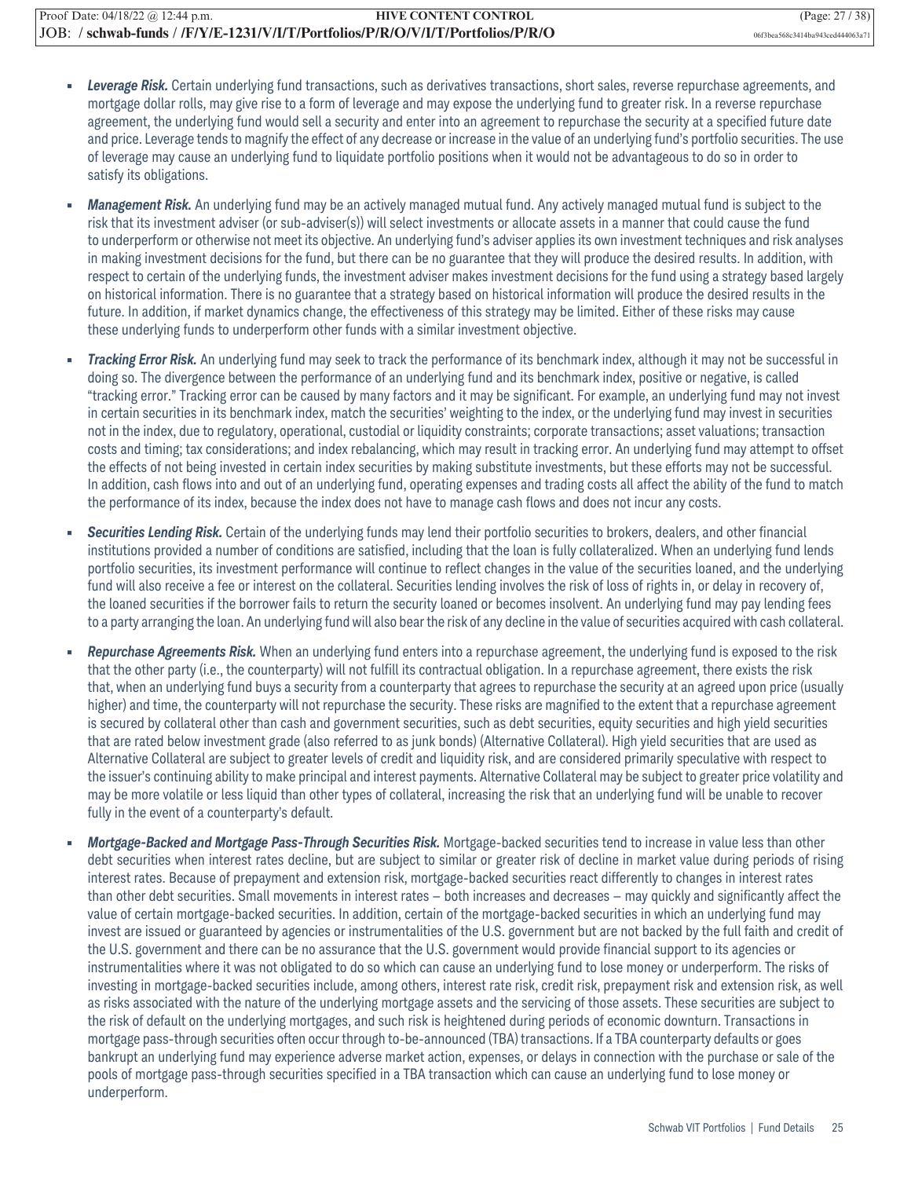- ***Leverage Risk.*** Certain underlying fund transactions, such as derivatives transactions, short sales, reverse repurchase agreements, and mortgage dollar rolls, may give rise to a form of leverage and may expose the underlying fund to greater risk. In a reverse repurchase agreement, the underlying fund would sell a security and enter into an agreement to repurchase the security at a specified future date and price. Leverage tends to magnify the effect of any decrease or increase in the value of an underlying fund's portfolio securities. The use of leverage may cause an underlying fund to liquidate portfolio positions when it would not be advantageous to do so in order to satisfy its obligations.

- ***Management Risk.*** An underlying fund may be an actively managed mutual fund. Any actively managed mutual fund is subject to the risk that its investment adviser (or sub-adviser(s)) will select investments or allocate assets in a manner that could cause the fund to underperform or otherwise not meet its objective. An underlying fund's adviser applies its own investment techniques and risk analyses in making investment decisions for the fund, but there can be no guarantee that they will produce the desired results. In addition, with respect to certain of the underlying funds, the investment adviser makes investment decisions for the fund using a strategy based largely on historical information. There is no guarantee that a strategy based on historical information will produce the desired results in the future. In addition, if market dynamics change, the effectiveness of this strategy may be limited. Either of these risks may cause these underlying funds to underperform other funds with a similar investment objective.

- ***Tracking Error Risk.*** An underlying fund may seek to track the performance of its benchmark index, although it may not be successful in doing so. The divergence between the performance of an underlying fund and its benchmark index, positive or negative, is called "tracking error." Tracking error can be caused by many factors and it may be significant. For example, an underlying fund may not invest in certain securities in its benchmark index, match the securities' weighting to the index, or the underlying fund may invest in securities not in the index, due to regulatory, operational, custodial or liquidity constraints; corporate transactions; asset valuations; transaction costs and timing; tax considerations; and index rebalancing, which may result in tracking error. An underlying fund may attempt to offset the effects of not being invested in certain index securities by making substitute investments, but these efforts may not be successful. In addition, cash flows into and out of an underlying fund, operating expenses and trading costs all affect the ability of the fund to match the performance of its index, because the index does not have to manage cash flows and does not incur any costs.

- ***Securities Lending Risk.*** Certain of the underlying funds may lend their portfolio securities to brokers, dealers, and other financial institutions provided a number of conditions are satisfied, including that the loan is fully collateralized. When an underlying fund lends portfolio securities, its investment performance will continue to reflect changes in the value of the securities loaned, and the underlying fund will also receive a fee or interest on the collateral. Securities lending involves the risk of loss of rights in, or delay in recovery of, the loaned securities if the borrower fails to return the security loaned or becomes insolvent. An underlying fund may pay lending fees to a party arranging the loan. An underlying fund will also bear the risk of any decline in the value of securities acquired with cash collateral.

- ***Repurchase Agreements Risk.*** When an underlying fund enters into a repurchase agreement, the underlying fund is exposed to the risk that the other party (i.e., the counterparty) will not fulfill its contractual obligation. In a repurchase agreement, there exists the risk that, when an underlying fund buys a security from a counterparty that agrees to repurchase the security at an agreed upon price (usually higher) and time, the counterparty will not repurchase the security. These risks are magnified to the extent that a repurchase agreement is secured by collateral other than cash and government securities, such as debt securities, equity securities and high yield securities that are rated below investment grade (also referred to as junk bonds) (Alternative Collateral). High yield securities that are used as Alternative Collateral are subject to greater levels of credit and liquidity risk, and are considered primarily speculative with respect to the issuer's continuing ability to make principal and interest payments. Alternative Collateral may be subject to greater price volatility and may be more volatile or less liquid than other types of collateral, increasing the risk that an underlying fund will be unable to recover fully in the event of a counterparty's default.

- ***Mortgage-Backed and Mortgage Pass-Through Securities Risk.*** Mortgage-backed securities tend to increase in value less than other debt securities when interest rates decline, but are subject to similar or greater risk of decline in market value during periods of rising interest rates. Because of prepayment and extension risk, mortgage-backed securities react differently to changes in interest rates than other debt securities. Small movements in interest rates – both increases and decreases – may quickly and significantly affect the value of certain mortgage-backed securities. In addition, certain of the mortgage-backed securities in which an underlying fund may invest are issued or guaranteed by agencies or instrumentalities of the U.S. government but are not backed by the full faith and credit of the U.S. government and there can be no assurance that the U.S. government would provide financial support to its agencies or instrumentalities where it was not obligated to do so which can cause an underlying fund to lose money or underperform. The risks of investing in mortgage-backed securities include, among others, interest rate risk, credit risk, prepayment risk and extension risk, as well as risks associated with the nature of the underlying mortgage assets and the servicing of those assets. These securities are subject to the risk of default on the underlying mortgages, and such risk is heightened during periods of economic downturn. Transactions in mortgage pass-through securities often occur through to-be-announced (TBA) transactions. If a TBA counterparty defaults or goes bankrupt an underlying fund may experience adverse market action, expenses, or delays in connection with the purchase or sale of the pools of mortgage pass-through securities specified in a TBA transaction which can cause an underlying fund to lose money or underperform.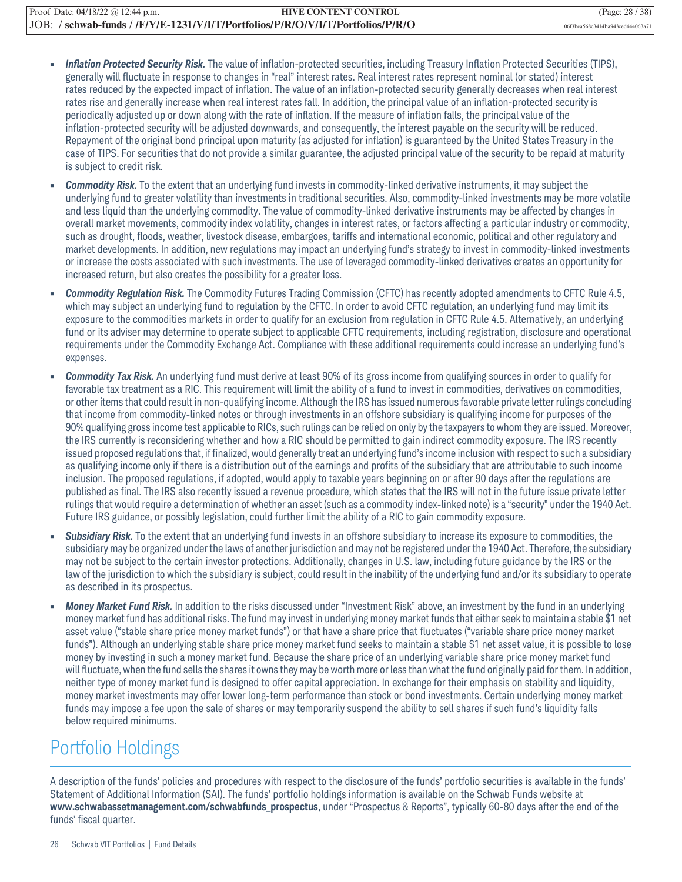- ***Inflation Protected Security Risk.*** The value of inflation-protected securities, including Treasury Inflation Protected Securities (TIPS), generally will fluctuate in response to changes in "real" interest rates. Real interest rates represent nominal (or stated) interest rates reduced by the expected impact of inflation. The value of an inflation-protected security generally decreases when real interest rates rise and generally increase when real interest rates fall. In addition, the principal value of an inflation-protected security is periodically adjusted up or down along with the rate of inflation. If the measure of inflation falls, the principal value of the inflation-protected security will be adjusted downwards, and consequently, the interest payable on the security will be reduced. Repayment of the original bond principal upon maturity (as adjusted for inflation) is guaranteed by the United States Treasury in the case of TIPS. For securities that do not provide a similar guarantee, the adjusted principal value of the security to be repaid at maturity is subject to credit risk.
- ***Commodity Risk.*** To the extent that an underlying fund invests in commodity-linked derivative instruments, it may subject the underlying fund to greater volatility than investments in traditional securities. Also, commodity-linked investments may be more volatile and less liquid than the underlying commodity. The value of commodity-linked derivative instruments may be affected by changes in overall market movements, commodity index volatility, changes in interest rates, or factors affecting a particular industry or commodity, such as drought, floods, weather, livestock disease, embargoes, tariffs and international economic, political and other regulatory and market developments. In addition, new regulations may impact an underlying fund's strategy to invest in commodity-linked investments or increase the costs associated with such investments. The use of leveraged commodity-linked derivatives creates an opportunity for increased return, but also creates the possibility for a greater loss.
- ***Commodity Regulation Risk.*** The Commodity Futures Trading Commission (CFTC) has recently adopted amendments to CFTC Rule 4.5, which may subject an underlying fund to regulation by the CFTC. In order to avoid CFTC regulation, an underlying fund may limit its exposure to the commodities markets in order to qualify for an exclusion from regulation in CFTC Rule 4.5. Alternatively, an underlying fund or its adviser may determine to operate subject to applicable CFTC requirements, including registration, disclosure and operational requirements under the Commodity Exchange Act. Compliance with these additional requirements could increase an underlying fund's expenses.
- ***Commodity Tax Risk.*** An underlying fund must derive at least 90% of its gross income from qualifying sources in order to qualify for favorable tax treatment as a RIC. This requirement will limit the ability of a fund to invest in commodities, derivatives on commodities, or other items that could result in non-qualifying income. Although the IRS has issued numerous favorable private letter rulings concluding that income from commodity-linked notes or through investments in an offshore subsidiary is qualifying income for purposes of the 90% qualifying gross income test applicable to RICs, such rulings can be relied on only by the taxpayers to whom they are issued. Moreover, the IRS currently is reconsidering whether and how a RIC should be permitted to gain indirect commodity exposure. The IRS recently issued proposed regulations that, if finalized, would generally treat an underlying fund's income inclusion with respect to such a subsidiary as qualifying income only if there is a distribution out of the earnings and profits of the subsidiary that are attributable to such income inclusion. The proposed regulations, if adopted, would apply to taxable years beginning on or after 90 days after the regulations are published as final. The IRS also recently issued a revenue procedure, which states that the IRS will not in the future issue private letter rulings that would require a determination of whether an asset (such as a commodity index-linked note) is a "security" under the 1940 Act. Future IRS guidance, or possibly legislation, could further limit the ability of a RIC to gain commodity exposure.
- ***Subsidiary Risk.*** To the extent that an underlying fund invests in an offshore subsidiary to increase its exposure to commodities, the subsidiary may be organized under the laws of another jurisdiction and may not be registered under the 1940 Act. Therefore, the subsidiary may not be subject to the certain investor protections. Additionally, changes in U.S. law, including future guidance by the IRS or the law of the jurisdiction to which the subsidiary is subject, could result in the inability of the underlying fund and/or its subsidiary to operate as described in its prospectus.
- ***Money Market Fund Risk.*** In addition to the risks discussed under "Investment Risk" above, an investment by the fund in an underlying money market fund has additional risks. The fund may invest in underlying money market funds that either seek to maintain a stable $1 net asset value ("stable share price money market funds") or that have a share price that fluctuates ("variable share price money market funds"). Although an underlying stable share price money market fund seeks to maintain a stable $1 net asset value, it is possible to lose money by investing in such a money market fund. Because the share price of an underlying variable share price money market fund will fluctuate, when the fund sells the shares it owns they may be worth more or less than what the fund originally paid for them. In addition, neither type of money market fund is designed to offer capital appreciation. In exchange for their emphasis on stability and liquidity, money market investments may offer lower long-term performance than stock or bond investments. Certain underlying money market funds may impose a fee upon the sale of shares or may temporarily suspend the ability to sell shares if such fund's liquidity falls below required minimums.

# Portfolio Holdings

A description of the funds' policies and procedures with respect to the disclosure of the funds' portfolio securities is available in the funds' Statement of Additional Information (SAI). The funds' portfolio holdings information is available on the Schwab Funds website at **www.schwabassetmanagement.com/schwabfunds_prospectus**, under "Prospectus & Reports", typically 60-80 days after the end of the funds' fiscal quarter.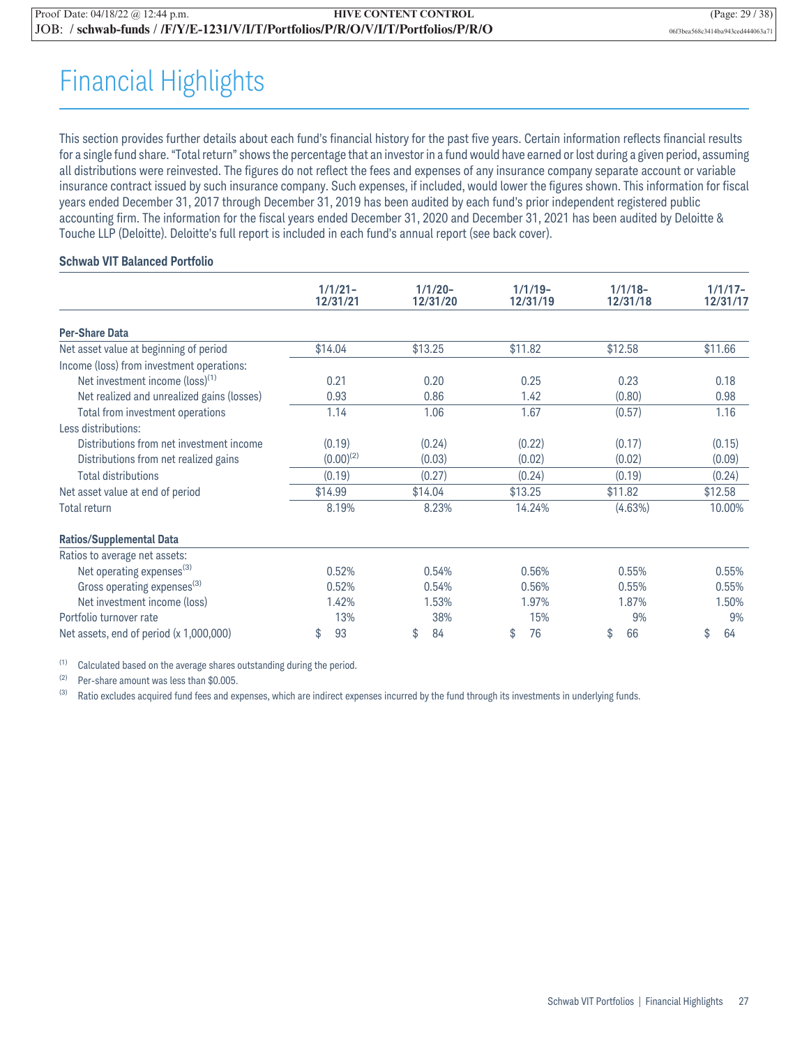# Financial Highlights

This section provides further details about each fund's financial history for the past five years. Certain information reflects financial results for a single fund share. "Total return" shows the percentage that an investor in a fund would have earned or lost during a given period, assuming all distributions were reinvested. The figures do not reflect the fees and expenses of any insurance company separate account or variable insurance contract issued by such insurance company. Such expenses, if included, would lower the figures shown. This information for fiscal years ended December 31, 2017 through December 31, 2019 has been audited by each fund's prior independent registered public accounting firm. The information for the fiscal years ended December 31, 2020 and December 31, 2021 has been audited by Deloitte & Touche LLP (Deloitte). Deloitte's full report is included in each fund's annual report (see back cover).

### Schwab VIT Balanced Portfolio

| | 1/1/21–12/31/21 | 1/1/20–12/31/20 | 1/1/19–12/31/19 | 1/1/18–12/31/18 | 1/1/17–12/31/17 |
|---|---|---|---|---|---|
| **Per-Share Data** | | | | | |
| Net asset value at beginning of period | $14.04 | $13.25 | $11.82 | $12.58 | $11.66 |
| Income (loss) from investment operations: | | | | | |
| Net investment income (loss)[1] | 0.21 | 0.20 | 0.25 | 0.23 | 0.18 |
| Net realized and unrealized gains (losses) | 0.93 | 0.86 | 1.42 | (0.80) | 0.98 |
| Total from investment operations | 1.14 | 1.06 | 1.67 | (0.57) | 1.16 |
| Less distributions: | | | | | |
| Distributions from net investment income | (0.19) | (0.24) | (0.22) | (0.17) | (0.15) |
| Distributions from net realized gains | (0.00)[2] | (0.03) | (0.02) | (0.02) | (0.09) |
| Total distributions | (0.19) | (0.27) | (0.24) | (0.19) | (0.24) |
| Net asset value at end of period | $14.99 | $14.04 | $13.25 | $11.82 | $12.58 |
| Total return | 8.19% | 8.23% | 14.24% | (4.63%) | 10.00% |
| **Ratios/Supplemental Data** | | | | | |
| Ratios to average net assets: | | | | | |
| Net operating expenses[3] | 0.52% | 0.54% | 0.56% | 0.55% | 0.55% |
| Gross operating expenses[3] | 0.52% | 0.54% | 0.56% | 0.55% | 0.55% |
| Net investment income (loss) | 1.42% | 1.53% | 1.97% | 1.87% | 1.50% |
| Portfolio turnover rate | 13% | 38% | 15% | 9% | 9% |
| Net assets, end of period (x 1,000,000) | $ 93 | $ 84 | $ 76 | $ 66 | $ 64 |

[1] Calculated based on the average shares outstanding during the period.

[2] Per-share amount was less than $0.005.

[3] Ratio excludes acquired fund fees and expenses, which are indirect expenses incurred by the fund through its investments in underlying funds.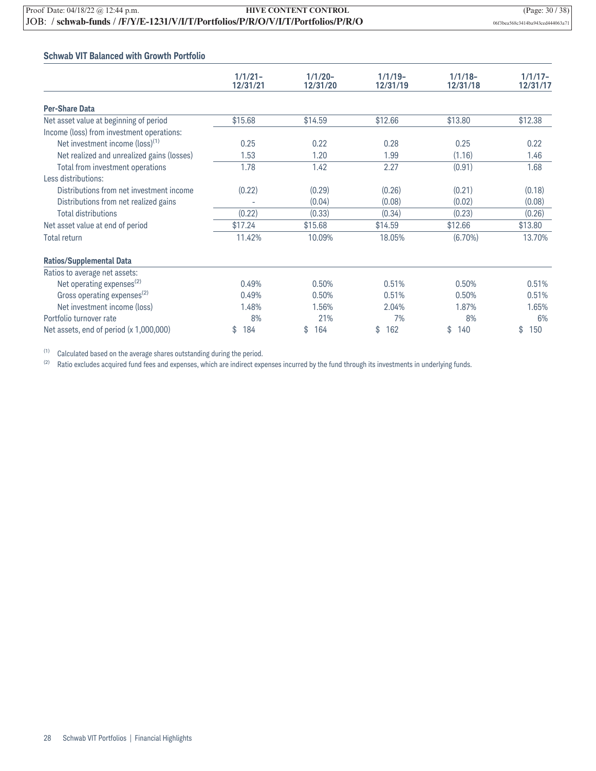### Schwab VIT Balanced with Growth Portfolio

| | 1/1/21–12/31/21 | 1/1/20–12/31/20 | 1/1/19–12/31/19 | 1/1/18–12/31/18 | 1/1/17–12/31/17 |
|---|---|---|---|---|---|
| **Per-Share Data** | | | | | |
| Net asset value at beginning of period | $15.68 | $14.59 | $12.66 | $13.80 | $12.38 |
| Income (loss) from investment operations: | | | | | |
| Net investment income (loss)[1] | 0.25 | 0.22 | 0.28 | 0.25 | 0.22 |
| Net realized and unrealized gains (losses) | 1.53 | 1.20 | 1.99 | (1.16) | 1.46 |
| Total from investment operations | 1.78 | 1.42 | 2.27 | (0.91) | 1.68 |
| Less distributions: | | | | | |
| Distributions from net investment income | (0.22) | (0.29) | (0.26) | (0.21) | (0.18) |
| Distributions from net realized gains | - | (0.04) | (0.08) | (0.02) | (0.08) |
| Total distributions | (0.22) | (0.33) | (0.34) | (0.23) | (0.26) |
| Net asset value at end of period | $17.24 | $15.68 | $14.59 | $12.66 | $13.80 |
| Total return | 11.42% | 10.09% | 18.05% | (6.70%) | 13.70% |
| **Ratios/Supplemental Data** | | | | | |
| Ratios to average net assets: | | | | | |
| Net operating expenses[2] | 0.49% | 0.50% | 0.51% | 0.50% | 0.51% |
| Gross operating expenses[2] | 0.49% | 0.50% | 0.51% | 0.50% | 0.51% |
| Net investment income (loss) | 1.48% | 1.56% | 2.04% | 1.87% | 1.65% |
| Portfolio turnover rate | 8% | 21% | 7% | 8% | 6% |
| Net assets, end of period (x 1,000,000) | $ 184 | $ 164 | $ 162 | $ 140 | $ 150 |

[1] Calculated based on the average shares outstanding during the period.

[2] Ratio excludes acquired fund fees and expenses, which are indirect expenses incurred by the fund through its investments in underlying funds.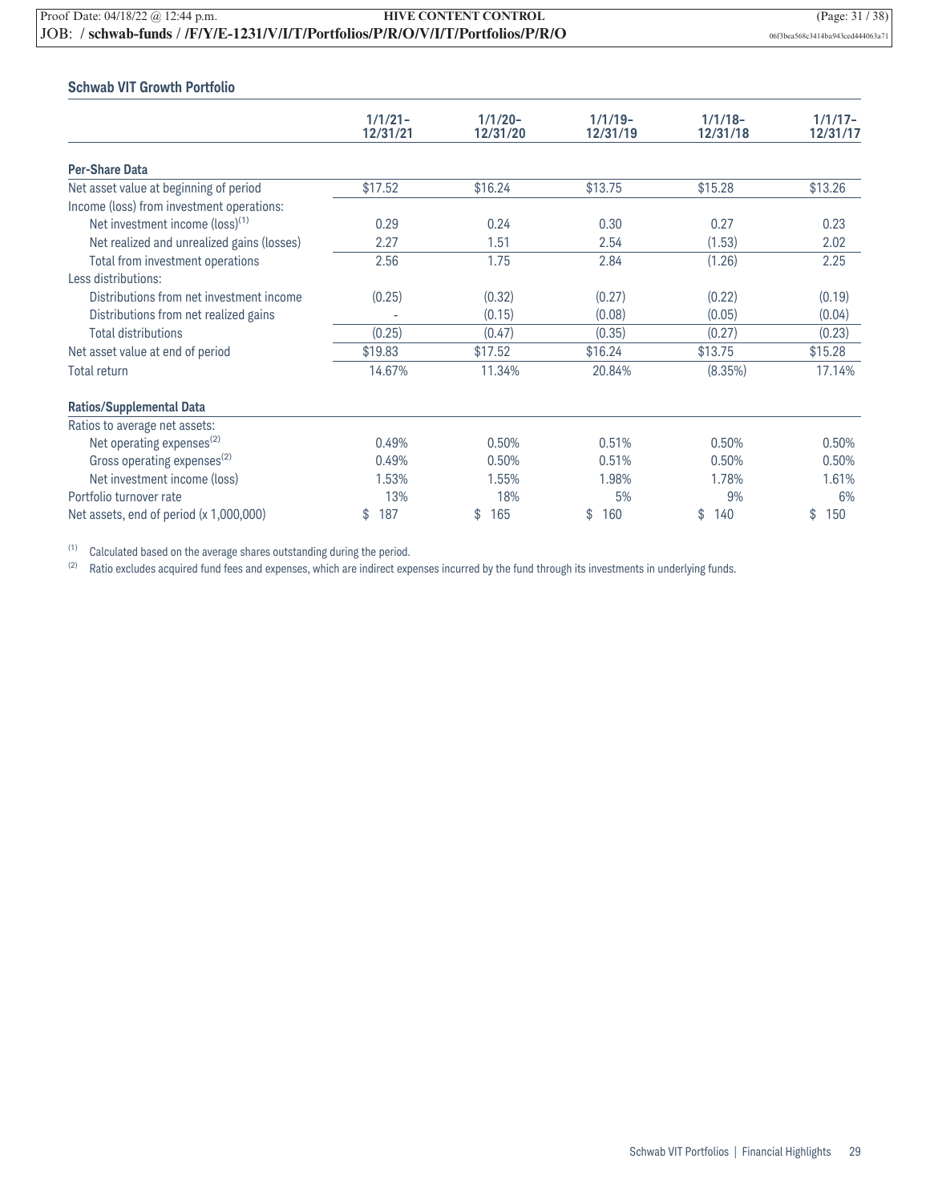## Schwab VIT Growth Portfolio

| | 1/1/21–12/31/21 | 1/1/20–12/31/20 | 1/1/19–12/31/19 | 1/1/18–12/31/18 | 1/1/17–12/31/17 |
|---|---|---|---|---|---|
| **Per-Share Data** | | | | | |
| Net asset value at beginning of period | $17.52 | $16.24 | $13.75 | $15.28 | $13.26 |
| Income (loss) from investment operations: | | | | | |
| Net investment income (loss)[1] | 0.29 | 0.24 | 0.30 | 0.27 | 0.23 |
| Net realized and unrealized gains (losses) | 2.27 | 1.51 | 2.54 | (1.53) | 2.02 |
| Total from investment operations | 2.56 | 1.75 | 2.84 | (1.26) | 2.25 |
| Less distributions: | | | | | |
| Distributions from net investment income | (0.25) | (0.32) | (0.27) | (0.22) | (0.19) |
| Distributions from net realized gains | - | (0.15) | (0.08) | (0.05) | (0.04) |
| Total distributions | (0.25) | (0.47) | (0.35) | (0.27) | (0.23) |
| Net asset value at end of period | $19.83 | $17.52 | $16.24 | $13.75 | $15.28 |
| Total return | 14.67% | 11.34% | 20.84% | (8.35%) | 17.14% |
| **Ratios/Supplemental Data** | | | | | |
| Ratios to average net assets: | | | | | |
| Net operating expenses[2] | 0.49% | 0.50% | 0.51% | 0.50% | 0.50% |
| Gross operating expenses[2] | 0.49% | 0.50% | 0.51% | 0.50% | 0.50% |
| Net investment income (loss) | 1.53% | 1.55% | 1.98% | 1.78% | 1.61% |
| Portfolio turnover rate | 13% | 18% | 5% | 9% | 6% |
| Net assets, end of period (x 1,000,000) | $ 187 | $ 165 | $ 160 | $ 140 | $ 150 |

[1] Calculated based on the average shares outstanding during the period.

[2] Ratio excludes acquired fund fees and expenses, which are indirect expenses incurred by the fund through its investments in underlying funds.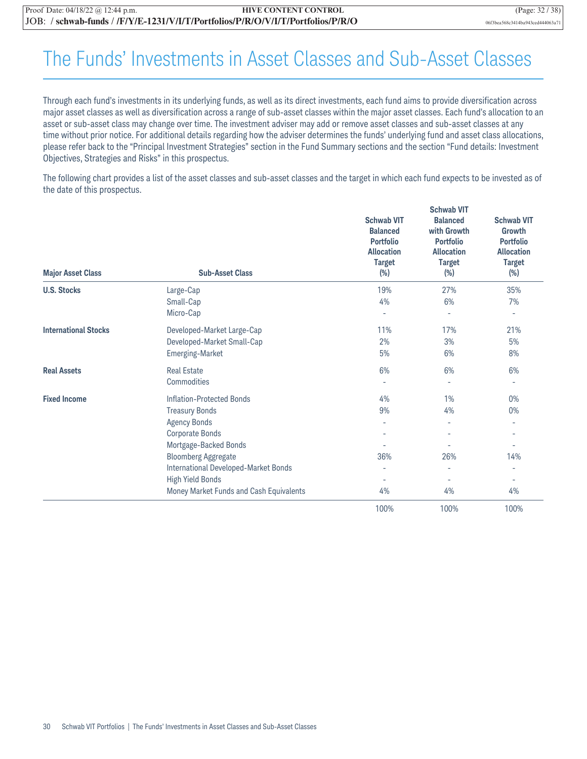# The Funds' Investments in Asset Classes and Sub-Asset Classes

Through each fund's investments in its underlying funds, as well as its direct investments, each fund aims to provide diversification across major asset classes as well as diversification across a range of sub-asset classes within the major asset classes. Each fund's allocation to an asset or sub-asset class may change over time. The investment adviser may add or remove asset classes and sub-asset classes at any time without prior notice. For additional details regarding how the adviser determines the funds' underlying fund and asset class allocations, please refer back to the "Principal Investment Strategies" section in the Fund Summary sections and the section "Fund details: Investment Objectives, Strategies and Risks" in this prospectus.

The following chart provides a list of the asset classes and sub-asset classes and the target in which each fund expects to be invested as of the date of this prospectus.

| Major Asset Class | Sub-Asset Class | Schwab VIT Balanced Portfolio Allocation Target (%) | Schwab VIT Balanced with Growth Portfolio Allocation Target (%) | Schwab VIT Growth Portfolio Allocation Target (%) |
|---|---|---|---|---|
| **U.S. Stocks** | Large-Cap | 19% | 27% | 35% |
| | Small-Cap | 4% | 6% | 7% |
| | Micro-Cap | - | - | - |
| **International Stocks** | Developed-Market Large-Cap | 11% | 17% | 21% |
| | Developed-Market Small-Cap | 2% | 3% | 5% |
| | Emerging-Market | 5% | 6% | 8% |
| **Real Assets** | Real Estate | 6% | 6% | 6% |
| | Commodities | - | - | - |
| **Fixed Income** | Inflation-Protected Bonds | 4% | 1% | 0% |
| | Treasury Bonds | 9% | 4% | 0% |
| | Agency Bonds | - | - | - |
| | Corporate Bonds | - | - | - |
| | Mortgage-Backed Bonds | - | - | - |
| | Bloomberg Aggregate | 36% | 26% | 14% |
| | International Developed-Market Bonds | - | - | - |
| | High Yield Bonds | - | - | - |
| | Money Market Funds and Cash Equivalents | 4% | 4% | 4% |
| | | 100% | 100% | 100% |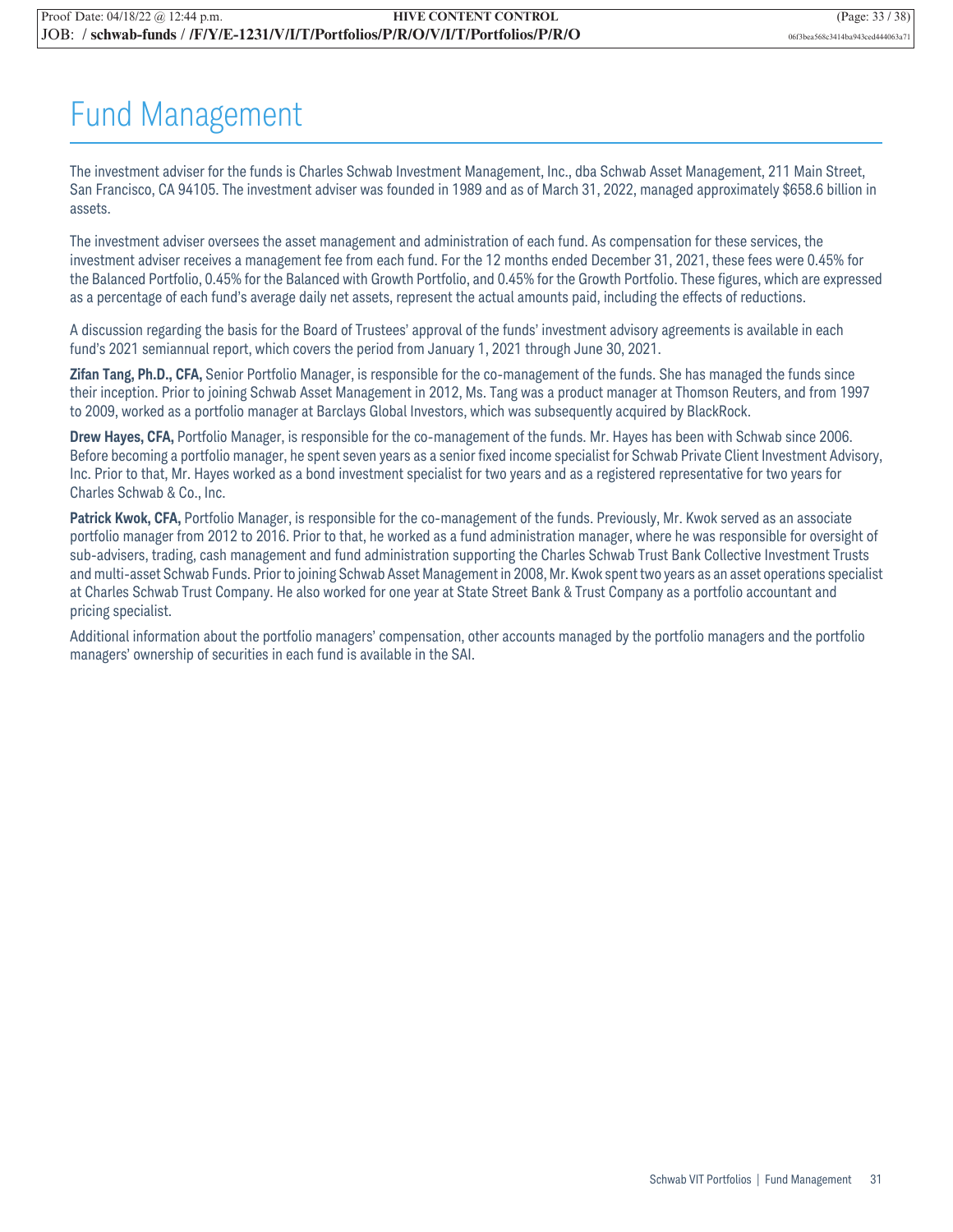# Fund Management

The investment adviser for the funds is Charles Schwab Investment Management, Inc., dba Schwab Asset Management, 211 Main Street, San Francisco, CA 94105. The investment adviser was founded in 1989 and as of March 31, 2022, managed approximately $658.6 billion in assets.

The investment adviser oversees the asset management and administration of each fund. As compensation for these services, the investment adviser receives a management fee from each fund. For the 12 months ended December 31, 2021, these fees were 0.45% for the Balanced Portfolio, 0.45% for the Balanced with Growth Portfolio, and 0.45% for the Growth Portfolio. These figures, which are expressed as a percentage of each fund's average daily net assets, represent the actual amounts paid, including the effects of reductions.

A discussion regarding the basis for the Board of Trustees' approval of the funds' investment advisory agreements is available in each fund's 2021 semiannual report, which covers the period from January 1, 2021 through June 30, 2021.

**Zifan Tang, Ph.D., CFA,** Senior Portfolio Manager, is responsible for the co-management of the funds. She has managed the funds since their inception. Prior to joining Schwab Asset Management in 2012, Ms. Tang was a product manager at Thomson Reuters, and from 1997 to 2009, worked as a portfolio manager at Barclays Global Investors, which was subsequently acquired by BlackRock.

**Drew Hayes, CFA,** Portfolio Manager, is responsible for the co-management of the funds. Mr. Hayes has been with Schwab since 2006. Before becoming a portfolio manager, he spent seven years as a senior fixed income specialist for Schwab Private Client Investment Advisory, Inc. Prior to that, Mr. Hayes worked as a bond investment specialist for two years and as a registered representative for two years for Charles Schwab & Co., Inc.

**Patrick Kwok, CFA,** Portfolio Manager, is responsible for the co-management of the funds. Previously, Mr. Kwok served as an associate portfolio manager from 2012 to 2016. Prior to that, he worked as a fund administration manager, where he was responsible for oversight of sub-advisers, trading, cash management and fund administration supporting the Charles Schwab Trust Bank Collective Investment Trusts and multi-asset Schwab Funds. Prior to joining Schwab Asset Management in 2008, Mr. Kwok spent two years as an asset operations specialist at Charles Schwab Trust Company. He also worked for one year at State Street Bank & Trust Company as a portfolio accountant and pricing specialist.

Additional information about the portfolio managers' compensation, other accounts managed by the portfolio managers and the portfolio managers' ownership of securities in each fund is available in the SAI.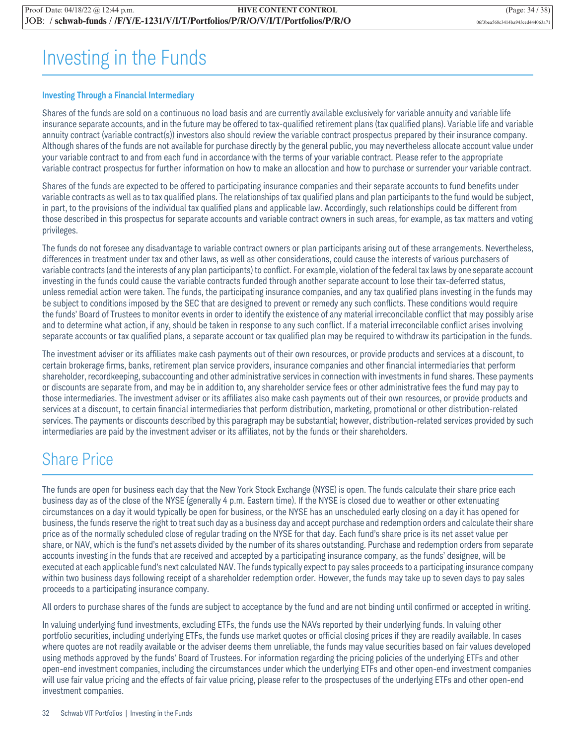# Investing in the Funds

### Investing Through a Financial Intermediary

Shares of the funds are sold on a continuous no load basis and are currently available exclusively for variable annuity and variable life insurance separate accounts, and in the future may be offered to tax-qualified retirement plans (tax qualified plans). Variable life and variable annuity contract (variable contract(s)) investors also should review the variable contract prospectus prepared by their insurance company. Although shares of the funds are not available for purchase directly by the general public, you may nevertheless allocate account value under your variable contract to and from each fund in accordance with the terms of your variable contract. Please refer to the appropriate variable contract prospectus for further information on how to make an allocation and how to purchase or surrender your variable contract.

Shares of the funds are expected to be offered to participating insurance companies and their separate accounts to fund benefits under variable contracts as well as to tax qualified plans. The relationships of tax qualified plans and plan participants to the fund would be subject, in part, to the provisions of the individual tax qualified plans and applicable law. Accordingly, such relationships could be different from those described in this prospectus for separate accounts and variable contract owners in such areas, for example, as tax matters and voting privileges.

The funds do not foresee any disadvantage to variable contract owners or plan participants arising out of these arrangements. Nevertheless, differences in treatment under tax and other laws, as well as other considerations, could cause the interests of various purchasers of variable contracts (and the interests of any plan participants) to conflict. For example, violation of the federal tax laws by one separate account investing in the funds could cause the variable contracts funded through another separate account to lose their tax-deferred status, unless remedial action were taken. The funds, the participating insurance companies, and any tax qualified plans investing in the funds may be subject to conditions imposed by the SEC that are designed to prevent or remedy any such conflicts. These conditions would require the funds' Board of Trustees to monitor events in order to identify the existence of any material irreconcilable conflict that may possibly arise and to determine what action, if any, should be taken in response to any such conflict. If a material irreconcilable conflict arises involving separate accounts or tax qualified plans, a separate account or tax qualified plan may be required to withdraw its participation in the funds.

The investment adviser or its affiliates make cash payments out of their own resources, or provide products and services at a discount, to certain brokerage firms, banks, retirement plan service providers, insurance companies and other financial intermediaries that perform shareholder, recordkeeping, subaccounting and other administrative services in connection with investments in fund shares. These payments or discounts are separate from, and may be in addition to, any shareholder service fees or other administrative fees the fund may pay to those intermediaries. The investment adviser or its affiliates also make cash payments out of their own resources, or provide products and services at a discount, to certain financial intermediaries that perform distribution, marketing, promotional or other distribution-related services. The payments or discounts described by this paragraph may be substantial; however, distribution-related services provided by such intermediaries are paid by the investment adviser or its affiliates, not by the funds or their shareholders.

# Share Price

The funds are open for business each day that the New York Stock Exchange (NYSE) is open. The funds calculate their share price each business day as of the close of the NYSE (generally 4 p.m. Eastern time). If the NYSE is closed due to weather or other extenuating circumstances on a day it would typically be open for business, or the NYSE has an unscheduled early closing on a day it has opened for business, the funds reserve the right to treat such day as a business day and accept purchase and redemption orders and calculate their share price as of the normally scheduled close of regular trading on the NYSE for that day. Each fund's share price is its net asset value per share, or NAV, which is the fund's net assets divided by the number of its shares outstanding. Purchase and redemption orders from separate accounts investing in the funds that are received and accepted by a participating insurance company, as the funds' designee, will be executed at each applicable fund's next calculated NAV. The funds typically expect to pay sales proceeds to a participating insurance company within two business days following receipt of a shareholder redemption order. However, the funds may take up to seven days to pay sales proceeds to a participating insurance company.

All orders to purchase shares of the funds are subject to acceptance by the fund and are not binding until confirmed or accepted in writing.

In valuing underlying fund investments, excluding ETFs, the funds use the NAVs reported by their underlying funds. In valuing other portfolio securities, including underlying ETFs, the funds use market quotes or official closing prices if they are readily available. In cases where quotes are not readily available or the adviser deems them unreliable, the funds may value securities based on fair values developed using methods approved by the funds' Board of Trustees. For information regarding the pricing policies of the underlying ETFs and other open-end investment companies, including the circumstances under which the underlying ETFs and other open-end investment companies will use fair value pricing and the effects of fair value pricing, please refer to the prospectuses of the underlying ETFs and other open-end investment companies.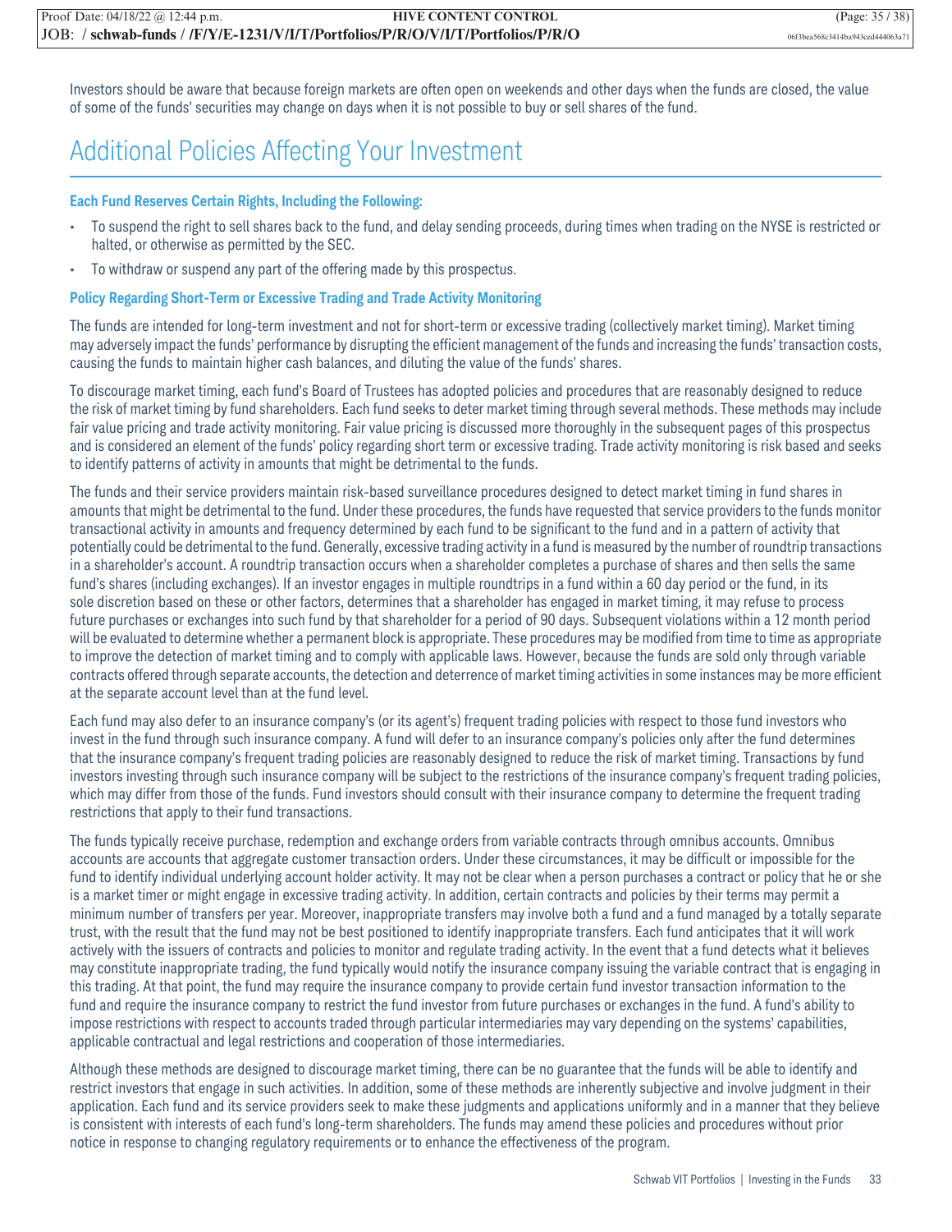Investors should be aware that because foreign markets are often open on weekends and other days when the funds are closed, the value of some of the funds' securities may change on days when it is not possible to buy or sell shares of the fund.

# Additional Policies Affecting Your Investment

### Each Fund Reserves Certain Rights, Including the Following:

- To suspend the right to sell shares back to the fund, and delay sending proceeds, during times when trading on the NYSE is restricted or halted, or otherwise as permitted by the SEC.
- To withdraw or suspend any part of the offering made by this prospectus.

### Policy Regarding Short-Term or Excessive Trading and Trade Activity Monitoring

The funds are intended for long-term investment and not for short-term or excessive trading (collectively market timing). Market timing may adversely impact the funds' performance by disrupting the efficient management of the funds and increasing the funds' transaction costs, causing the funds to maintain higher cash balances, and diluting the value of the funds' shares.

To discourage market timing, each fund's Board of Trustees has adopted policies and procedures that are reasonably designed to reduce the risk of market timing by fund shareholders. Each fund seeks to deter market timing through several methods. These methods may include fair value pricing and trade activity monitoring. Fair value pricing is discussed more thoroughly in the subsequent pages of this prospectus and is considered an element of the funds' policy regarding short term or excessive trading. Trade activity monitoring is risk based and seeks to identify patterns of activity in amounts that might be detrimental to the funds.

The funds and their service providers maintain risk-based surveillance procedures designed to detect market timing in fund shares in amounts that might be detrimental to the fund. Under these procedures, the funds have requested that service providers to the funds monitor transactional activity in amounts and frequency determined by each fund to be significant to the fund and in a pattern of activity that potentially could be detrimental to the fund. Generally, excessive trading activity in a fund is measured by the number of roundtrip transactions in a shareholder's account. A roundtrip transaction occurs when a shareholder completes a purchase of shares and then sells the same fund's shares (including exchanges). If an investor engages in multiple roundtrips in a fund within a 60 day period or the fund, in its sole discretion based on these or other factors, determines that a shareholder has engaged in market timing, it may refuse to process future purchases or exchanges into such fund by that shareholder for a period of 90 days. Subsequent violations within a 12 month period will be evaluated to determine whether a permanent block is appropriate. These procedures may be modified from time to time as appropriate to improve the detection of market timing and to comply with applicable laws. However, because the funds are sold only through variable contracts offered through separate accounts, the detection and deterrence of market timing activities in some instances may be more efficient at the separate account level than at the fund level.

Each fund may also defer to an insurance company's (or its agent's) frequent trading policies with respect to those fund investors who invest in the fund through such insurance company. A fund will defer to an insurance company's policies only after the fund determines that the insurance company's frequent trading policies are reasonably designed to reduce the risk of market timing. Transactions by fund investors investing through such insurance company will be subject to the restrictions of the insurance company's frequent trading policies, which may differ from those of the funds. Fund investors should consult with their insurance company to determine the frequent trading restrictions that apply to their fund transactions.

The funds typically receive purchase, redemption and exchange orders from variable contracts through omnibus accounts. Omnibus accounts are accounts that aggregate customer transaction orders. Under these circumstances, it may be difficult or impossible for the fund to identify individual underlying account holder activity. It may not be clear when a person purchases a contract or policy that he or she is a market timer or might engage in excessive trading activity. In addition, certain contracts and policies by their terms may permit a minimum number of transfers per year. Moreover, inappropriate transfers may involve both a fund and a fund managed by a totally separate trust, with the result that the fund may not be best positioned to identify inappropriate transfers. Each fund anticipates that it will work actively with the issuers of contracts and policies to monitor and regulate trading activity. In the event that a fund detects what it believes may constitute inappropriate trading, the fund typically would notify the insurance company issuing the variable contract that is engaging in this trading. At that point, the fund may require the insurance company to provide certain fund investor transaction information to the fund and require the insurance company to restrict the fund investor from future purchases or exchanges in the fund. A fund's ability to impose restrictions with respect to accounts traded through particular intermediaries may vary depending on the systems' capabilities, applicable contractual and legal restrictions and cooperation of those intermediaries.

Although these methods are designed to discourage market timing, there can be no guarantee that the funds will be able to identify and restrict investors that engage in such activities. In addition, some of these methods are inherently subjective and involve judgment in their application. Each fund and its service providers seek to make these judgments and applications uniformly and in a manner that they believe is consistent with interests of each fund's long-term shareholders. The funds may amend these policies and procedures without prior notice in response to changing regulatory requirements or to enhance the effectiveness of the program.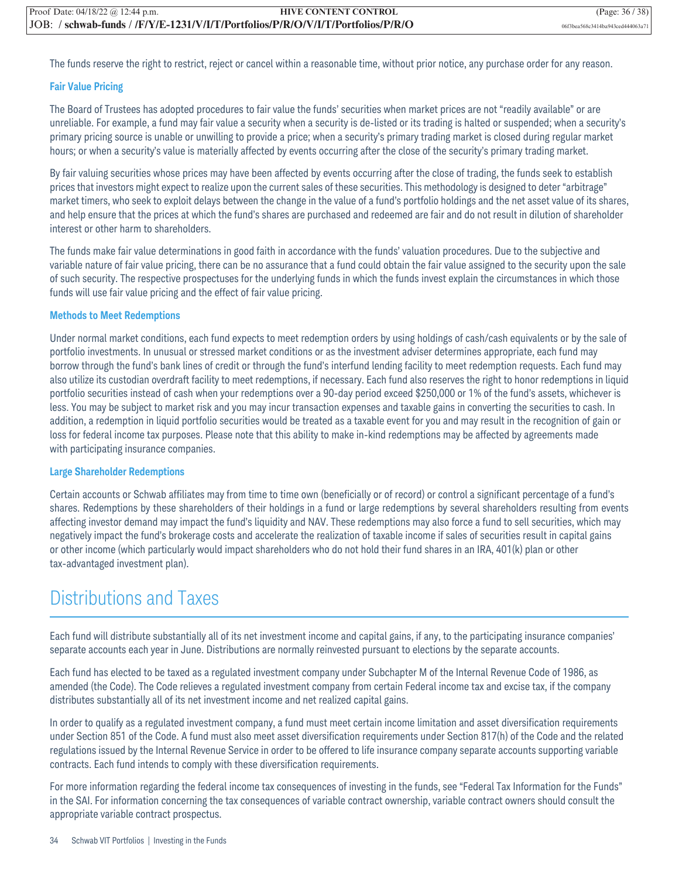The funds reserve the right to restrict, reject or cancel within a reasonable time, without prior notice, any purchase order for any reason.

### Fair Value Pricing

The Board of Trustees has adopted procedures to fair value the funds' securities when market prices are not "readily available" or are unreliable. For example, a fund may fair value a security when a security is de-listed or its trading is halted or suspended; when a security's primary pricing source is unable or unwilling to provide a price; when a security's primary trading market is closed during regular market hours; or when a security's value is materially affected by events occurring after the close of the security's primary trading market.

By fair valuing securities whose prices may have been affected by events occurring after the close of trading, the funds seek to establish prices that investors might expect to realize upon the current sales of these securities. This methodology is designed to deter "arbitrage" market timers, who seek to exploit delays between the change in the value of a fund's portfolio holdings and the net asset value of its shares, and help ensure that the prices at which the fund's shares are purchased and redeemed are fair and do not result in dilution of shareholder interest or other harm to shareholders.

The funds make fair value determinations in good faith in accordance with the funds' valuation procedures. Due to the subjective and variable nature of fair value pricing, there can be no assurance that a fund could obtain the fair value assigned to the security upon the sale of such security. The respective prospectuses for the underlying funds in which the funds invest explain the circumstances in which those funds will use fair value pricing and the effect of fair value pricing.

### Methods to Meet Redemptions

Under normal market conditions, each fund expects to meet redemption orders by using holdings of cash/cash equivalents or by the sale of portfolio investments. In unusual or stressed market conditions or as the investment adviser determines appropriate, each fund may borrow through the fund's bank lines of credit or through the fund's interfund lending facility to meet redemption requests. Each fund may also utilize its custodian overdraft facility to meet redemptions, if necessary. Each fund also reserves the right to honor redemptions in liquid portfolio securities instead of cash when your redemptions over a 90-day period exceed $250,000 or 1% of the fund's assets, whichever is less. You may be subject to market risk and you may incur transaction expenses and taxable gains in converting the securities to cash. In addition, a redemption in liquid portfolio securities would be treated as a taxable event for you and may result in the recognition of gain or loss for federal income tax purposes. Please note that this ability to make in-kind redemptions may be affected by agreements made with participating insurance companies.

### Large Shareholder Redemptions

Certain accounts or Schwab affiliates may from time to time own (beneficially or of record) or control a significant percentage of a fund's shares. Redemptions by these shareholders of their holdings in a fund or large redemptions by several shareholders resulting from events affecting investor demand may impact the fund's liquidity and NAV. These redemptions may also force a fund to sell securities, which may negatively impact the fund's brokerage costs and accelerate the realization of taxable income if sales of securities result in capital gains or other income (which particularly would impact shareholders who do not hold their fund shares in an IRA, 401(k) plan or other tax-advantaged investment plan).

## Distributions and Taxes

Each fund will distribute substantially all of its net investment income and capital gains, if any, to the participating insurance companies' separate accounts each year in June. Distributions are normally reinvested pursuant to elections by the separate accounts.

Each fund has elected to be taxed as a regulated investment company under Subchapter M of the Internal Revenue Code of 1986, as amended (the Code). The Code relieves a regulated investment company from certain Federal income tax and excise tax, if the company distributes substantially all of its net investment income and net realized capital gains.

In order to qualify as a regulated investment company, a fund must meet certain income limitation and asset diversification requirements under Section 851 of the Code. A fund must also meet asset diversification requirements under Section 817(h) of the Code and the related regulations issued by the Internal Revenue Service in order to be offered to life insurance company separate accounts supporting variable contracts. Each fund intends to comply with these diversification requirements.

For more information regarding the federal income tax consequences of investing in the funds, see "Federal Tax Information for the Funds" in the SAI. For information concerning the tax consequences of variable contract ownership, variable contract owners should consult the appropriate variable contract prospectus.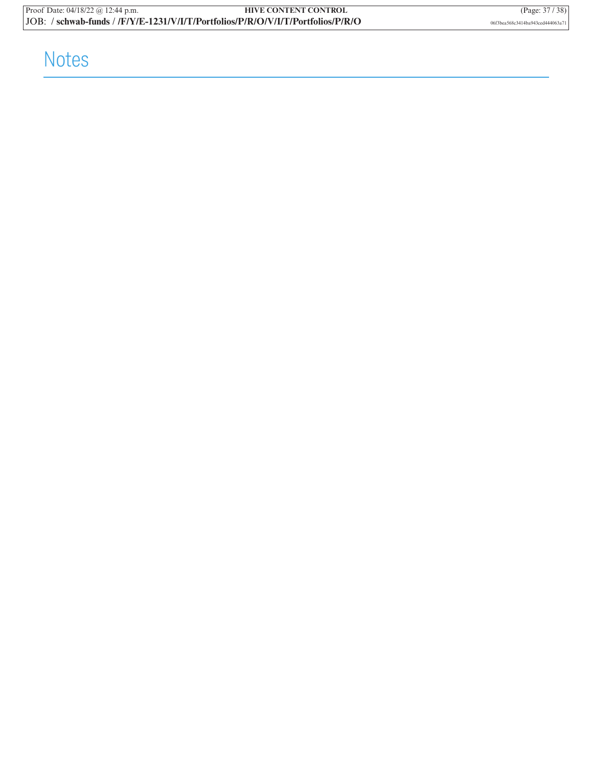# Notes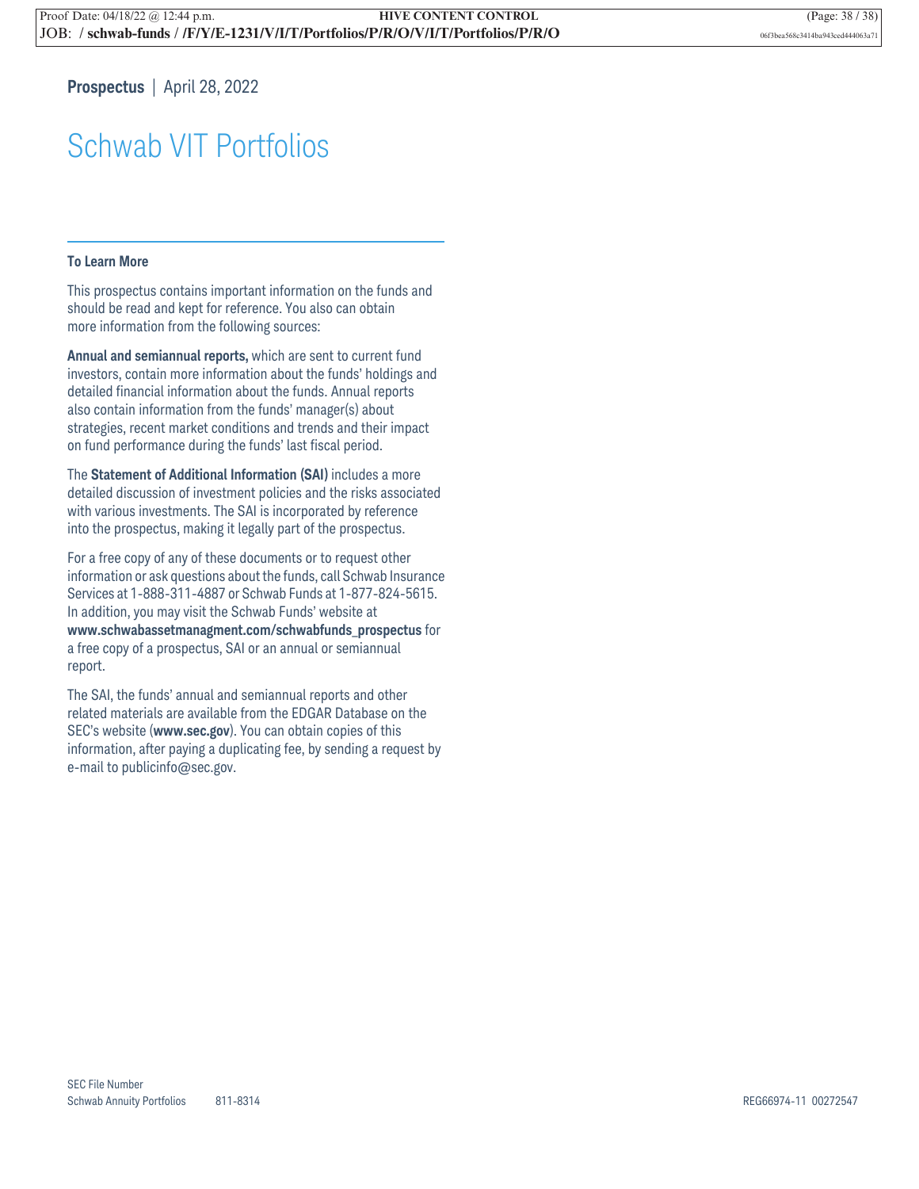**Prospectus** | April 28, 2022

# Schwab VIT Portfolios

### To Learn More

This prospectus contains important information on the funds and should be read and kept for reference. You also can obtain more information from the following sources:

**Annual and semiannual reports,** which are sent to current fund investors, contain more information about the funds' holdings and detailed financial information about the funds. Annual reports also contain information from the funds' manager(s) about strategies, recent market conditions and trends and their impact on fund performance during the funds' last fiscal period.

The **Statement of Additional Information (SAI)** includes a more detailed discussion of investment policies and the risks associated with various investments. The SAI is incorporated by reference into the prospectus, making it legally part of the prospectus.

For a free copy of any of these documents or to request other information or ask questions about the funds, call Schwab Insurance Services at 1-888-311-4887 or Schwab Funds at 1-877-824-5615. In addition, you may visit the Schwab Funds' website at **www.schwabassetmanagment.com/schwabfunds_prospectus** for a free copy of a prospectus, SAI or an annual or semiannual report.

The SAI, the funds' annual and semiannual reports and other related materials are available from the EDGAR Database on the SEC's website (**www.sec.gov**). You can obtain copies of this information, after paying a duplicating fee, by sending a request by e-mail to publicinfo@sec.gov.

SEC File Number
Schwab Annuity Portfolios 811-8314

REG66974-11 00272547